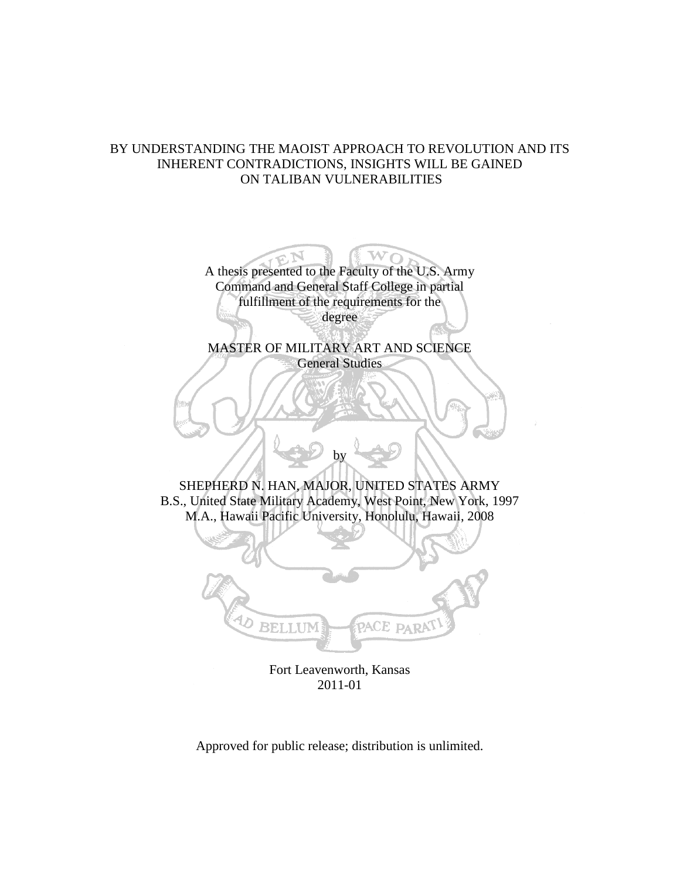# BY UNDERSTANDING THE MAOIST APPROACH TO REVOLUTION AND ITS INHERENT CONTRADICTIONS, INSIGHTS WILL BE GAINED ON TALIBAN VULNERABILITIES

A thesis presented to the Faculty of the U.S. Army Command and General Staff College in partial fulfillment of the requirements for the degree

MASTER OF MILITARY ART AND SCIENCE
General Studies

by

SHEPHERD N. HAN, MAJOR, UNITED STATES ARMY
B.S., United State Military Academy, West Point, New York, 1997
M.A., Hawaii Pacific University, Honolulu, Hawaii, 2008

Fort Leavenworth, Kansas
2011-01

Approved for public release; distribution is unlimited.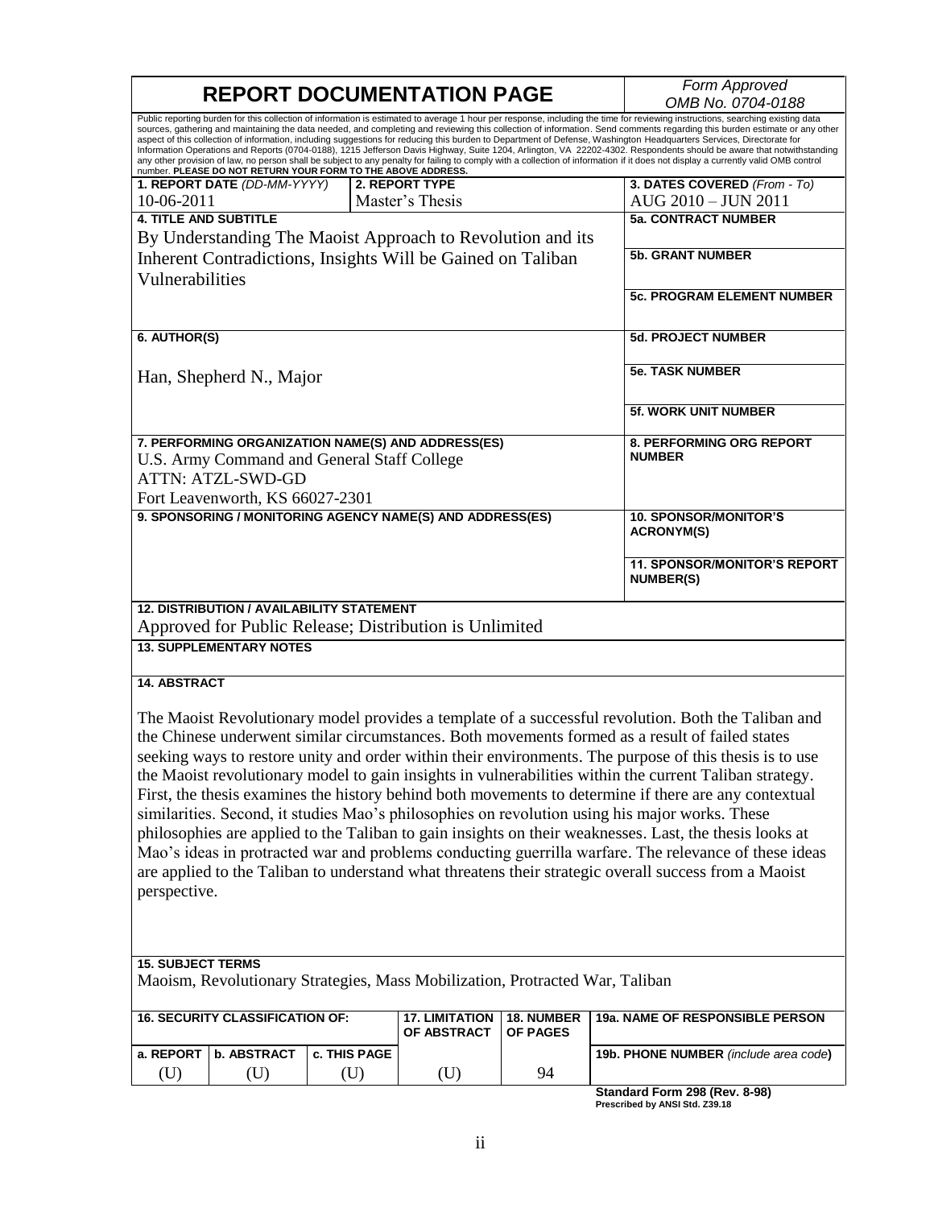# REPORT DOCUMENTATION PAGE

*Form Approved OMB No. 0704-0188*

Public reporting burden for this collection of information is estimated to average 1 hour per response, including the time for reviewing instructions, searching existing data sources, gathering and maintaining the data needed, and completing and reviewing this collection of information. Send comments regarding this burden estimate or any other aspect of this collection of information, including suggestions for reducing this burden to Department of Defense, Washington Headquarters Services, Directorate for Information Operations and Reports (0704-0188), 1215 Jefferson Davis Highway, Suite 1204, Arlington, VA 22202-4302. Respondents should be aware that notwithstanding any other provision of law, no person shall be subject to any penalty for failing to comply with a collection of information if it does not display a currently valid OMB control number. **PLEASE DO NOT RETURN YOUR FORM TO THE ABOVE ADDRESS.**

| **1. REPORT DATE** *(DD-MM-YYYY)* | **2. REPORT TYPE** | **3. DATES COVERED** *(From - To)* |
|---|---|---|
| 10-06-2011 | Master's Thesis | AUG 2010 – JUN 2011 |

**4. TITLE AND SUBTITLE**

By Understanding The Maoist Approach to Revolution and its Inherent Contradictions, Insights Will be Gained on Taliban Vulnerabilities

**5a. CONTRACT NUMBER**

**5b. GRANT NUMBER**

**5c. PROGRAM ELEMENT NUMBER**

**6. AUTHOR(S)**

Han, Shepherd N., Major

**5d. PROJECT NUMBER**

**5e. TASK NUMBER**

**5f. WORK UNIT NUMBER**

**7. PERFORMING ORGANIZATION NAME(S) AND ADDRESS(ES)**

U.S. Army Command and General Staff College
ATTN: ATZL-SWD-GD
Fort Leavenworth, KS 66027-2301

**8. PERFORMING ORG REPORT NUMBER**

**9. SPONSORING / MONITORING AGENCY NAME(S) AND ADDRESS(ES)**

**10. SPONSOR/MONITOR'S ACRONYM(S)**

**11. SPONSOR/MONITOR'S REPORT NUMBER(S)**

**12. DISTRIBUTION / AVAILABILITY STATEMENT**

Approved for Public Release; Distribution is Unlimited

**13. SUPPLEMENTARY NOTES**

**14. ABSTRACT**

The Maoist Revolutionary model provides a template of a successful revolution. Both the Taliban and the Chinese underwent similar circumstances. Both movements formed as a result of failed states seeking ways to restore unity and order within their environments. The purpose of this thesis is to use the Maoist revolutionary model to gain insights in vulnerabilities within the current Taliban strategy. First, the thesis examines the history behind both movements to determine if there are any contextual similarities. Second, it studies Mao's philosophies on revolution using his major works. These philosophies are applied to the Taliban to gain insights on their weaknesses. Last, the thesis looks at Mao's ideas in protracted war and problems conducting guerrilla warfare. The relevance of these ideas are applied to the Taliban to understand what threatens their strategic overall success from a Maoist perspective.

**15. SUBJECT TERMS**

Maoism, Revolutionary Strategies, Mass Mobilization, Protracted War, Taliban

| **16. SECURITY CLASSIFICATION OF:** | | | **17. LIMITATION OF ABSTRACT** | **18. NUMBER OF PAGES** | **19a. NAME OF RESPONSIBLE PERSON** |
|---|---|---|---|---|---|
| **a. REPORT** | **b. ABSTRACT** | **c. THIS PAGE** | | | **19b. PHONE NUMBER** *(include area code)* |
| (U) | (U) | (U) | (U) | 94 | |

**Standard Form 298 (Rev. 8-98)**
**Prescribed by ANSI Std. Z39.18**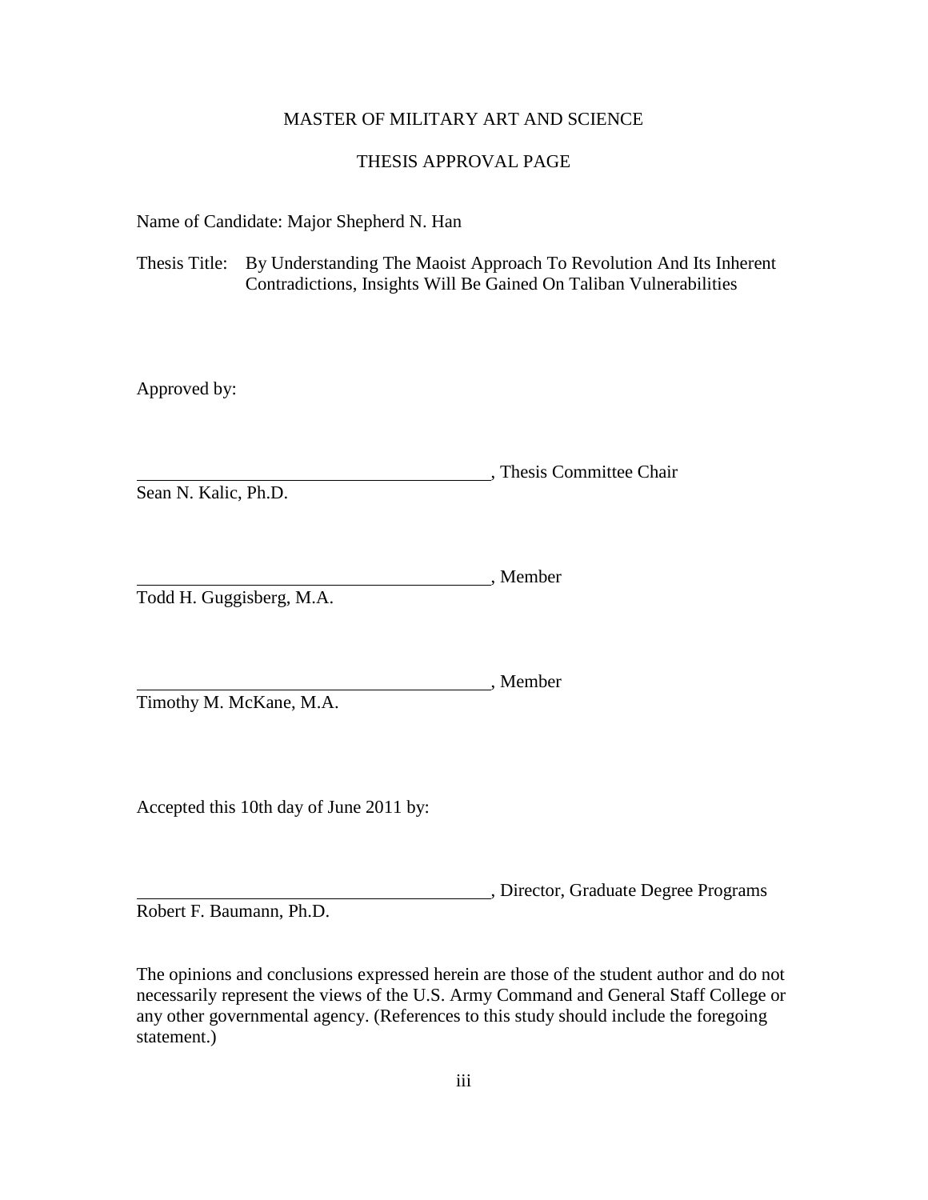MASTER OF MILITARY ART AND SCIENCE

THESIS APPROVAL PAGE

Name of Candidate: Major Shepherd N. Han

Thesis Title: By Understanding The Maoist Approach To Revolution And Its Inherent Contradictions, Insights Will Be Gained On Taliban Vulnerabilities

Approved by:

\_\_\_\_\_\_\_\_\_\_\_\_\_\_\_\_\_\_\_\_\_\_\_\_\_\_\_\_\_\_\_\_\_\_\_\_\_\_\_\_, Thesis Committee Chair
Sean N. Kalic, Ph.D.

\_\_\_\_\_\_\_\_\_\_\_\_\_\_\_\_\_\_\_\_\_\_\_\_\_\_\_\_\_\_\_\_\_\_\_\_\_\_\_\_, Member
Todd H. Guggisberg, M.A.

\_\_\_\_\_\_\_\_\_\_\_\_\_\_\_\_\_\_\_\_\_\_\_\_\_\_\_\_\_\_\_\_\_\_\_\_\_\_\_\_, Member
Timothy M. McKane, M.A.

Accepted this 10th day of June 2011 by:

\_\_\_\_\_\_\_\_\_\_\_\_\_\_\_\_\_\_\_\_\_\_\_\_\_\_\_\_\_\_\_\_\_\_\_\_\_\_\_\_, Director, Graduate Degree Programs
Robert F. Baumann, Ph.D.

The opinions and conclusions expressed herein are those of the student author and do not necessarily represent the views of the U.S. Army Command and General Staff College or any other governmental agency. (References to this study should include the foregoing statement.)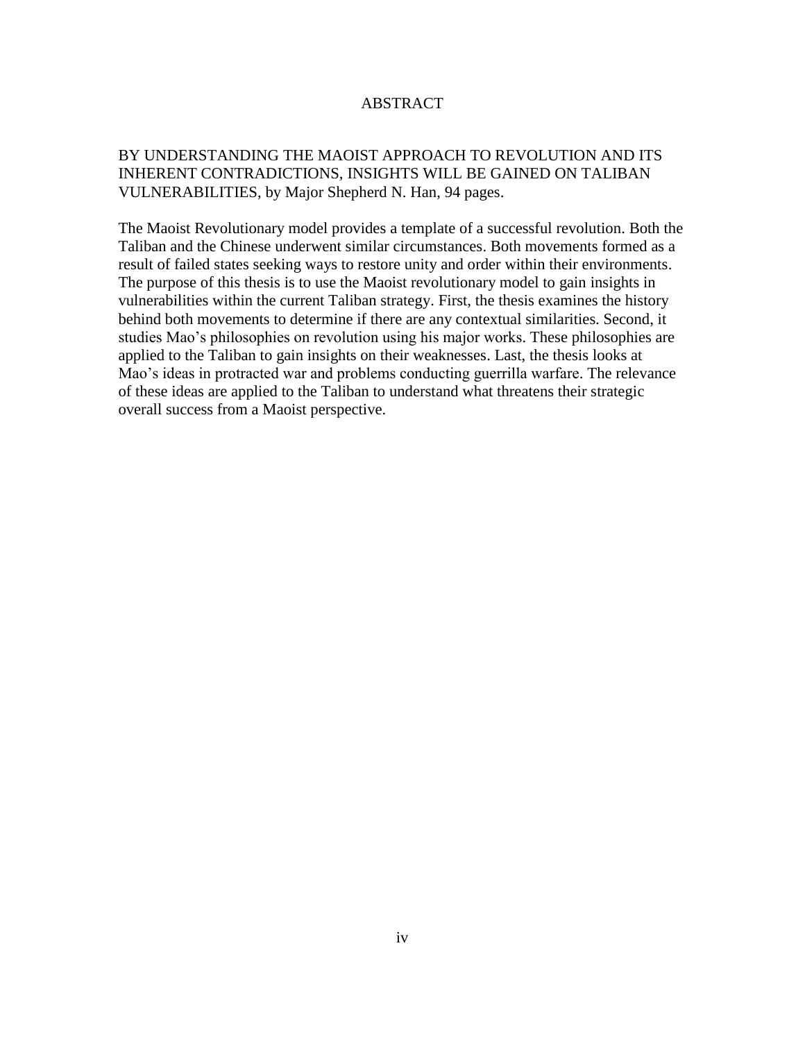# ABSTRACT

BY UNDERSTANDING THE MAOIST APPROACH TO REVOLUTION AND ITS INHERENT CONTRADICTIONS, INSIGHTS WILL BE GAINED ON TALIBAN VULNERABILITIES, by Major Shepherd N. Han, 94 pages.

The Maoist Revolutionary model provides a template of a successful revolution. Both the Taliban and the Chinese underwent similar circumstances. Both movements formed as a result of failed states seeking ways to restore unity and order within their environments. The purpose of this thesis is to use the Maoist revolutionary model to gain insights in vulnerabilities within the current Taliban strategy. First, the thesis examines the history behind both movements to determine if there are any contextual similarities. Second, it studies Mao's philosophies on revolution using his major works. These philosophies are applied to the Taliban to gain insights on their weaknesses. Last, the thesis looks at Mao's ideas in protracted war and problems conducting guerrilla warfare. The relevance of these ideas are applied to the Taliban to understand what threatens their strategic overall success from a Maoist perspective.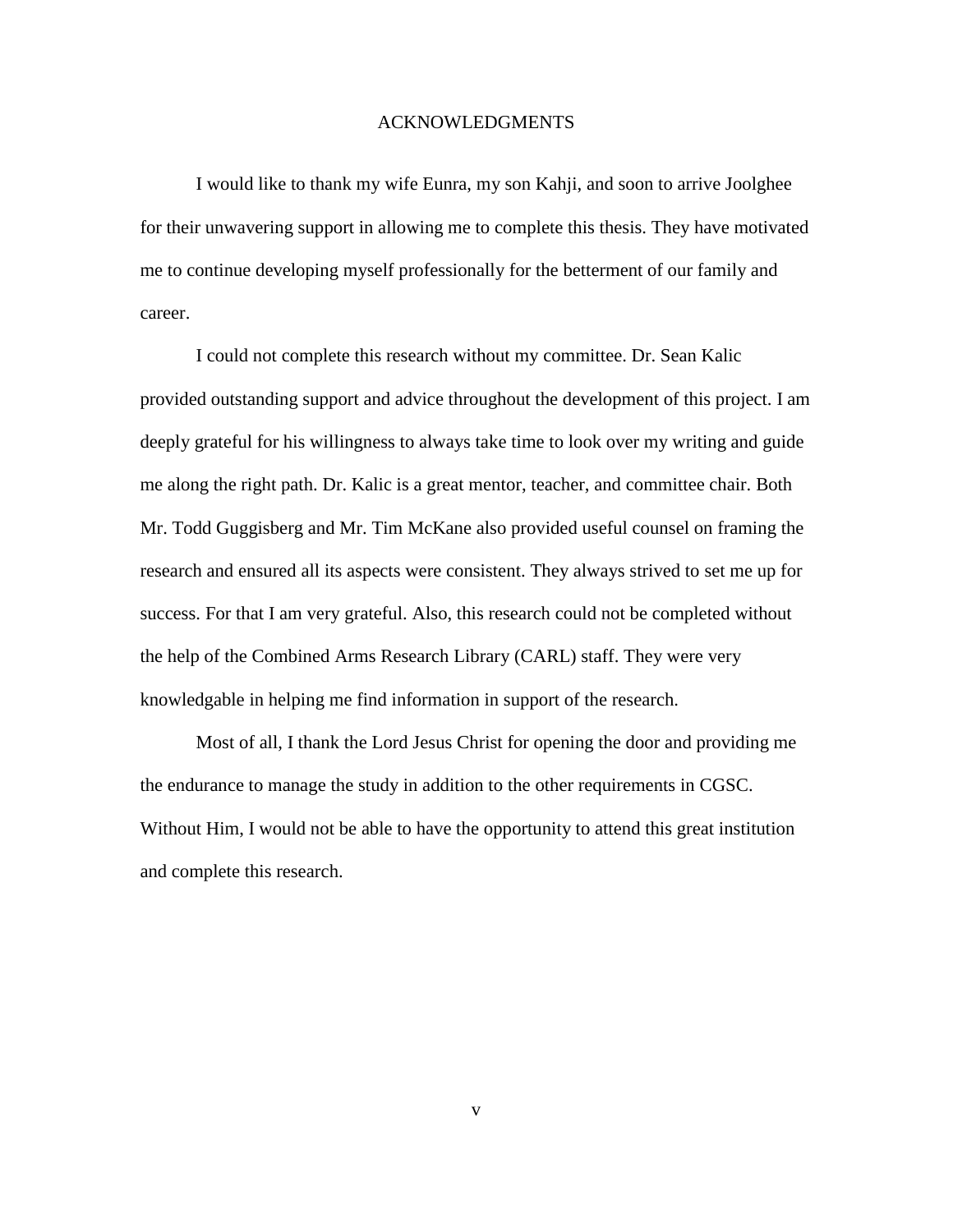# ACKNOWLEDGMENTS

I would like to thank my wife Eunra, my son Kahji, and soon to arrive Joolghee for their unwavering support in allowing me to complete this thesis. They have motivated me to continue developing myself professionally for the betterment of our family and career.

I could not complete this research without my committee. Dr. Sean Kalic provided outstanding support and advice throughout the development of this project. I am deeply grateful for his willingness to always take time to look over my writing and guide me along the right path. Dr. Kalic is a great mentor, teacher, and committee chair. Both Mr. Todd Guggisberg and Mr. Tim McKane also provided useful counsel on framing the research and ensured all its aspects were consistent. They always strived to set me up for success. For that I am very grateful. Also, this research could not be completed without the help of the Combined Arms Research Library (CARL) staff. They were very knowledgable in helping me find information in support of the research.

Most of all, I thank the Lord Jesus Christ for opening the door and providing me the endurance to manage the study in addition to the other requirements in CGSC. Without Him, I would not be able to have the opportunity to attend this great institution and complete this research.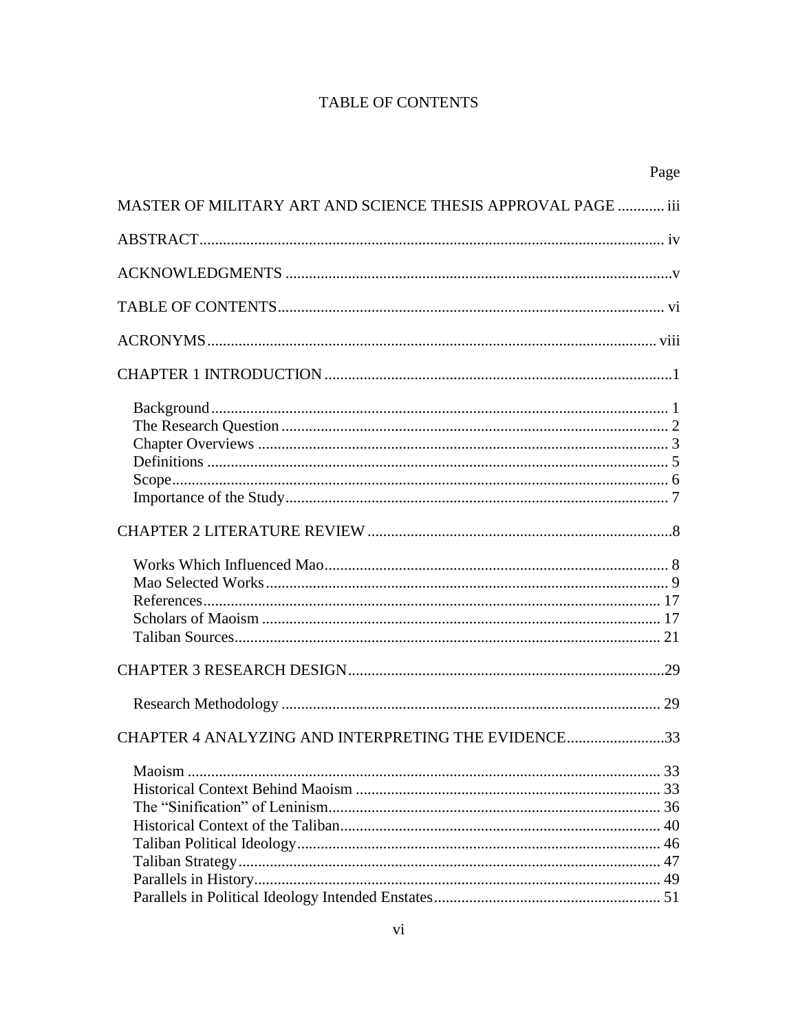# TABLE OF CONTENTS

| | Page |
|---|---|
| MASTER OF MILITARY ART AND SCIENCE THESIS APPROVAL PAGE | iii |
| ABSTRACT | iv |
| ACKNOWLEDGMENTS | v |
| TABLE OF CONTENTS | vi |
| ACRONYMS | viii |
| CHAPTER 1 INTRODUCTION | 1 |
| Background | 1 |
| The Research Question | 2 |
| Chapter Overviews | 3 |
| Definitions | 5 |
| Scope | 6 |
| Importance of the Study | 7 |
| CHAPTER 2 LITERATURE REVIEW | 8 |
| Works Which Influenced Mao | 8 |
| Mao Selected Works | 9 |
| References | 17 |
| Scholars of Maoism | 17 |
| Taliban Sources | 21 |
| CHAPTER 3 RESEARCH DESIGN | 29 |
| Research Methodology | 29 |
| CHAPTER 4 ANALYZING AND INTERPRETING THE EVIDENCE | 33 |
| Maoism | 33 |
| Historical Context Behind Maoism | 33 |
| The "Sinification" of Leninism | 36 |
| Historical Context of the Taliban | 40 |
| Taliban Political Ideology | 46 |
| Taliban Strategy | 47 |
| Parallels in History | 49 |
| Parallels in Political Ideology Intended Enstates | 51 |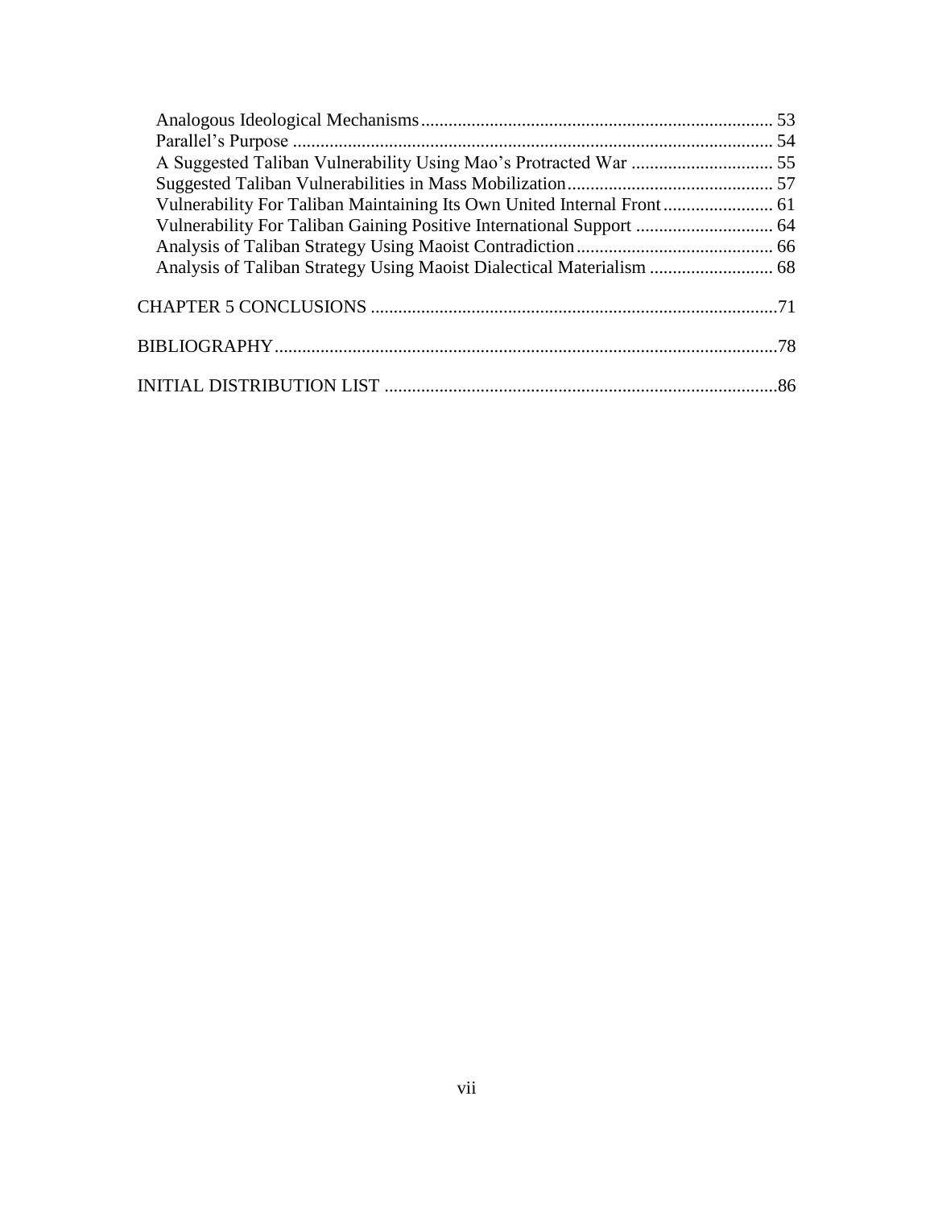Analogous Ideological Mechanisms ........................................................................... 53
Parallel's Purpose ....................................................................................................... 54
A Suggested Taliban Vulnerability Using Mao's Protracted War ............................... 55
Suggested Taliban Vulnerabilities in Mass Mobilization............................................ 57
Vulnerability For Taliban Maintaining Its Own United Internal Front........................ 61
Vulnerability For Taliban Gaining Positive International Support .............................. 64
Analysis of Taliban Strategy Using Maoist Contradiction........................................... 66
Analysis of Taliban Strategy Using Maoist Dialectical Materialism ........................... 68

CHAPTER 5 CONCLUSIONS ........................................................................................71

BIBLIOGRAPHY............................................................................................................78

INITIAL DISTRIBUTION LIST .....................................................................................86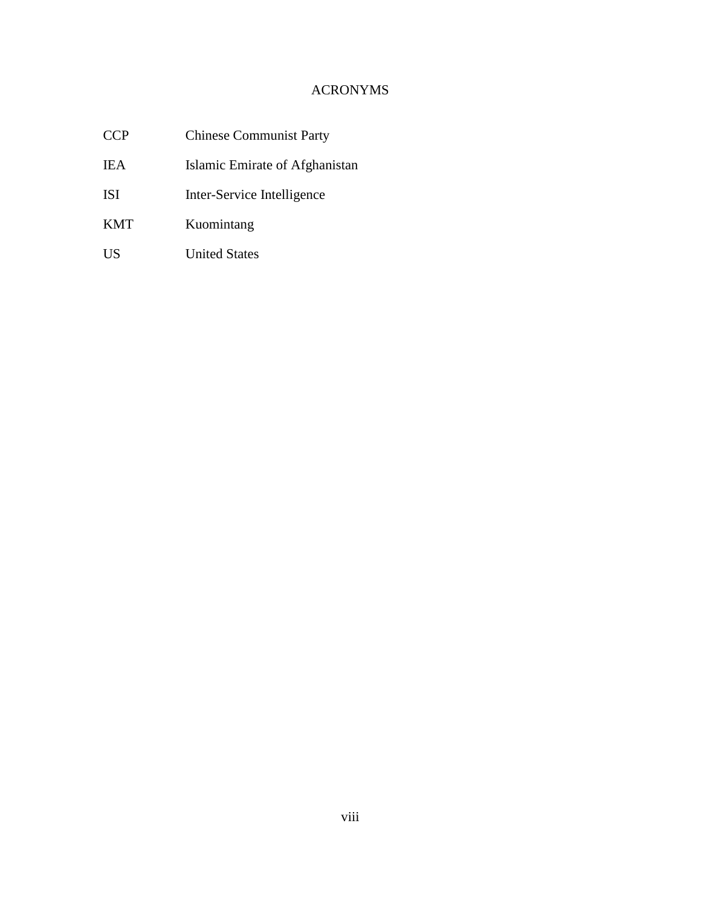# ACRONYMS

| | |
|---|---|
| CCP | Chinese Communist Party |
| IEA | Islamic Emirate of Afghanistan |
| ISI | Inter-Service Intelligence |
| KMT | Kuomintang |
| US | United States |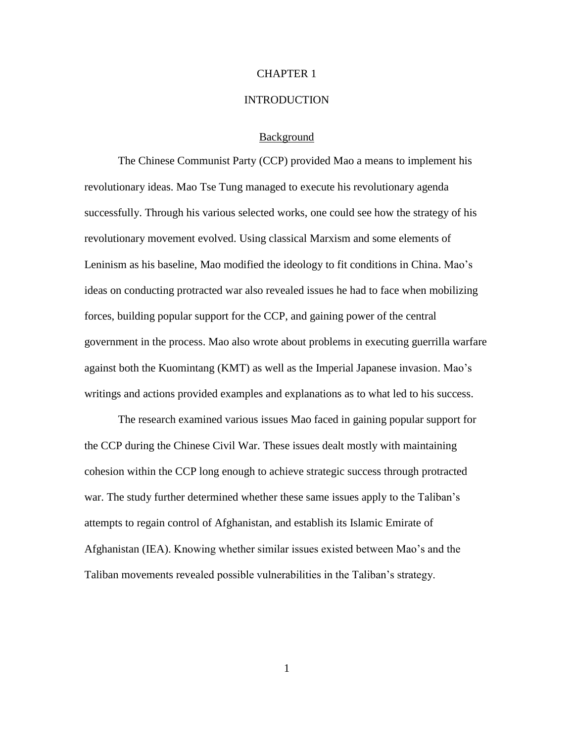# CHAPTER 1

# INTRODUCTION

## Background

The Chinese Communist Party (CCP) provided Mao a means to implement his revolutionary ideas. Mao Tse Tung managed to execute his revolutionary agenda successfully. Through his various selected works, one could see how the strategy of his revolutionary movement evolved. Using classical Marxism and some elements of Leninism as his baseline, Mao modified the ideology to fit conditions in China. Mao's ideas on conducting protracted war also revealed issues he had to face when mobilizing forces, building popular support for the CCP, and gaining power of the central government in the process. Mao also wrote about problems in executing guerrilla warfare against both the Kuomintang (KMT) as well as the Imperial Japanese invasion. Mao's writings and actions provided examples and explanations as to what led to his success.

The research examined various issues Mao faced in gaining popular support for the CCP during the Chinese Civil War. These issues dealt mostly with maintaining cohesion within the CCP long enough to achieve strategic success through protracted war. The study further determined whether these same issues apply to the Taliban's attempts to regain control of Afghanistan, and establish its Islamic Emirate of Afghanistan (IEA). Knowing whether similar issues existed between Mao's and the Taliban movements revealed possible vulnerabilities in the Taliban's strategy.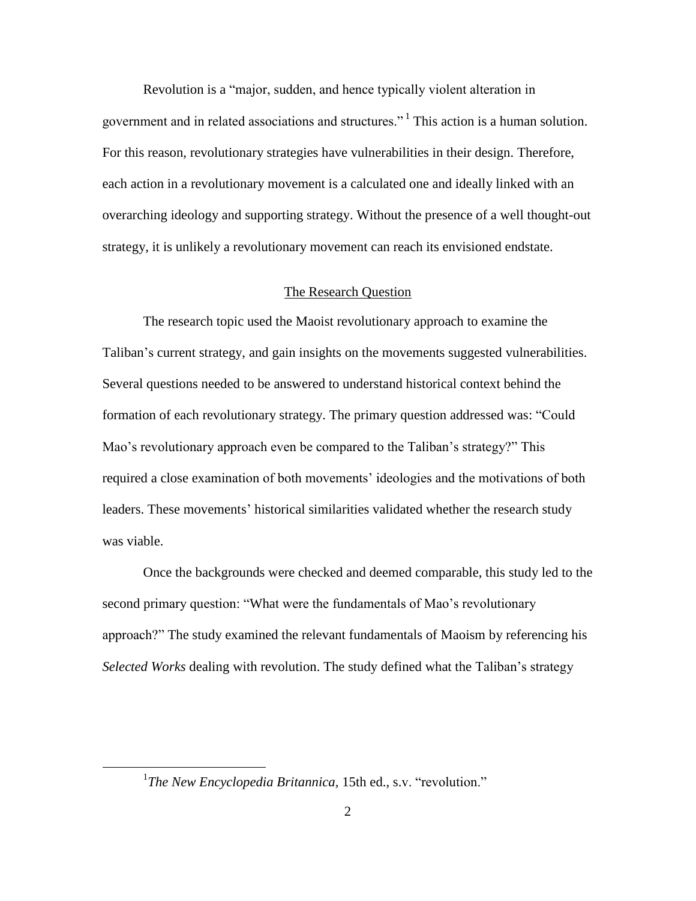Revolution is a "major, sudden, and hence typically violent alteration in government and in related associations and structures."[1] This action is a human solution. For this reason, revolutionary strategies have vulnerabilities in their design. Therefore, each action in a revolutionary movement is a calculated one and ideally linked with an overarching ideology and supporting strategy. Without the presence of a well thought-out strategy, it is unlikely a revolutionary movement can reach its envisioned endstate.

## The Research Question

The research topic used the Maoist revolutionary approach to examine the Taliban's current strategy, and gain insights on the movements suggested vulnerabilities. Several questions needed to be answered to understand historical context behind the formation of each revolutionary strategy. The primary question addressed was: "Could Mao's revolutionary approach even be compared to the Taliban's strategy?" This required a close examination of both movements' ideologies and the motivations of both leaders. These movements' historical similarities validated whether the research study was viable.

Once the backgrounds were checked and deemed comparable, this study led to the second primary question: "What were the fundamentals of Mao's revolutionary approach?" The study examined the relevant fundamentals of Maoism by referencing his *Selected Works* dealing with revolution. The study defined what the Taliban's strategy

---

[1] *The New Encyclopedia Britannica*, 15th ed., s.v. "revolution."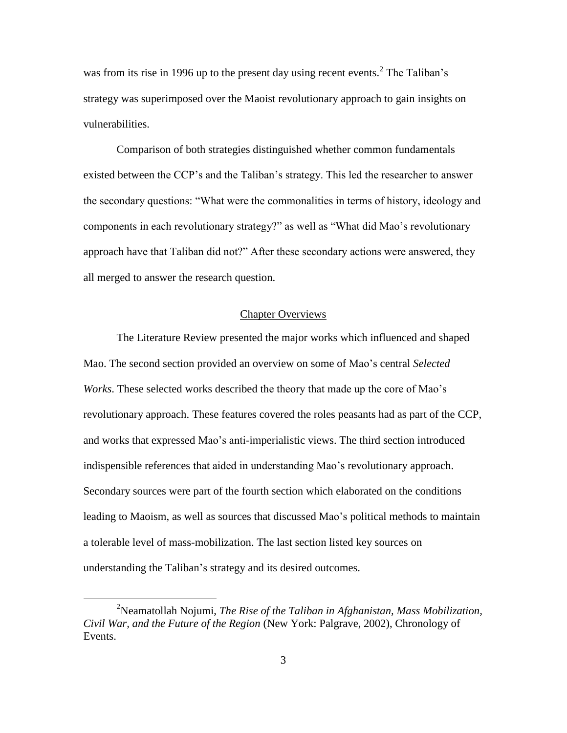was from its rise in 1996 up to the present day using recent events.[2] The Taliban's strategy was superimposed over the Maoist revolutionary approach to gain insights on vulnerabilities.

Comparison of both strategies distinguished whether common fundamentals existed between the CCP's and the Taliban's strategy. This led the researcher to answer the secondary questions: "What were the commonalities in terms of history, ideology and components in each revolutionary strategy?" as well as "What did Mao's revolutionary approach have that Taliban did not?" After these secondary actions were answered, they all merged to answer the research question.

## Chapter Overviews

The Literature Review presented the major works which influenced and shaped Mao. The second section provided an overview on some of Mao's central *Selected Works*. These selected works described the theory that made up the core of Mao's revolutionary approach. These features covered the roles peasants had as part of the CCP, and works that expressed Mao's anti-imperialistic views. The third section introduced indispensible references that aided in understanding Mao's revolutionary approach. Secondary sources were part of the fourth section which elaborated on the conditions leading to Maoism, as well as sources that discussed Mao's political methods to maintain a tolerable level of mass-mobilization. The last section listed key sources on understanding the Taliban's strategy and its desired outcomes.

---

[2]Neamatollah Nojumi, *The Rise of the Taliban in Afghanistan, Mass Mobilization, Civil War, and the Future of the Region* (New York: Palgrave, 2002), Chronology of Events.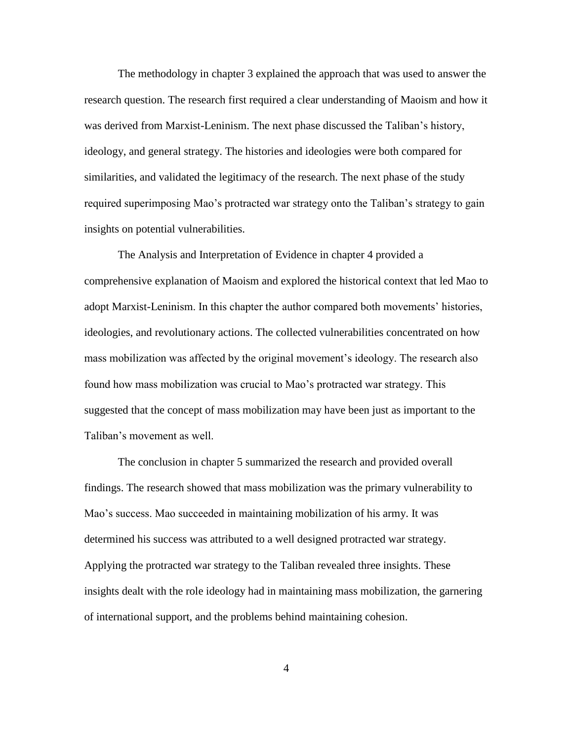The methodology in chapter 3 explained the approach that was used to answer the research question. The research first required a clear understanding of Maoism and how it was derived from Marxist-Leninism. The next phase discussed the Taliban's history, ideology, and general strategy. The histories and ideologies were both compared for similarities, and validated the legitimacy of the research. The next phase of the study required superimposing Mao's protracted war strategy onto the Taliban's strategy to gain insights on potential vulnerabilities.

The Analysis and Interpretation of Evidence in chapter 4 provided a comprehensive explanation of Maoism and explored the historical context that led Mao to adopt Marxist-Leninism. In this chapter the author compared both movements' histories, ideologies, and revolutionary actions. The collected vulnerabilities concentrated on how mass mobilization was affected by the original movement's ideology. The research also found how mass mobilization was crucial to Mao's protracted war strategy. This suggested that the concept of mass mobilization may have been just as important to the Taliban's movement as well.

The conclusion in chapter 5 summarized the research and provided overall findings. The research showed that mass mobilization was the primary vulnerability to Mao's success. Mao succeeded in maintaining mobilization of his army. It was determined his success was attributed to a well designed protracted war strategy. Applying the protracted war strategy to the Taliban revealed three insights. These insights dealt with the role ideology had in maintaining mass mobilization, the garnering of international support, and the problems behind maintaining cohesion.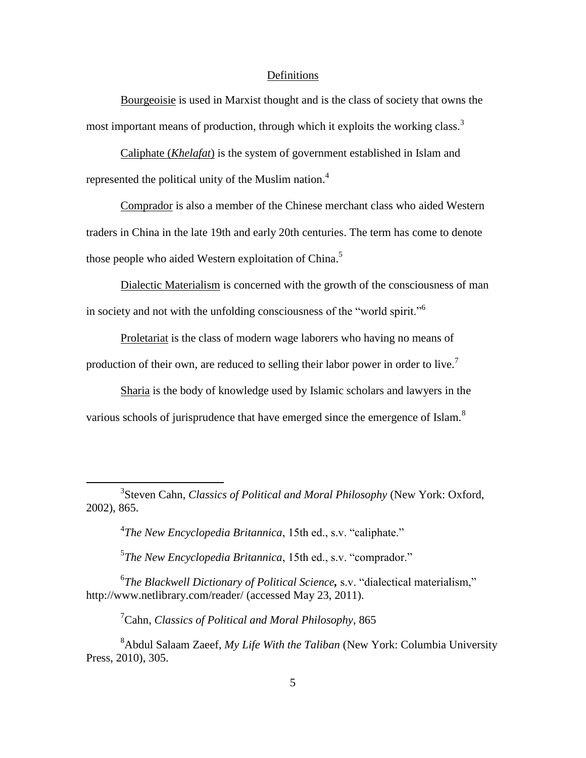## Definitions

Bourgeoisie is used in Marxist thought and is the class of society that owns the most important means of production, through which it exploits the working class.[3]

Caliphate (*Khelafat*) is the system of government established in Islam and represented the political unity of the Muslim nation.[4]

Comprador is also a member of the Chinese merchant class who aided Western traders in China in the late 19th and early 20th centuries. The term has come to denote those people who aided Western exploitation of China.[5]

Dialectic Materialism is concerned with the growth of the consciousness of man in society and not with the unfolding consciousness of the "world spirit."[6]

Proletariat is the class of modern wage laborers who having no means of production of their own, are reduced to selling their labor power in order to live.[7]

Sharia is the body of knowledge used by Islamic scholars and lawyers in the various schools of jurisprudence that have emerged since the emergence of Islam.[8]

---

[3] Steven Cahn, *Classics of Political and Moral Philosophy* (New York: Oxford, 2002), 865.

[4] *The New Encyclopedia Britannica*, 15th ed., s.v. "caliphate."

[5] *The New Encyclopedia Britannica*, 15th ed., s.v. "comprador."

[6] ***The Blackwell Dictionary of Political Science*,** s.v. "dialectical materialism," http://www.netlibrary.com/reader/ (accessed May 23, 2011).

[7] Cahn, *Classics of Political and Moral Philosophy*, 865

[8] Abdul Salaam Zaeef, *My Life With the Taliban* (New York: Columbia University Press, 2010), 305.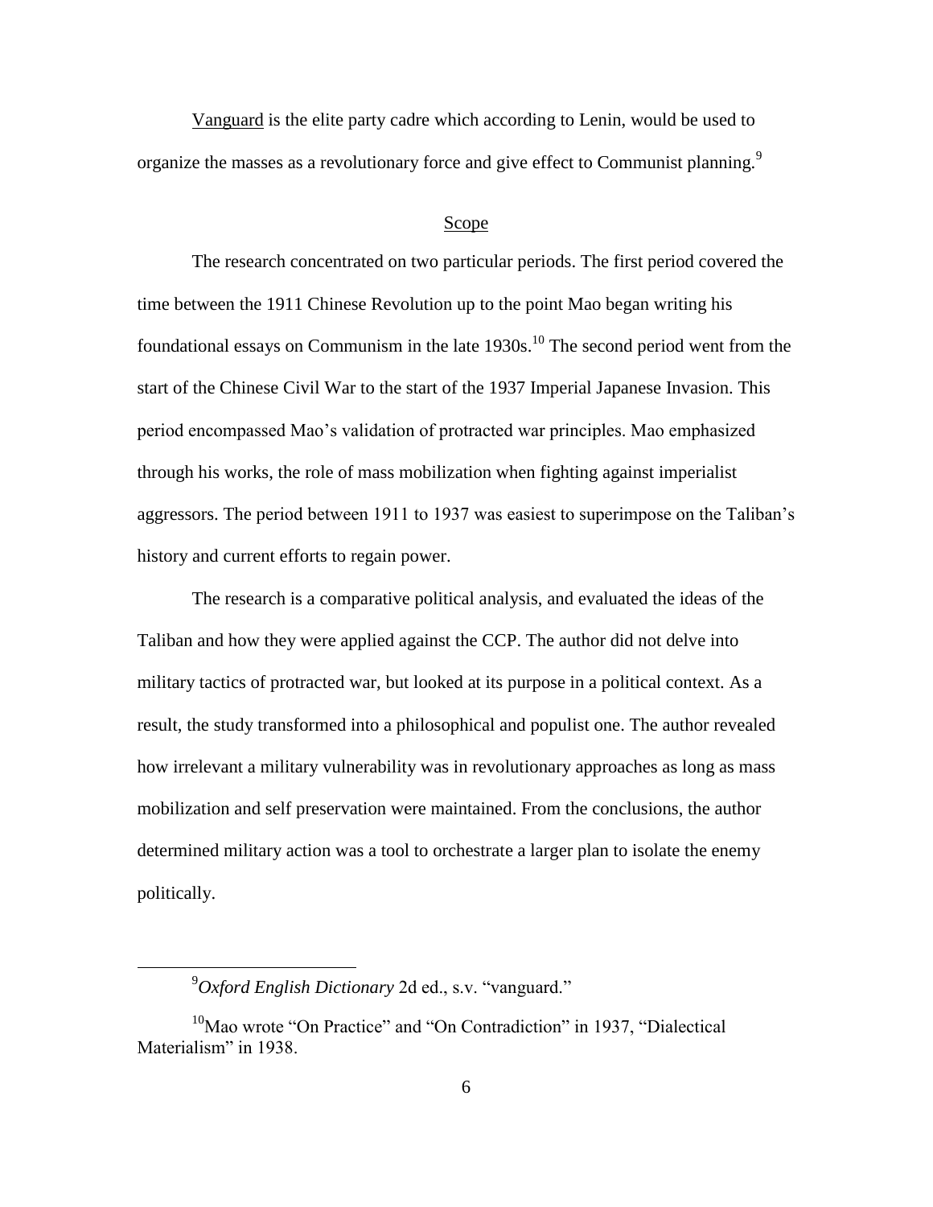Vanguard is the elite party cadre which according to Lenin, would be used to organize the masses as a revolutionary force and give effect to Communist planning.[9]

## Scope

The research concentrated on two particular periods. The first period covered the time between the 1911 Chinese Revolution up to the point Mao began writing his foundational essays on Communism in the late 1930s.[10] The second period went from the start of the Chinese Civil War to the start of the 1937 Imperial Japanese Invasion. This period encompassed Mao's validation of protracted war principles. Mao emphasized through his works, the role of mass mobilization when fighting against imperialist aggressors. The period between 1911 to 1937 was easiest to superimpose on the Taliban's history and current efforts to regain power.

The research is a comparative political analysis, and evaluated the ideas of the Taliban and how they were applied against the CCP. The author did not delve into military tactics of protracted war, but looked at its purpose in a political context. As a result, the study transformed into a philosophical and populist one. The author revealed how irrelevant a military vulnerability was in revolutionary approaches as long as mass mobilization and self preservation were maintained. From the conclusions, the author determined military action was a tool to orchestrate a larger plan to isolate the enemy politically.

---

[9] *Oxford English Dictionary* 2d ed., s.v. "vanguard."

[10] Mao wrote "On Practice" and "On Contradiction" in 1937, "Dialectical Materialism" in 1938.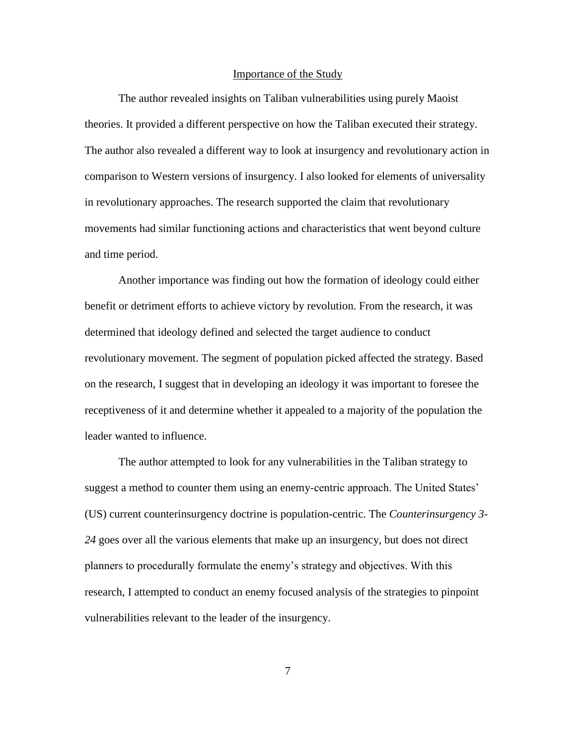## Importance of the Study

The author revealed insights on Taliban vulnerabilities using purely Maoist theories. It provided a different perspective on how the Taliban executed their strategy. The author also revealed a different way to look at insurgency and revolutionary action in comparison to Western versions of insurgency. I also looked for elements of universality in revolutionary approaches. The research supported the claim that revolutionary movements had similar functioning actions and characteristics that went beyond culture and time period.

Another importance was finding out how the formation of ideology could either benefit or detriment efforts to achieve victory by revolution. From the research, it was determined that ideology defined and selected the target audience to conduct revolutionary movement. The segment of population picked affected the strategy. Based on the research, I suggest that in developing an ideology it was important to foresee the receptiveness of it and determine whether it appealed to a majority of the population the leader wanted to influence.

The author attempted to look for any vulnerabilities in the Taliban strategy to suggest a method to counter them using an enemy-centric approach. The United States' (US) current counterinsurgency doctrine is population-centric. The *Counterinsurgency 3-24* goes over all the various elements that make up an insurgency, but does not direct planners to procedurally formulate the enemy's strategy and objectives. With this research, I attempted to conduct an enemy focused analysis of the strategies to pinpoint vulnerabilities relevant to the leader of the insurgency.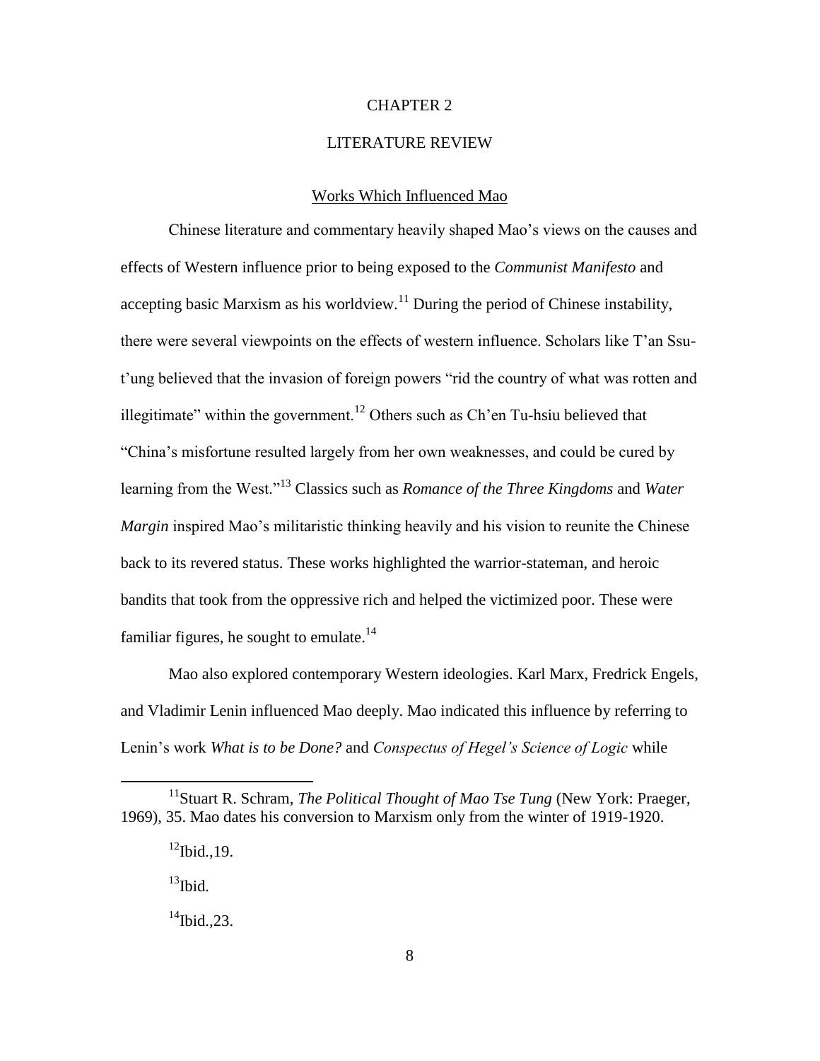# CHAPTER 2

# LITERATURE REVIEW

## Works Which Influenced Mao

Chinese literature and commentary heavily shaped Mao's views on the causes and effects of Western influence prior to being exposed to the *Communist Manifesto* and accepting basic Marxism as his worldview.[11] During the period of Chinese instability, there were several viewpoints on the effects of western influence. Scholars like T'an Ssu-t'ung believed that the invasion of foreign powers "rid the country of what was rotten and illegitimate" within the government.[12] Others such as Ch'en Tu-hsiu believed that "China's misfortune resulted largely from her own weaknesses, and could be cured by learning from the West."[13] Classics such as *Romance of the Three Kingdoms* and *Water Margin* inspired Mao's militaristic thinking heavily and his vision to reunite the Chinese back to its revered status. These works highlighted the warrior-stateman, and heroic bandits that took from the oppressive rich and helped the victimized poor. These were familiar figures, he sought to emulate.[14]

Mao also explored contemporary Western ideologies. Karl Marx, Fredrick Engels, and Vladimir Lenin influenced Mao deeply. Mao indicated this influence by referring to Lenin's work *What is to be Done?* and *Conspectus of Hegel's Science of Logic* while

---

[11] Stuart R. Schram, *The Political Thought of Mao Tse Tung* (New York: Praeger, 1969), 35. Mao dates his conversion to Marxism only from the winter of 1919-1920.

[12] Ibid.,19.

[13] Ibid.

[14] Ibid.,23.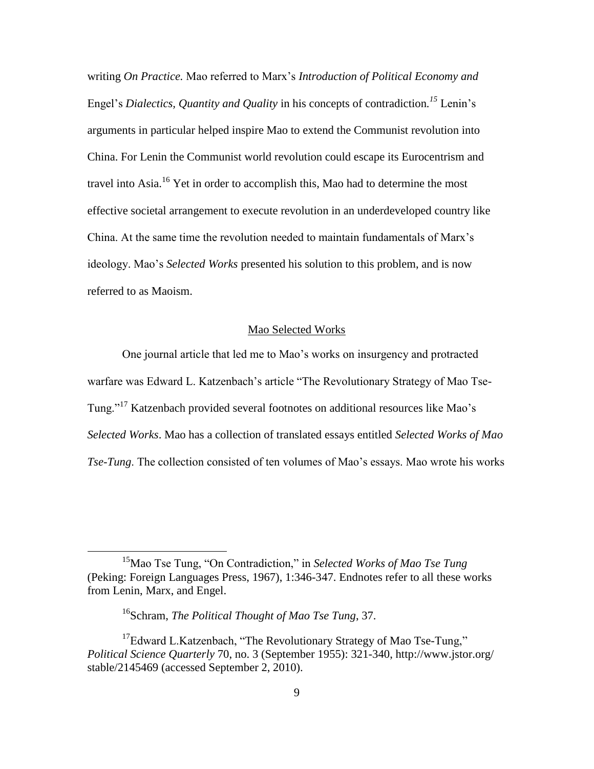writing *On Practice.* Mao referred to Marx's *Introduction of Political Economy and* Engel's *Dialectics, Quantity and Quality* in his concepts of contradiction.[15] Lenin's arguments in particular helped inspire Mao to extend the Communist revolution into China. For Lenin the Communist world revolution could escape its Eurocentrism and travel into Asia.[16] Yet in order to accomplish this, Mao had to determine the most effective societal arrangement to execute revolution in an underdeveloped country like China. At the same time the revolution needed to maintain fundamentals of Marx's ideology. Mao's *Selected Works* presented his solution to this problem, and is now referred to as Maoism.

## Mao Selected Works

One journal article that led me to Mao's works on insurgency and protracted warfare was Edward L. Katzenbach's article "The Revolutionary Strategy of Mao Tse-Tung."[17] Katzenbach provided several footnotes on additional resources like Mao's *Selected Works*. Mao has a collection of translated essays entitled *Selected Works of Mao Tse-Tung*. The collection consisted of ten volumes of Mao's essays. Mao wrote his works

---

[15] Mao Tse Tung, "On Contradiction," in *Selected Works of Mao Tse Tung* (Peking: Foreign Languages Press, 1967), 1:346-347. Endnotes refer to all these works from Lenin, Marx, and Engel.

[16] Schram, *The Political Thought of Mao Tse Tung*, 37.

[17] Edward L.Katzenbach, "The Revolutionary Strategy of Mao Tse-Tung," *Political Science Quarterly* 70, no. 3 (September 1955): 321-340, http://www.jstor.org/stable/2145469 (accessed September 2, 2010).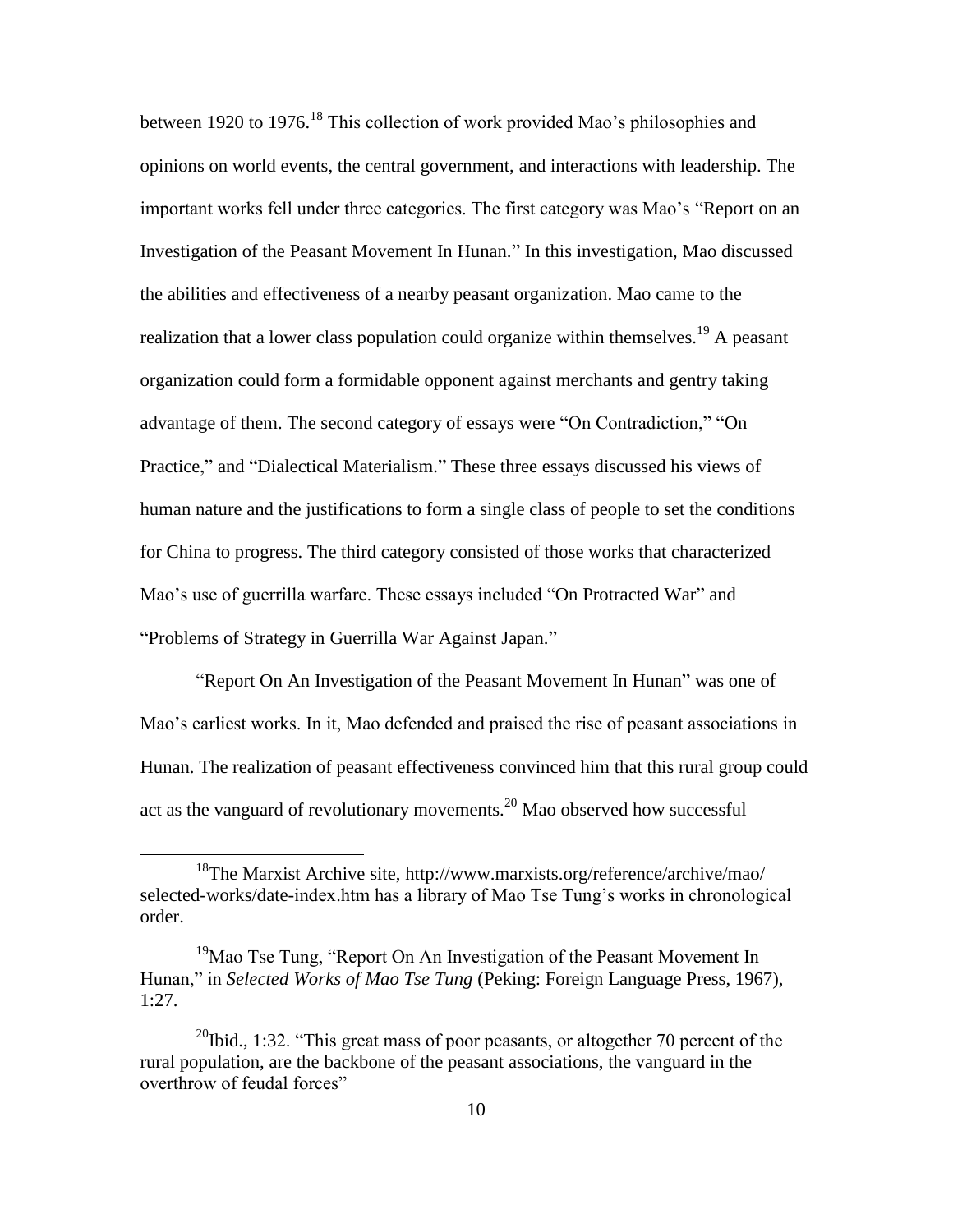between 1920 to 1976.[18] This collection of work provided Mao's philosophies and opinions on world events, the central government, and interactions with leadership. The important works fell under three categories. The first category was Mao's "Report on an Investigation of the Peasant Movement In Hunan." In this investigation, Mao discussed the abilities and effectiveness of a nearby peasant organization. Mao came to the realization that a lower class population could organize within themselves.[19] A peasant organization could form a formidable opponent against merchants and gentry taking advantage of them. The second category of essays were "On Contradiction," "On Practice," and "Dialectical Materialism." These three essays discussed his views of human nature and the justifications to form a single class of people to set the conditions for China to progress. The third category consisted of those works that characterized Mao's use of guerrilla warfare. These essays included "On Protracted War" and "Problems of Strategy in Guerrilla War Against Japan."

"Report On An Investigation of the Peasant Movement In Hunan" was one of Mao's earliest works. In it, Mao defended and praised the rise of peasant associations in Hunan. The realization of peasant effectiveness convinced him that this rural group could act as the vanguard of revolutionary movements.[20] Mao observed how successful

---

[18] The Marxist Archive site, http://www.marxists.org/reference/archive/mao/selected-works/date-index.htm has a library of Mao Tse Tung's works in chronological order.

[19] Mao Tse Tung, "Report On An Investigation of the Peasant Movement In Hunan," in *Selected Works of Mao Tse Tung* (Peking: Foreign Language Press, 1967), 1:27.

[20] Ibid., 1:32. "This great mass of poor peasants, or altogether 70 percent of the rural population, are the backbone of the peasant associations, the vanguard in the overthrow of feudal forces"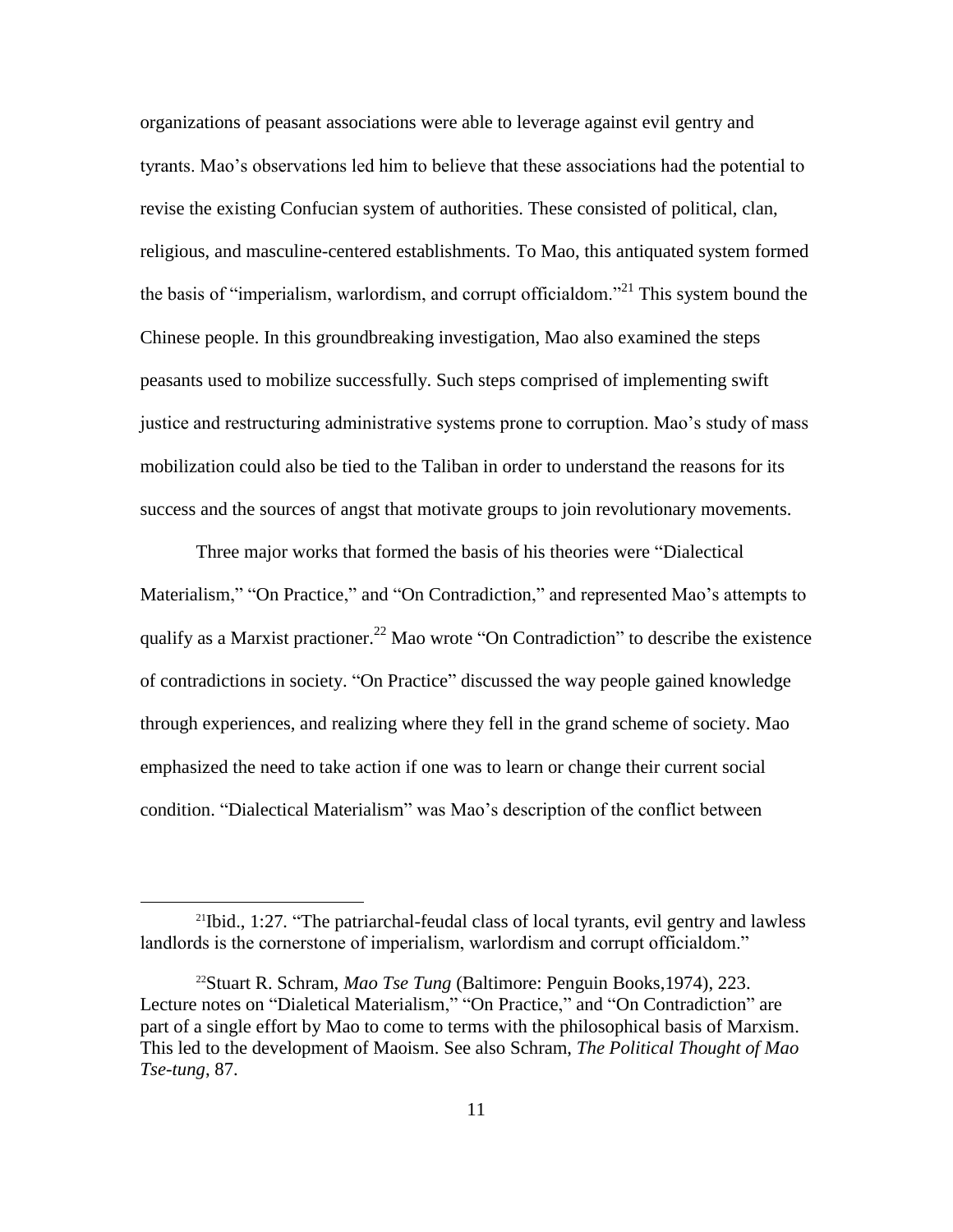organizations of peasant associations were able to leverage against evil gentry and tyrants. Mao's observations led him to believe that these associations had the potential to revise the existing Confucian system of authorities. These consisted of political, clan, religious, and masculine-centered establishments. To Mao, this antiquated system formed the basis of "imperialism, warlordism, and corrupt officialdom."[21] This system bound the Chinese people. In this groundbreaking investigation, Mao also examined the steps peasants used to mobilize successfully. Such steps comprised of implementing swift justice and restructuring administrative systems prone to corruption. Mao's study of mass mobilization could also be tied to the Taliban in order to understand the reasons for its success and the sources of angst that motivate groups to join revolutionary movements.

Three major works that formed the basis of his theories were "Dialectical Materialism," "On Practice," and "On Contradiction," and represented Mao's attempts to qualify as a Marxist practioner.[22] Mao wrote "On Contradiction" to describe the existence of contradictions in society. "On Practice" discussed the way people gained knowledge through experiences, and realizing where they fell in the grand scheme of society. Mao emphasized the need to take action if one was to learn or change their current social condition. "Dialectical Materialism" was Mao's description of the conflict between

---

[21]Ibid., 1:27. "The patriarchal-feudal class of local tyrants, evil gentry and lawless landlords is the cornerstone of imperialism, warlordism and corrupt officialdom."

[22]Stuart R. Schram, *Mao Tse Tung* (Baltimore: Penguin Books,1974), 223. Lecture notes on "Dialetical Materialism," "On Practice," and "On Contradiction" are part of a single effort by Mao to come to terms with the philosophical basis of Marxism. This led to the development of Maoism. See also Schram, *The Political Thought of Mao Tse-tung*, 87.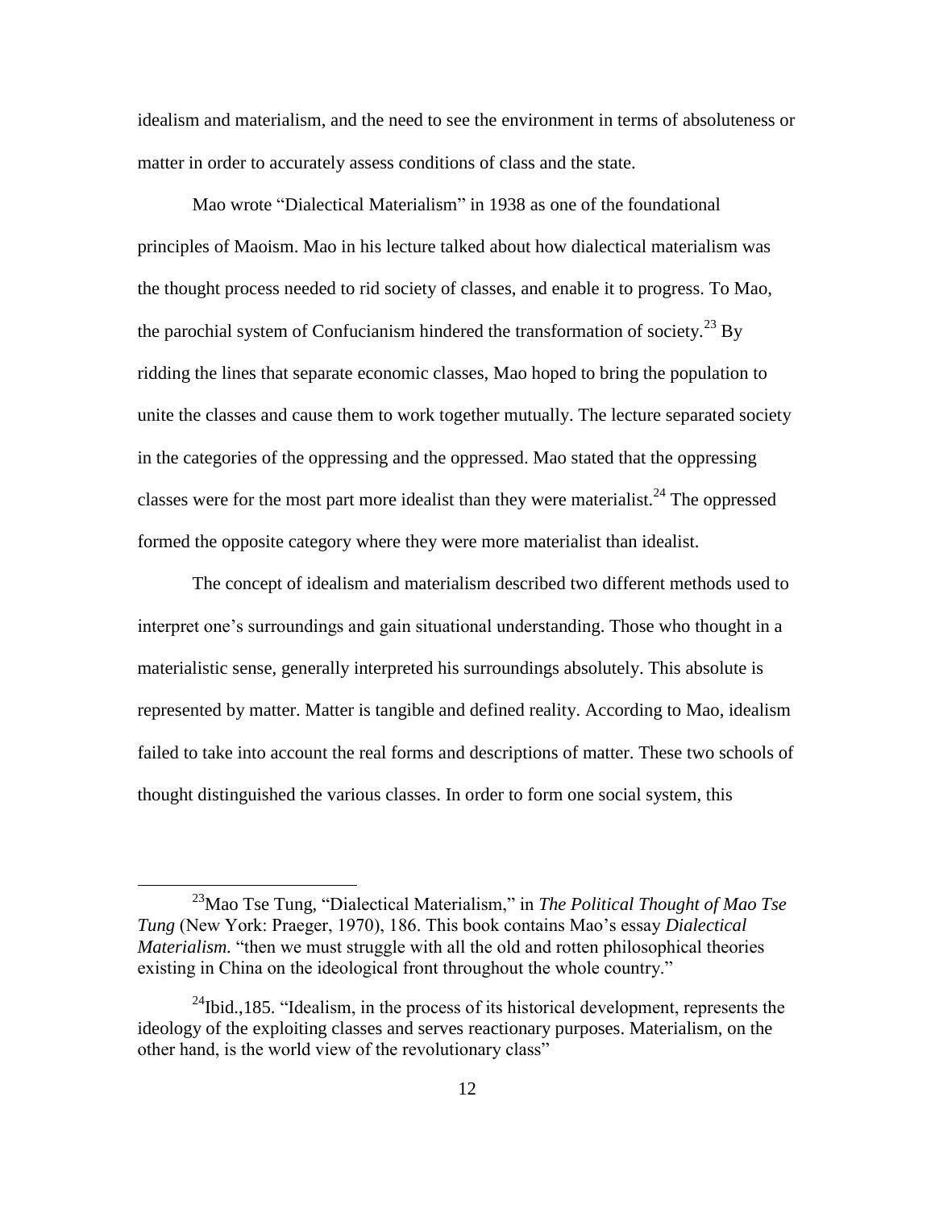idealism and materialism, and the need to see the environment in terms of absoluteness or matter in order to accurately assess conditions of class and the state.

Mao wrote "Dialectical Materialism" in 1938 as one of the foundational principles of Maoism. Mao in his lecture talked about how dialectical materialism was the thought process needed to rid society of classes, and enable it to progress. To Mao, the parochial system of Confucianism hindered the transformation of society.[23] By ridding the lines that separate economic classes, Mao hoped to bring the population to unite the classes and cause them to work together mutually. The lecture separated society in the categories of the oppressing and the oppressed. Mao stated that the oppressing classes were for the most part more idealist than they were materialist.[24] The oppressed formed the opposite category where they were more materialist than idealist.

The concept of idealism and materialism described two different methods used to interpret one's surroundings and gain situational understanding. Those who thought in a materialistic sense, generally interpreted his surroundings absolutely. This absolute is represented by matter. Matter is tangible and defined reality. According to Mao, idealism failed to take into account the real forms and descriptions of matter. These two schools of thought distinguished the various classes. In order to form one social system, this

---

[23]Mao Tse Tung, "Dialectical Materialism," in *The Political Thought of Mao Tse Tung* (New York: Praeger, 1970), 186. This book contains Mao's essay *Dialectical Materialism.* "then we must struggle with all the old and rotten philosophical theories existing in China on the ideological front throughout the whole country."

[24]Ibid.,185. "Idealism, in the process of its historical development, represents the ideology of the exploiting classes and serves reactionary purposes. Materialism, on the other hand, is the world view of the revolutionary class"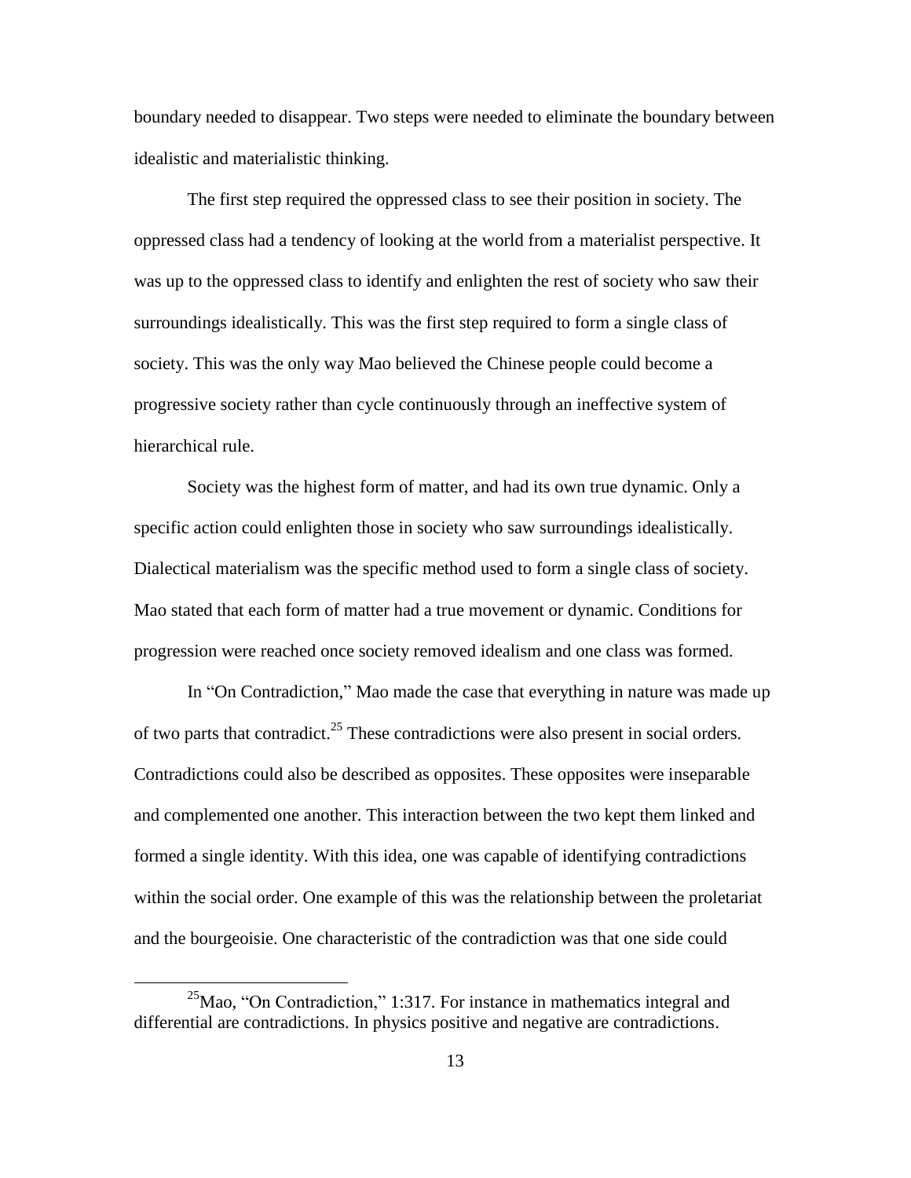boundary needed to disappear. Two steps were needed to eliminate the boundary between idealistic and materialistic thinking.

The first step required the oppressed class to see their position in society. The oppressed class had a tendency of looking at the world from a materialist perspective. It was up to the oppressed class to identify and enlighten the rest of society who saw their surroundings idealistically. This was the first step required to form a single class of society. This was the only way Mao believed the Chinese people could become a progressive society rather than cycle continuously through an ineffective system of hierarchical rule.

Society was the highest form of matter, and had its own true dynamic. Only a specific action could enlighten those in society who saw surroundings idealistically. Dialectical materialism was the specific method used to form a single class of society. Mao stated that each form of matter had a true movement or dynamic. Conditions for progression were reached once society removed idealism and one class was formed.

In "On Contradiction," Mao made the case that everything in nature was made up of two parts that contradict.[25] These contradictions were also present in social orders. Contradictions could also be described as opposites. These opposites were inseparable and complemented one another. This interaction between the two kept them linked and formed a single identity. With this idea, one was capable of identifying contradictions within the social order. One example of this was the relationship between the proletariat and the bourgeoisie. One characteristic of the contradiction was that one side could

---

[25] Mao, "On Contradiction," 1:317. For instance in mathematics integral and differential are contradictions. In physics positive and negative are contradictions.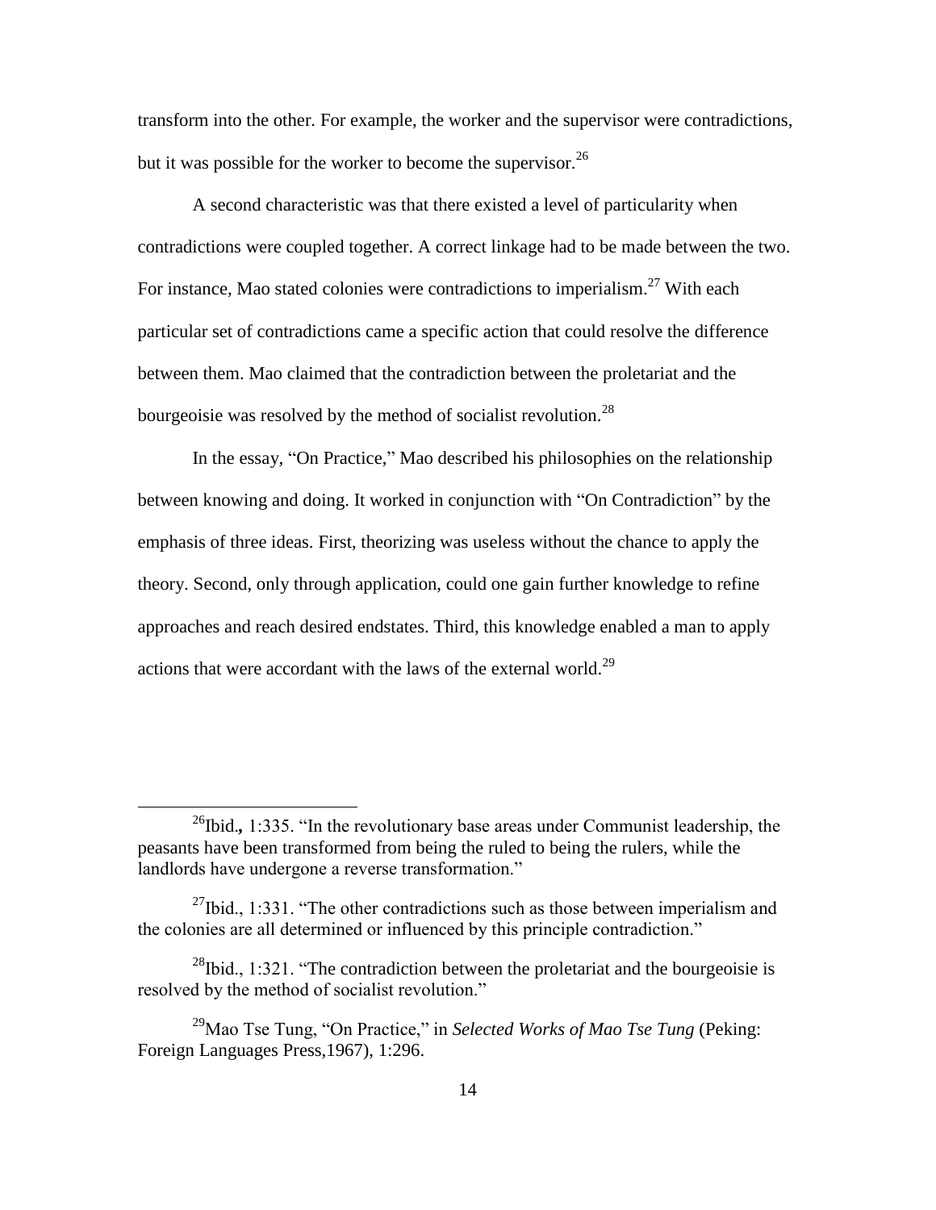transform into the other. For example, the worker and the supervisor were contradictions, but it was possible for the worker to become the supervisor.[26]

A second characteristic was that there existed a level of particularity when contradictions were coupled together. A correct linkage had to be made between the two. For instance, Mao stated colonies were contradictions to imperialism.[27] With each particular set of contradictions came a specific action that could resolve the difference between them. Mao claimed that the contradiction between the proletariat and the bourgeoisie was resolved by the method of socialist revolution.[28]

In the essay, "On Practice," Mao described his philosophies on the relationship between knowing and doing. It worked in conjunction with "On Contradiction" by the emphasis of three ideas. First, theorizing was useless without the chance to apply the theory. Second, only through application, could one gain further knowledge to refine approaches and reach desired endstates. Third, this knowledge enabled a man to apply actions that were accordant with the laws of the external world.[29]

---

[26]Ibid., 1:335. "In the revolutionary base areas under Communist leadership, the peasants have been transformed from being the ruled to being the rulers, while the landlords have undergone a reverse transformation."

[27]Ibid., 1:331. "The other contradictions such as those between imperialism and the colonies are all determined or influenced by this principle contradiction."

[28]Ibid., 1:321. "The contradiction between the proletariat and the bourgeoisie is resolved by the method of socialist revolution."

[29]Mao Tse Tung, "On Practice," in *Selected Works of Mao Tse Tung* (Peking: Foreign Languages Press,1967), 1:296.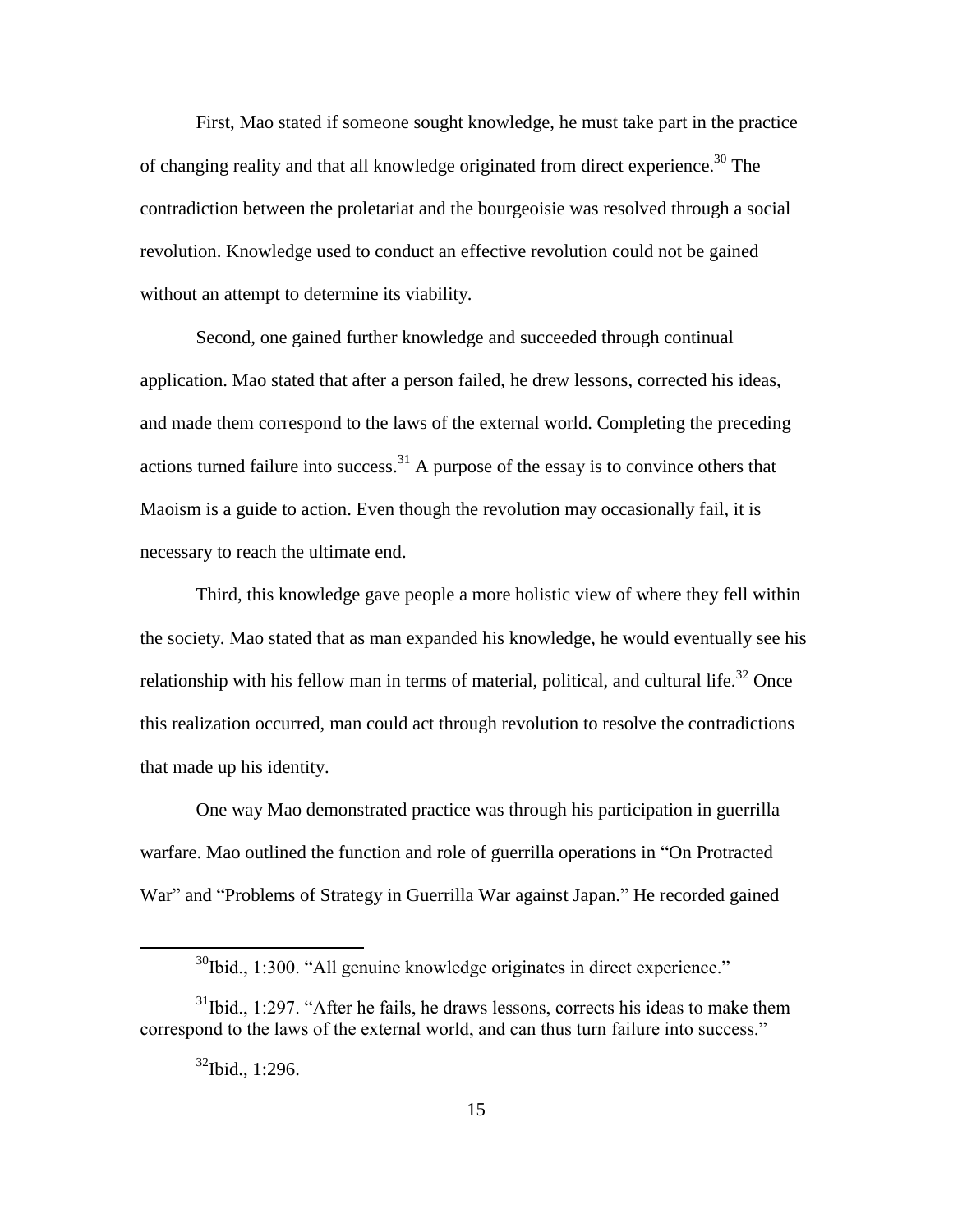First, Mao stated if someone sought knowledge, he must take part in the practice of changing reality and that all knowledge originated from direct experience.[30] The contradiction between the proletariat and the bourgeoisie was resolved through a social revolution. Knowledge used to conduct an effective revolution could not be gained without an attempt to determine its viability.

Second, one gained further knowledge and succeeded through continual application. Mao stated that after a person failed, he drew lessons, corrected his ideas, and made them correspond to the laws of the external world. Completing the preceding actions turned failure into success.[31] A purpose of the essay is to convince others that Maoism is a guide to action. Even though the revolution may occasionally fail, it is necessary to reach the ultimate end.

Third, this knowledge gave people a more holistic view of where they fell within the society. Mao stated that as man expanded his knowledge, he would eventually see his relationship with his fellow man in terms of material, political, and cultural life.[32] Once this realization occurred, man could act through revolution to resolve the contradictions that made up his identity.

One way Mao demonstrated practice was through his participation in guerrilla warfare. Mao outlined the function and role of guerrilla operations in "On Protracted War" and "Problems of Strategy in Guerrilla War against Japan." He recorded gained

---

[30] Ibid., 1:300. "All genuine knowledge originates in direct experience."

[31] Ibid., 1:297. "After he fails, he draws lessons, corrects his ideas to make them correspond to the laws of the external world, and can thus turn failure into success."

[32] Ibid., 1:296.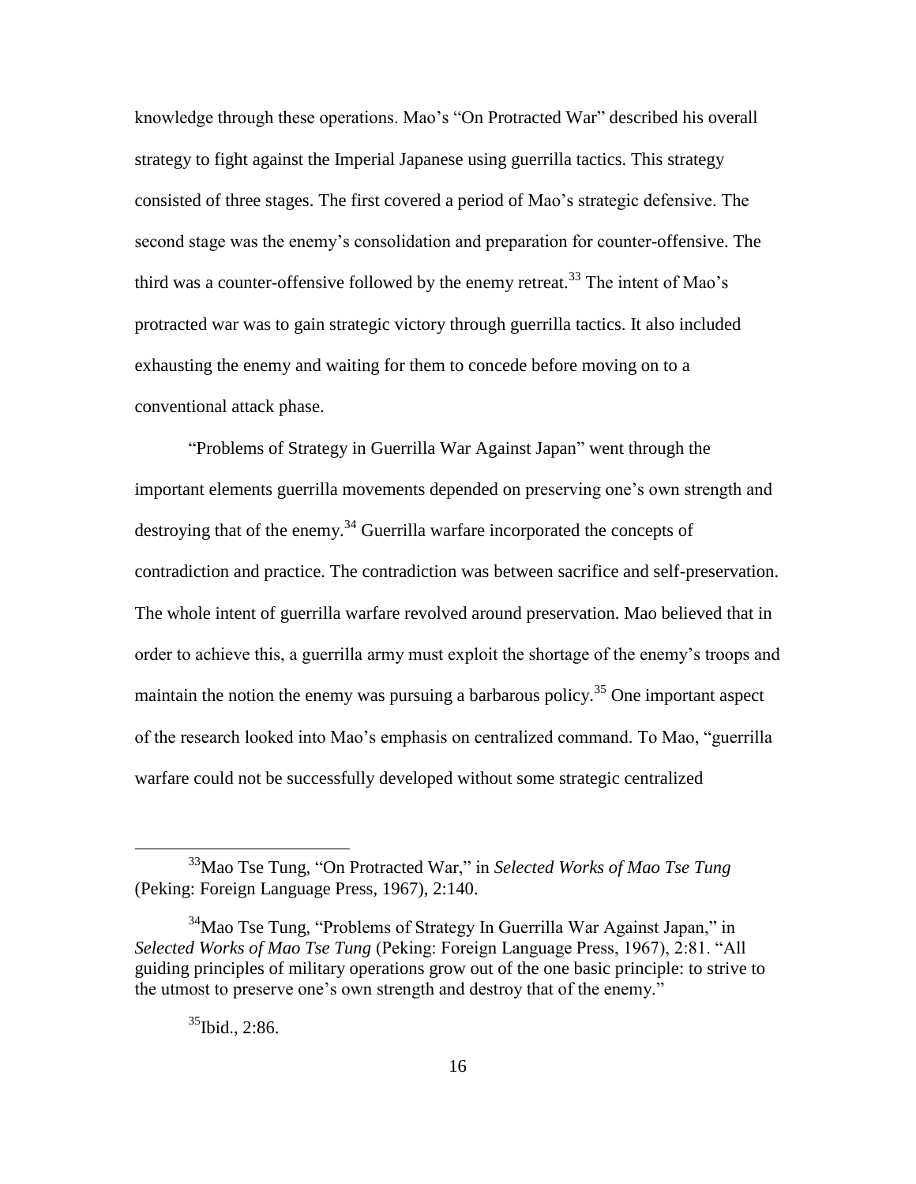knowledge through these operations. Mao's "On Protracted War" described his overall strategy to fight against the Imperial Japanese using guerrilla tactics. This strategy consisted of three stages. The first covered a period of Mao's strategic defensive. The second stage was the enemy's consolidation and preparation for counter-offensive. The third was a counter-offensive followed by the enemy retreat.[33] The intent of Mao's protracted war was to gain strategic victory through guerrilla tactics. It also included exhausting the enemy and waiting for them to concede before moving on to a conventional attack phase.

"Problems of Strategy in Guerrilla War Against Japan" went through the important elements guerrilla movements depended on preserving one's own strength and destroying that of the enemy.[34] Guerrilla warfare incorporated the concepts of contradiction and practice. The contradiction was between sacrifice and self-preservation. The whole intent of guerrilla warfare revolved around preservation. Mao believed that in order to achieve this, a guerrilla army must exploit the shortage of the enemy's troops and maintain the notion the enemy was pursuing a barbarous policy.[35] One important aspect of the research looked into Mao's emphasis on centralized command. To Mao, "guerrilla warfare could not be successfully developed without some strategic centralized

---

[33]Mao Tse Tung, "On Protracted War," in *Selected Works of Mao Tse Tung* (Peking: Foreign Language Press, 1967), 2:140.

[34]Mao Tse Tung, "Problems of Strategy In Guerrilla War Against Japan," in *Selected Works of Mao Tse Tung* (Peking: Foreign Language Press, 1967), 2:81. "All guiding principles of military operations grow out of the one basic principle: to strive to the utmost to preserve one's own strength and destroy that of the enemy."

[35]Ibid., 2:86.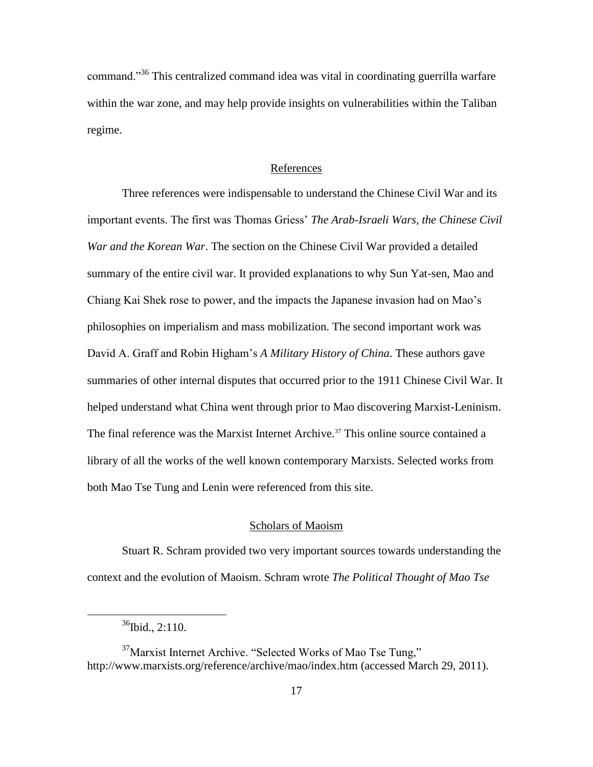command."[36] This centralized command idea was vital in coordinating guerrilla warfare within the war zone, and may help provide insights on vulnerabilities within the Taliban regime.

## References

Three references were indispensable to understand the Chinese Civil War and its important events. The first was Thomas Griess' *The Arab-Israeli Wars, the Chinese Civil War and the Korean War*. The section on the Chinese Civil War provided a detailed summary of the entire civil war. It provided explanations to why Sun Yat-sen, Mao and Chiang Kai Shek rose to power, and the impacts the Japanese invasion had on Mao's philosophies on imperialism and mass mobilization. The second important work was David A. Graff and Robin Higham's *A Military History of China*. These authors gave summaries of other internal disputes that occurred prior to the 1911 Chinese Civil War. It helped understand what China went through prior to Mao discovering Marxist-Leninism. The final reference was the Marxist Internet Archive.[37] This online source contained a library of all the works of the well known contemporary Marxists. Selected works from both Mao Tse Tung and Lenin were referenced from this site.

## Scholars of Maoism

Stuart R. Schram provided two very important sources towards understanding the context and the evolution of Maoism. Schram wrote *The Political Thought of Mao Tse*

---

[36] Ibid., 2:110.

[37] Marxist Internet Archive. "Selected Works of Mao Tse Tung," http://www.marxists.org/reference/archive/mao/index.htm (accessed March 29, 2011).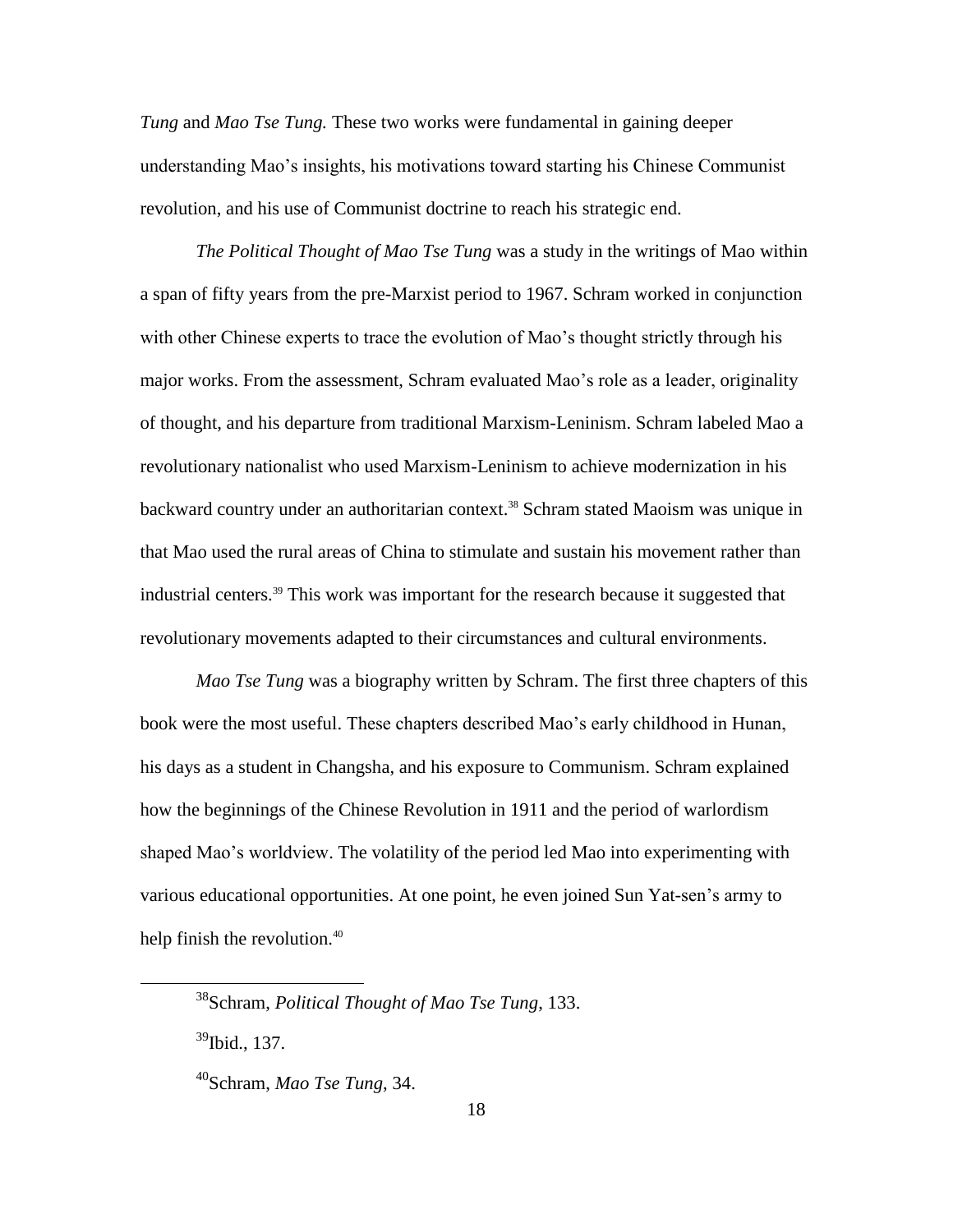*Tung* and *Mao Tse Tung.* These two works were fundamental in gaining deeper understanding Mao's insights, his motivations toward starting his Chinese Communist revolution, and his use of Communist doctrine to reach his strategic end.

*The Political Thought of Mao Tse Tung* was a study in the writings of Mao within a span of fifty years from the pre-Marxist period to 1967. Schram worked in conjunction with other Chinese experts to trace the evolution of Mao's thought strictly through his major works. From the assessment, Schram evaluated Mao's role as a leader, originality of thought, and his departure from traditional Marxism-Leninism. Schram labeled Mao a revolutionary nationalist who used Marxism-Leninism to achieve modernization in his backward country under an authoritarian context.[38] Schram stated Maoism was unique in that Mao used the rural areas of China to stimulate and sustain his movement rather than industrial centers.[39] This work was important for the research because it suggested that revolutionary movements adapted to their circumstances and cultural environments.

*Mao Tse Tung* was a biography written by Schram. The first three chapters of this book were the most useful. These chapters described Mao's early childhood in Hunan, his days as a student in Changsha, and his exposure to Communism. Schram explained how the beginnings of the Chinese Revolution in 1911 and the period of warlordism shaped Mao's worldview. The volatility of the period led Mao into experimenting with various educational opportunities. At one point, he even joined Sun Yat-sen's army to help finish the revolution.[40]

---

[38]Schram, *Political Thought of Mao Tse Tung*, 133.

[39]Ibid., 137.

[40]Schram, *Mao Tse Tung*, 34.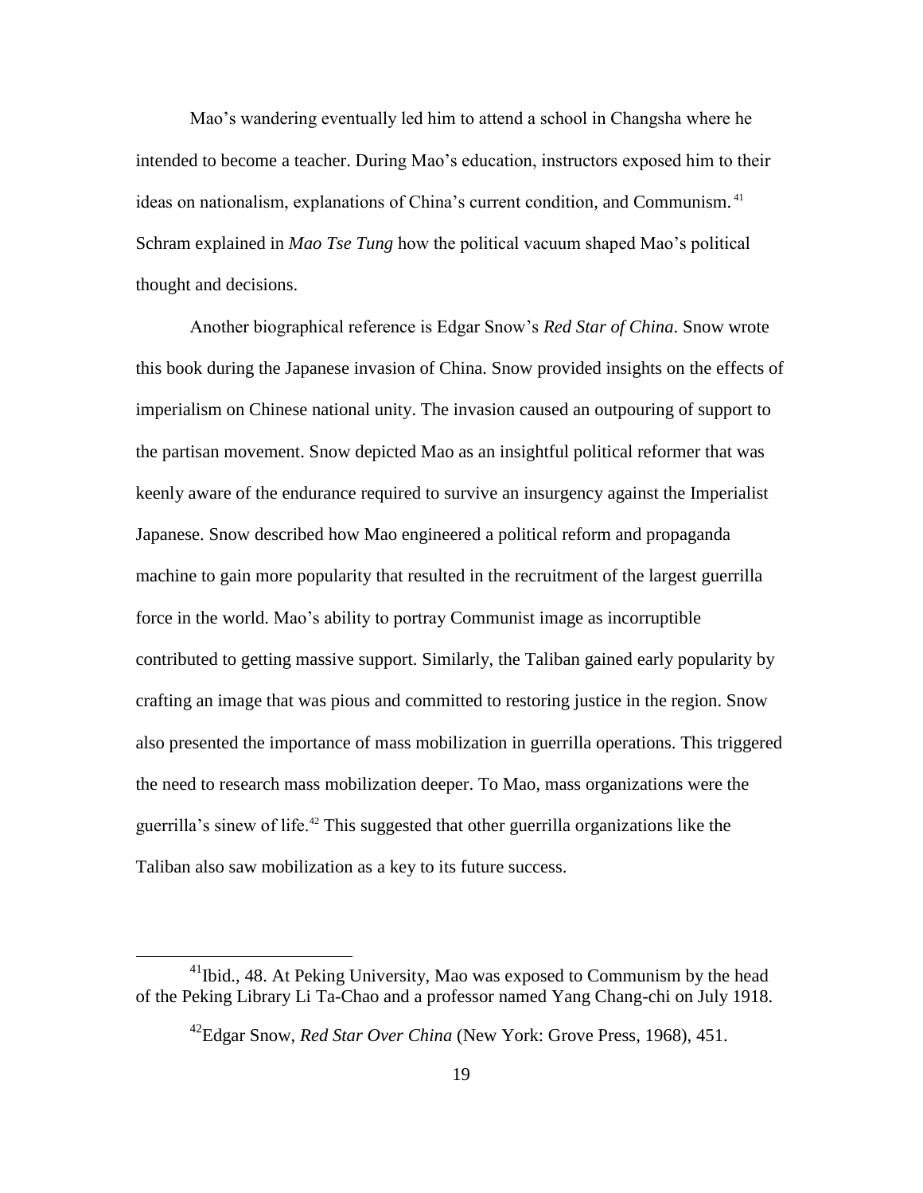Mao's wandering eventually led him to attend a school in Changsha where he intended to become a teacher. During Mao's education, instructors exposed him to their ideas on nationalism, explanations of China's current condition, and Communism.[41] Schram explained in *Mao Tse Tung* how the political vacuum shaped Mao's political thought and decisions.

Another biographical reference is Edgar Snow's *Red Star of China*. Snow wrote this book during the Japanese invasion of China. Snow provided insights on the effects of imperialism on Chinese national unity. The invasion caused an outpouring of support to the partisan movement. Snow depicted Mao as an insightful political reformer that was keenly aware of the endurance required to survive an insurgency against the Imperialist Japanese. Snow described how Mao engineered a political reform and propaganda machine to gain more popularity that resulted in the recruitment of the largest guerrilla force in the world. Mao's ability to portray Communist image as incorruptible contributed to getting massive support. Similarly, the Taliban gained early popularity by crafting an image that was pious and committed to restoring justice in the region. Snow also presented the importance of mass mobilization in guerrilla operations. This triggered the need to research mass mobilization deeper. To Mao, mass organizations were the guerrilla's sinew of life.[42] This suggested that other guerrilla organizations like the Taliban also saw mobilization as a key to its future success.

---

[41] Ibid., 48. At Peking University, Mao was exposed to Communism by the head of the Peking Library Li Ta-Chao and a professor named Yang Chang-chi on July 1918.

[42] Edgar Snow, *Red Star Over China* (New York: Grove Press, 1968), 451.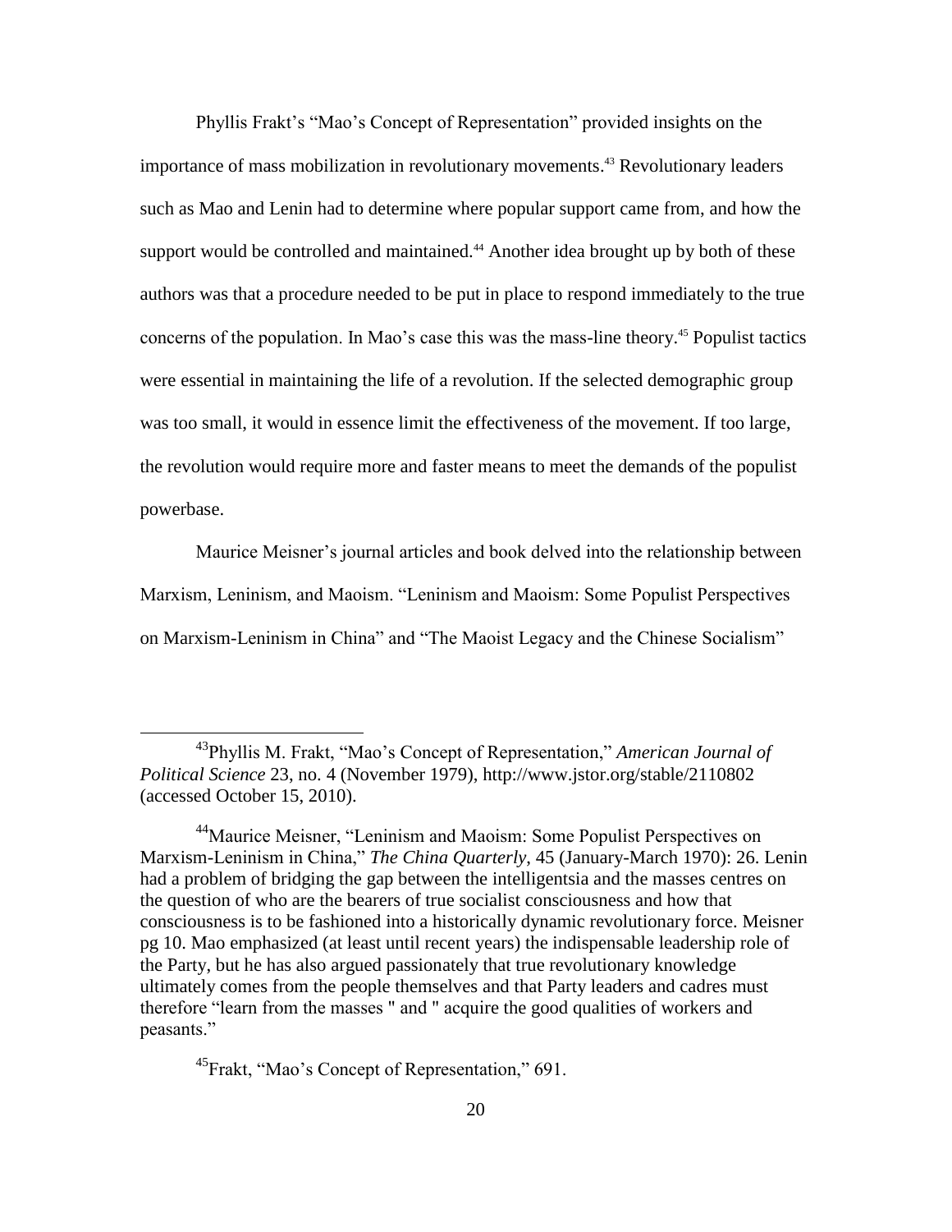Phyllis Frakt's "Mao's Concept of Representation" provided insights on the importance of mass mobilization in revolutionary movements.[43] Revolutionary leaders such as Mao and Lenin had to determine where popular support came from, and how the support would be controlled and maintained.[44] Another idea brought up by both of these authors was that a procedure needed to be put in place to respond immediately to the true concerns of the population. In Mao's case this was the mass-line theory.[45] Populist tactics were essential in maintaining the life of a revolution. If the selected demographic group was too small, it would in essence limit the effectiveness of the movement. If too large, the revolution would require more and faster means to meet the demands of the populist powerbase.

Maurice Meisner's journal articles and book delved into the relationship between Marxism, Leninism, and Maoism. "Leninism and Maoism: Some Populist Perspectives on Marxism-Leninism in China" and "The Maoist Legacy and the Chinese Socialism"

---

[43]Phyllis M. Frakt, "Mao's Concept of Representation," *American Journal of Political Science* 23, no. 4 (November 1979), http://www.jstor.org/stable/2110802 (accessed October 15, 2010).

[44]Maurice Meisner, "Leninism and Maoism: Some Populist Perspectives on Marxism-Leninism in China," *The China Quarterly*, 45 (January-March 1970): 26. Lenin had a problem of bridging the gap between the intelligentsia and the masses centres on the question of who are the bearers of true socialist consciousness and how that consciousness is to be fashioned into a historically dynamic revolutionary force. Meisner pg 10. Mao emphasized (at least until recent years) the indispensable leadership role of the Party, but he has also argued passionately that true revolutionary knowledge ultimately comes from the people themselves and that Party leaders and cadres must therefore "learn from the masses " and " acquire the good qualities of workers and peasants."

[45]Frakt, "Mao's Concept of Representation," 691.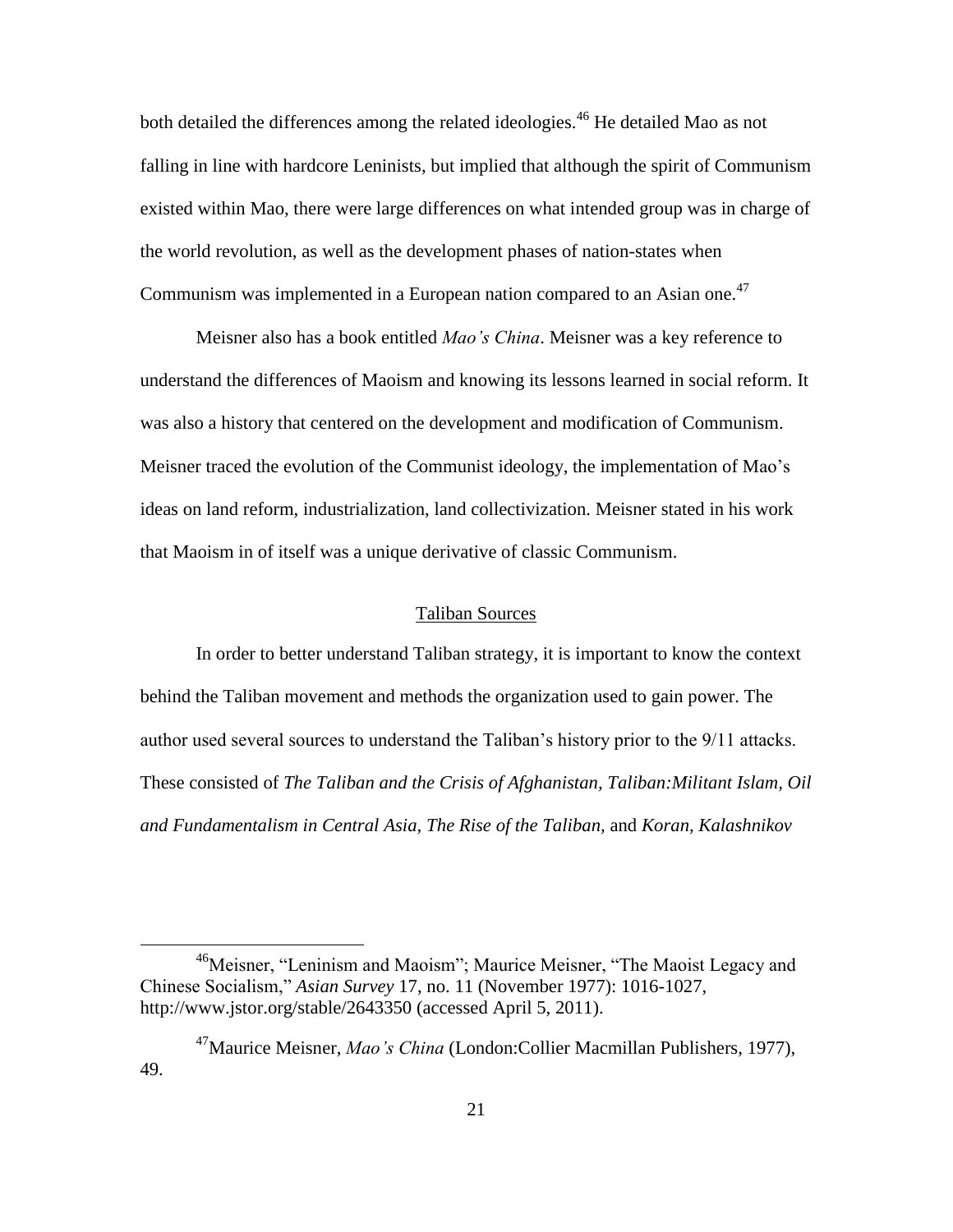both detailed the differences among the related ideologies.[46] He detailed Mao as not falling in line with hardcore Leninists, but implied that although the spirit of Communism existed within Mao, there were large differences on what intended group was in charge of the world revolution, as well as the development phases of nation-states when Communism was implemented in a European nation compared to an Asian one.[47]

Meisner also has a book entitled *Mao's China*. Meisner was a key reference to understand the differences of Maoism and knowing its lessons learned in social reform. It was also a history that centered on the development and modification of Communism. Meisner traced the evolution of the Communist ideology, the implementation of Mao's ideas on land reform, industrialization, land collectivization. Meisner stated in his work that Maoism in of itself was a unique derivative of classic Communism.

## Taliban Sources

In order to better understand Taliban strategy, it is important to know the context behind the Taliban movement and methods the organization used to gain power. The author used several sources to understand the Taliban's history prior to the 9/11 attacks. These consisted of *The Taliban and the Crisis of Afghanistan, Taliban:Militant Islam, Oil and Fundamentalism in Central Asia, The Rise of the Taliban,* and *Koran, Kalashnikov*

---

[46] Meisner, "Leninism and Maoism"; Maurice Meisner, "The Maoist Legacy and Chinese Socialism," *Asian Survey* 17, no. 11 (November 1977): 1016-1027, http://www.jstor.org/stable/2643350 (accessed April 5, 2011).

[47] Maurice Meisner, *Mao's China* (London:Collier Macmillan Publishers, 1977), 49.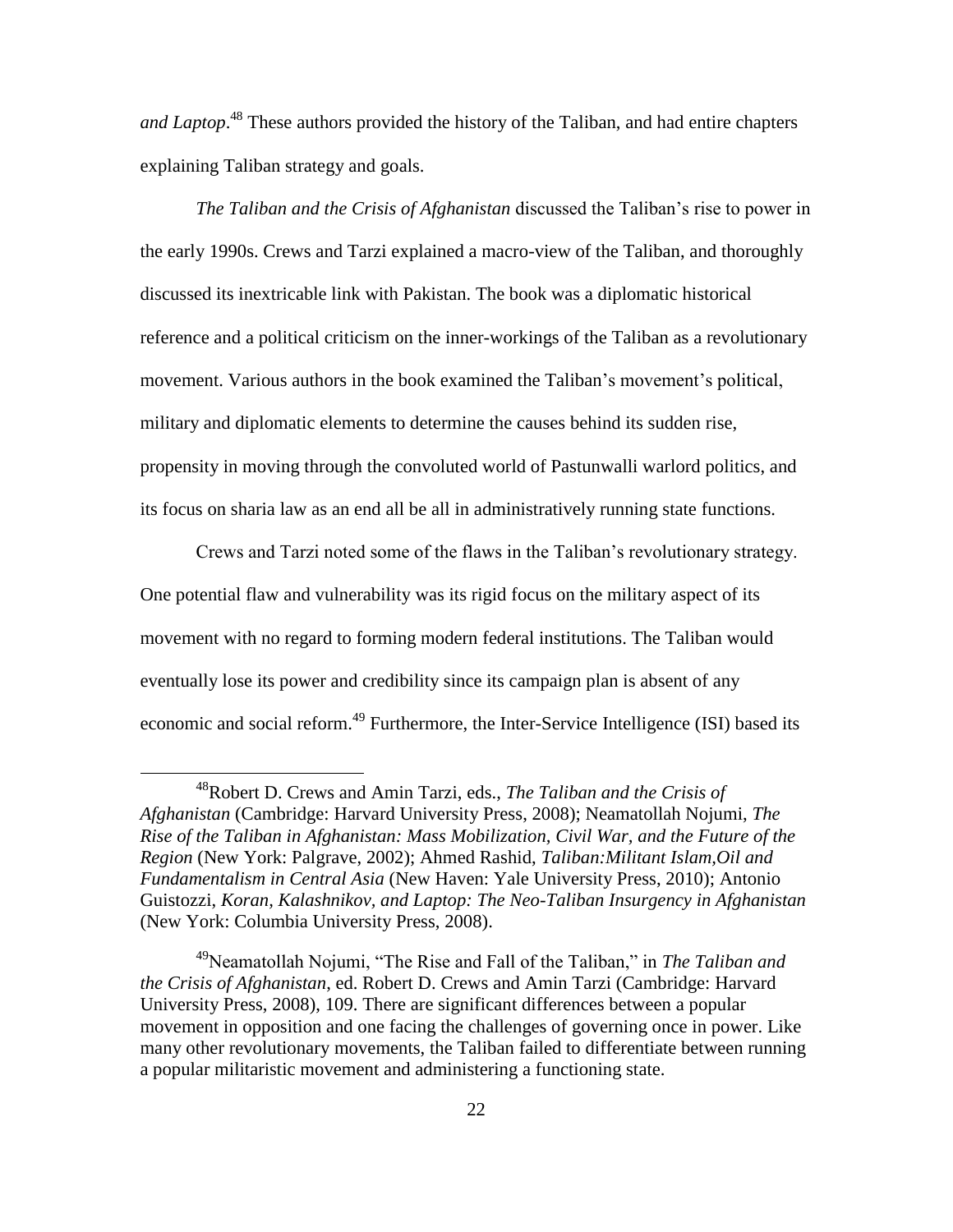*and Laptop*.[48] These authors provided the history of the Taliban, and had entire chapters explaining Taliban strategy and goals.

*The Taliban and the Crisis of Afghanistan* discussed the Taliban's rise to power in the early 1990s. Crews and Tarzi explained a macro-view of the Taliban, and thoroughly discussed its inextricable link with Pakistan. The book was a diplomatic historical reference and a political criticism on the inner-workings of the Taliban as a revolutionary movement. Various authors in the book examined the Taliban's movement's political, military and diplomatic elements to determine the causes behind its sudden rise, propensity in moving through the convoluted world of Pastunwalli warlord politics, and its focus on sharia law as an end all be all in administratively running state functions.

Crews and Tarzi noted some of the flaws in the Taliban's revolutionary strategy. One potential flaw and vulnerability was its rigid focus on the military aspect of its movement with no regard to forming modern federal institutions. The Taliban would eventually lose its power and credibility since its campaign plan is absent of any economic and social reform.[49] Furthermore, the Inter-Service Intelligence (ISI) based its

---

[48]Robert D. Crews and Amin Tarzi, eds., *The Taliban and the Crisis of Afghanistan* (Cambridge: Harvard University Press, 2008); Neamatollah Nojumi, *The Rise of the Taliban in Afghanistan: Mass Mobilization, Civil War, and the Future of the Region* (New York: Palgrave, 2002); Ahmed Rashid, *Taliban:Militant Islam,Oil and Fundamentalism in Central Asia* (New Haven: Yale University Press, 2010); Antonio Guistozzi, *Koran, Kalashnikov, and Laptop: The Neo-Taliban Insurgency in Afghanistan* (New York: Columbia University Press, 2008).

[49]Neamatollah Nojumi, "The Rise and Fall of the Taliban," in *The Taliban and the Crisis of Afghanistan*, ed. Robert D. Crews and Amin Tarzi (Cambridge: Harvard University Press, 2008), 109. There are significant differences between a popular movement in opposition and one facing the challenges of governing once in power. Like many other revolutionary movements, the Taliban failed to differentiate between running a popular militaristic movement and administering a functioning state.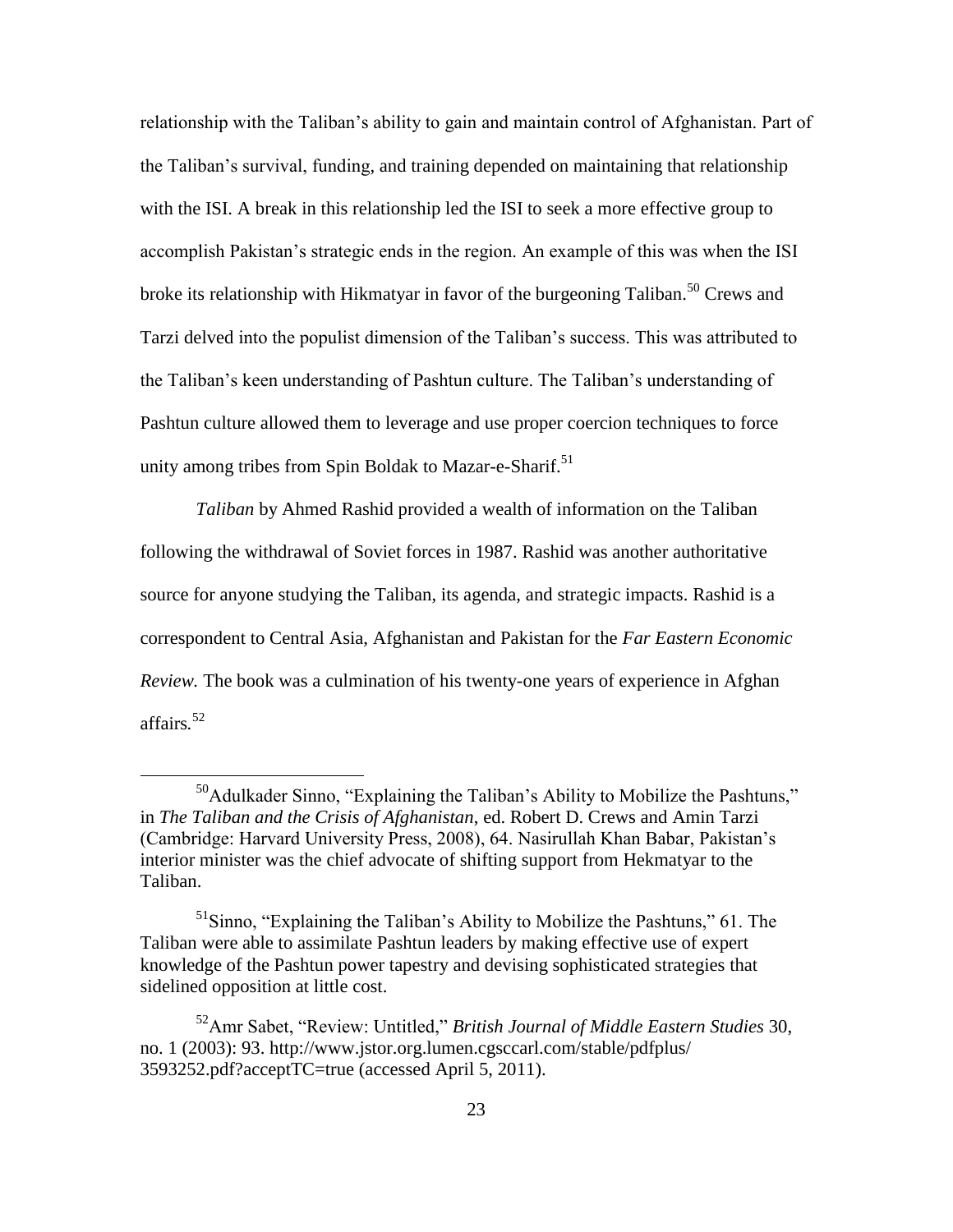relationship with the Taliban's ability to gain and maintain control of Afghanistan. Part of the Taliban's survival, funding, and training depended on maintaining that relationship with the ISI. A break in this relationship led the ISI to seek a more effective group to accomplish Pakistan's strategic ends in the region. An example of this was when the ISI broke its relationship with Hikmatyar in favor of the burgeoning Taliban.[50] Crews and Tarzi delved into the populist dimension of the Taliban's success. This was attributed to the Taliban's keen understanding of Pashtun culture. The Taliban's understanding of Pashtun culture allowed them to leverage and use proper coercion techniques to force unity among tribes from Spin Boldak to Mazar-e-Sharif.[51]

*Taliban* by Ahmed Rashid provided a wealth of information on the Taliban following the withdrawal of Soviet forces in 1987. Rashid was another authoritative source for anyone studying the Taliban, its agenda, and strategic impacts. Rashid is a correspondent to Central Asia, Afghanistan and Pakistan for the *Far Eastern Economic Review.* The book was a culmination of his twenty-one years of experience in Afghan affairs.[52]

---

[50]Adulkader Sinno, "Explaining the Taliban's Ability to Mobilize the Pashtuns," in *The Taliban and the Crisis of Afghanistan*, ed. Robert D. Crews and Amin Tarzi (Cambridge: Harvard University Press, 2008), 64. Nasirullah Khan Babar, Pakistan's interior minister was the chief advocate of shifting support from Hekmatyar to the Taliban.

[51]Sinno, "Explaining the Taliban's Ability to Mobilize the Pashtuns," 61. The Taliban were able to assimilate Pashtun leaders by making effective use of expert knowledge of the Pashtun power tapestry and devising sophisticated strategies that sidelined opposition at little cost.

[52]Amr Sabet, "Review: Untitled," *British Journal of Middle Eastern Studies* 30, no. 1 (2003): 93. http://www.jstor.org.lumen.cgsccarl.com/stable/pdfplus/3593252.pdf?acceptTC=true (accessed April 5, 2011).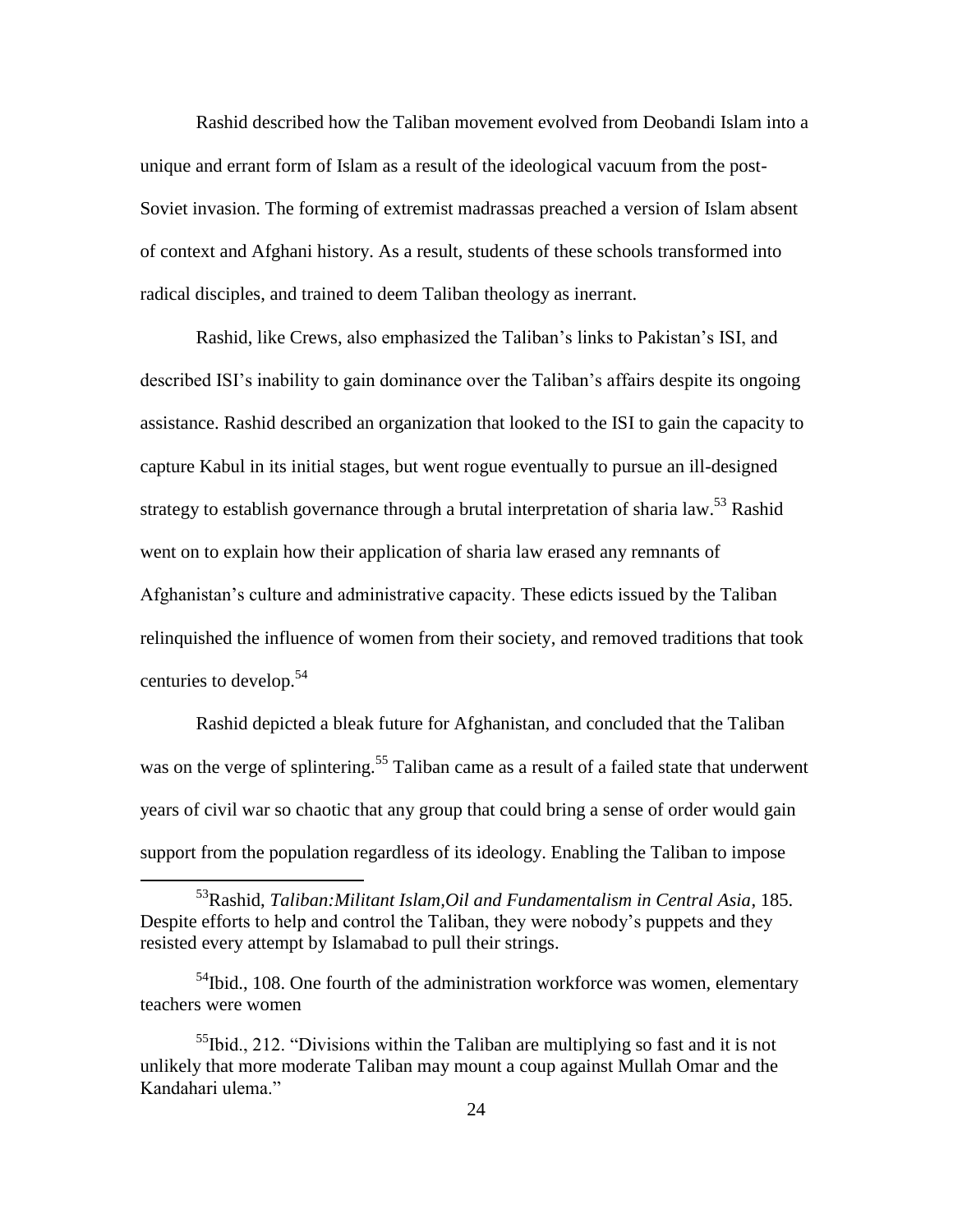Rashid described how the Taliban movement evolved from Deobandi Islam into a unique and errant form of Islam as a result of the ideological vacuum from the post-Soviet invasion. The forming of extremist madrassas preached a version of Islam absent of context and Afghani history. As a result, students of these schools transformed into radical disciples, and trained to deem Taliban theology as inerrant.

Rashid, like Crews, also emphasized the Taliban's links to Pakistan's ISI, and described ISI's inability to gain dominance over the Taliban's affairs despite its ongoing assistance. Rashid described an organization that looked to the ISI to gain the capacity to capture Kabul in its initial stages, but went rogue eventually to pursue an ill-designed strategy to establish governance through a brutal interpretation of sharia law.[53] Rashid went on to explain how their application of sharia law erased any remnants of Afghanistan's culture and administrative capacity. These edicts issued by the Taliban relinquished the influence of women from their society, and removed traditions that took centuries to develop.[54]

Rashid depicted a bleak future for Afghanistan, and concluded that the Taliban was on the verge of splintering.[55] Taliban came as a result of a failed state that underwent years of civil war so chaotic that any group that could bring a sense of order would gain support from the population regardless of its ideology. Enabling the Taliban to impose

---

[53] Rashid, *Taliban:Militant Islam,Oil and Fundamentalism in Central Asia*, 185. Despite efforts to help and control the Taliban, they were nobody's puppets and they resisted every attempt by Islamabad to pull their strings.

[54] Ibid., 108. One fourth of the administration workforce was women, elementary teachers were women

[55] Ibid., 212. "Divisions within the Taliban are multiplying so fast and it is not unlikely that more moderate Taliban may mount a coup against Mullah Omar and the Kandahari ulema."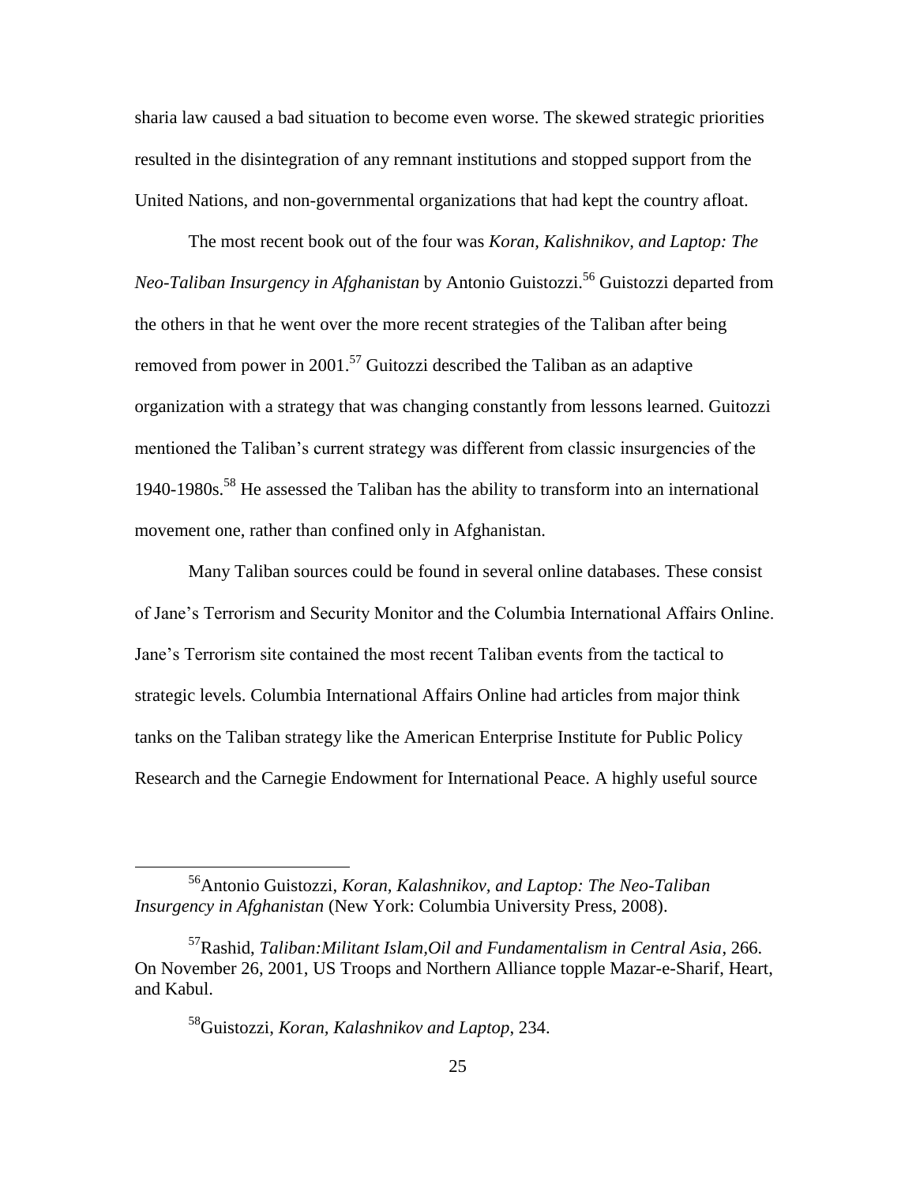sharia law caused a bad situation to become even worse. The skewed strategic priorities resulted in the disintegration of any remnant institutions and stopped support from the United Nations, and non-governmental organizations that had kept the country afloat.

The most recent book out of the four was *Koran, Kalishnikov, and Laptop: The Neo-Taliban Insurgency in Afghanistan* by Antonio Guistozzi.[56] Guistozzi departed from the others in that he went over the more recent strategies of the Taliban after being removed from power in 2001.[57] Guitozzi described the Taliban as an adaptive organization with a strategy that was changing constantly from lessons learned. Guitozzi mentioned the Taliban's current strategy was different from classic insurgencies of the 1940-1980s.[58] He assessed the Taliban has the ability to transform into an international movement one, rather than confined only in Afghanistan.

Many Taliban sources could be found in several online databases. These consist of Jane's Terrorism and Security Monitor and the Columbia International Affairs Online. Jane's Terrorism site contained the most recent Taliban events from the tactical to strategic levels. Columbia International Affairs Online had articles from major think tanks on the Taliban strategy like the American Enterprise Institute for Public Policy Research and the Carnegie Endowment for International Peace. A highly useful source

---

[56] Antonio Guistozzi, *Koran, Kalashnikov, and Laptop: The Neo-Taliban Insurgency in Afghanistan* (New York: Columbia University Press, 2008).

[57] Rashid, *Taliban:Militant Islam,Oil and Fundamentalism in Central Asia*, 266. On November 26, 2001, US Troops and Northern Alliance topple Mazar-e-Sharif, Heart, and Kabul.

[58] Guistozzi, *Koran, Kalashnikov and Laptop*, 234.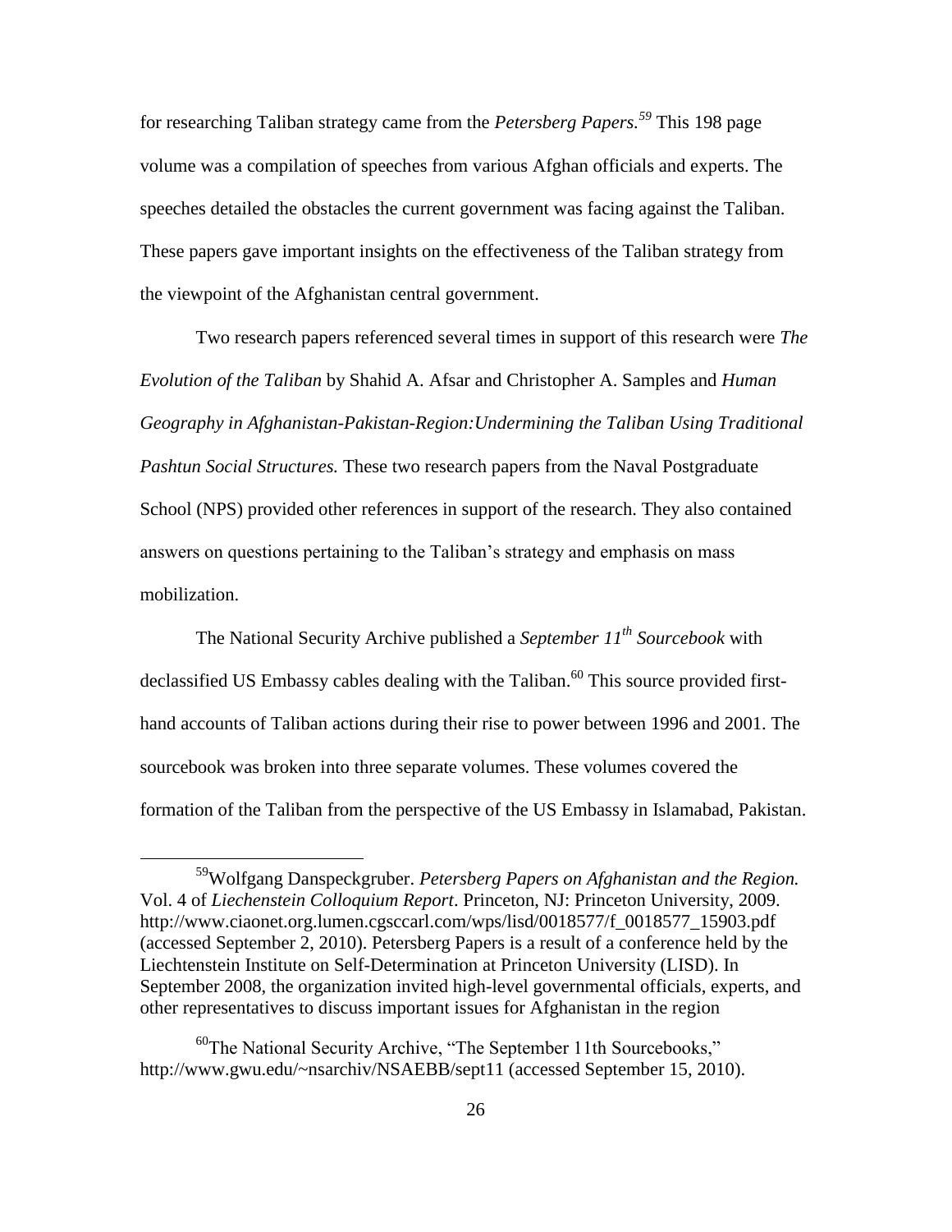for researching Taliban strategy came from the *Petersberg Papers*.[59] This 198 page volume was a compilation of speeches from various Afghan officials and experts. The speeches detailed the obstacles the current government was facing against the Taliban. These papers gave important insights on the effectiveness of the Taliban strategy from the viewpoint of the Afghanistan central government.

Two research papers referenced several times in support of this research were *The Evolution of the Taliban* by Shahid A. Afsar and Christopher A. Samples and *Human Geography in Afghanistan-Pakistan-Region:Undermining the Taliban Using Traditional Pashtun Social Structures.* These two research papers from the Naval Postgraduate School (NPS) provided other references in support of the research. They also contained answers on questions pertaining to the Taliban's strategy and emphasis on mass mobilization.

The National Security Archive published a *September 11th Sourcebook* with declassified US Embassy cables dealing with the Taliban.[60] This source provided first-hand accounts of Taliban actions during their rise to power between 1996 and 2001. The sourcebook was broken into three separate volumes. These volumes covered the formation of the Taliban from the perspective of the US Embassy in Islamabad, Pakistan.

---

[59] Wolfgang Danspeckgruber. *Petersberg Papers on Afghanistan and the Region.* Vol. 4 of *Liechenstein Colloquium Report*. Princeton, NJ: Princeton University, 2009. http://www.ciaonet.org.lumen.cgsccarl.com/wps/lisd/0018577/f_0018577_15903.pdf (accessed September 2, 2010). Petersberg Papers is a result of a conference held by the Liechtenstein Institute on Self-Determination at Princeton University (LISD). In September 2008, the organization invited high-level governmental officials, experts, and other representatives to discuss important issues for Afghanistan in the region

[60] The National Security Archive, "The September 11th Sourcebooks," http://www.gwu.edu/~nsarchiv/NSAEBB/sept11 (accessed September 15, 2010).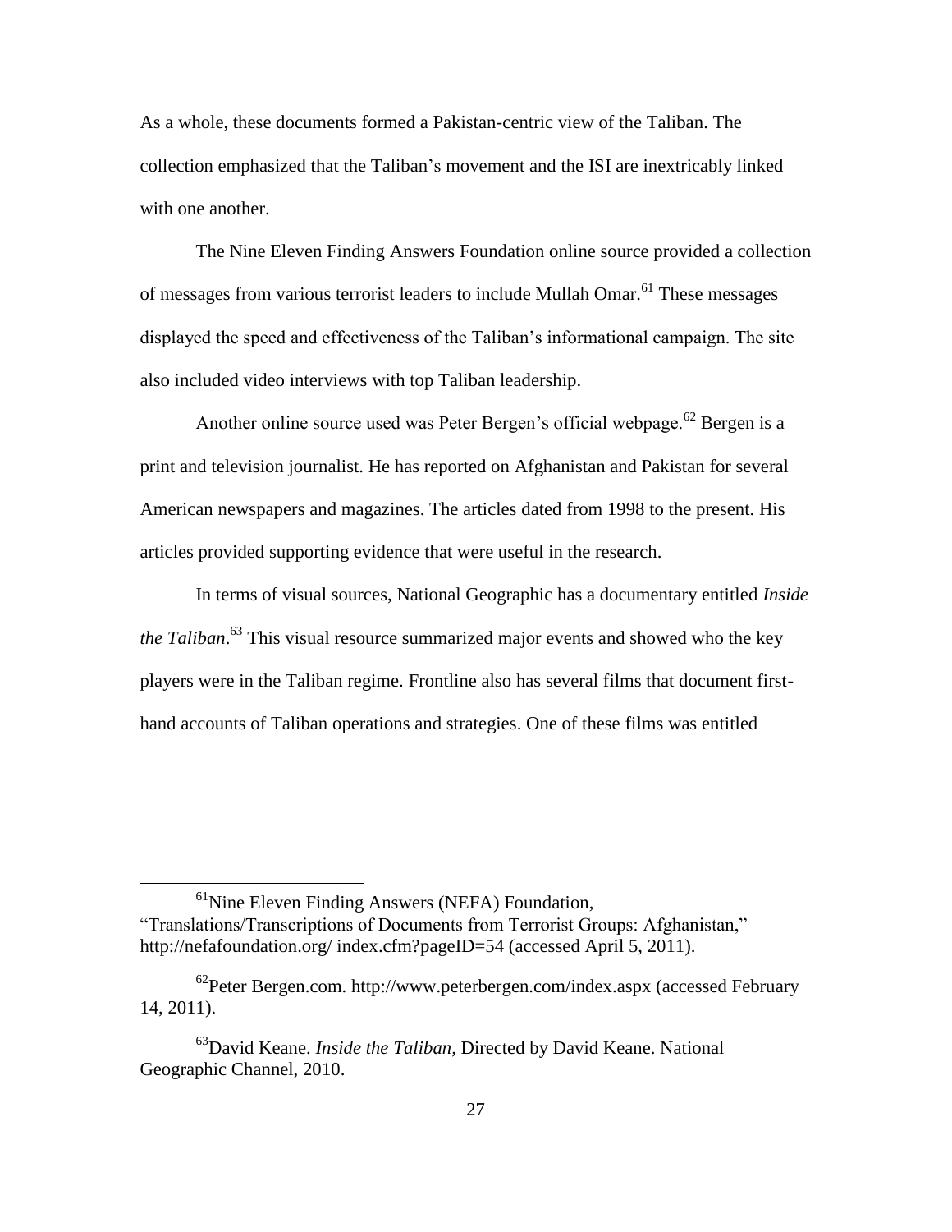As a whole, these documents formed a Pakistan-centric view of the Taliban. The collection emphasized that the Taliban's movement and the ISI are inextricably linked with one another.

The Nine Eleven Finding Answers Foundation online source provided a collection of messages from various terrorist leaders to include Mullah Omar.[61] These messages displayed the speed and effectiveness of the Taliban's informational campaign. The site also included video interviews with top Taliban leadership.

Another online source used was Peter Bergen's official webpage.[62] Bergen is a print and television journalist. He has reported on Afghanistan and Pakistan for several American newspapers and magazines. The articles dated from 1998 to the present. His articles provided supporting evidence that were useful in the research.

In terms of visual sources, National Geographic has a documentary entitled *Inside the Taliban*.[63] This visual resource summarized major events and showed who the key players were in the Taliban regime. Frontline also has several films that document first-hand accounts of Taliban operations and strategies. One of these films was entitled

---

[61] Nine Eleven Finding Answers (NEFA) Foundation, "Translations/Transcriptions of Documents from Terrorist Groups: Afghanistan," http://nefafoundation.org/ index.cfm?pageID=54 (accessed April 5, 2011).

[62] Peter Bergen.com. http://www.peterbergen.com/index.aspx (accessed February 14, 2011).

[63] David Keane. *Inside the Taliban,* Directed by David Keane. National Geographic Channel, 2010.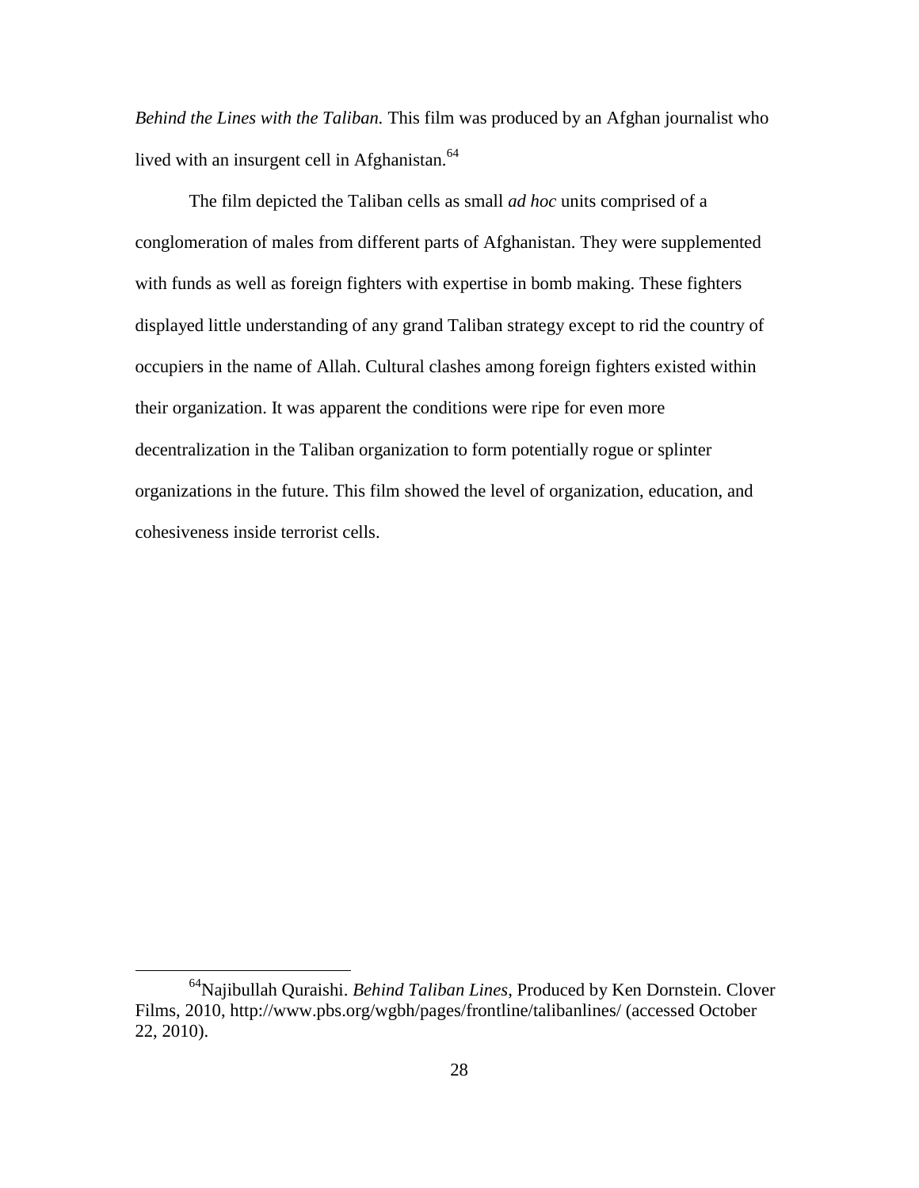*Behind the Lines with the Taliban.* This film was produced by an Afghan journalist who lived with an insurgent cell in Afghanistan.[64]

The film depicted the Taliban cells as small *ad hoc* units comprised of a conglomeration of males from different parts of Afghanistan. They were supplemented with funds as well as foreign fighters with expertise in bomb making. These fighters displayed little understanding of any grand Taliban strategy except to rid the country of occupiers in the name of Allah. Cultural clashes among foreign fighters existed within their organization. It was apparent the conditions were ripe for even more decentralization in the Taliban organization to form potentially rogue or splinter organizations in the future. This film showed the level of organization, education, and cohesiveness inside terrorist cells.

---

[64]Najibullah Quraishi. *Behind Taliban Lines*, Produced by Ken Dornstein. Clover Films, 2010, http://www.pbs.org/wgbh/pages/frontline/talibanlines/ (accessed October 22, 2010).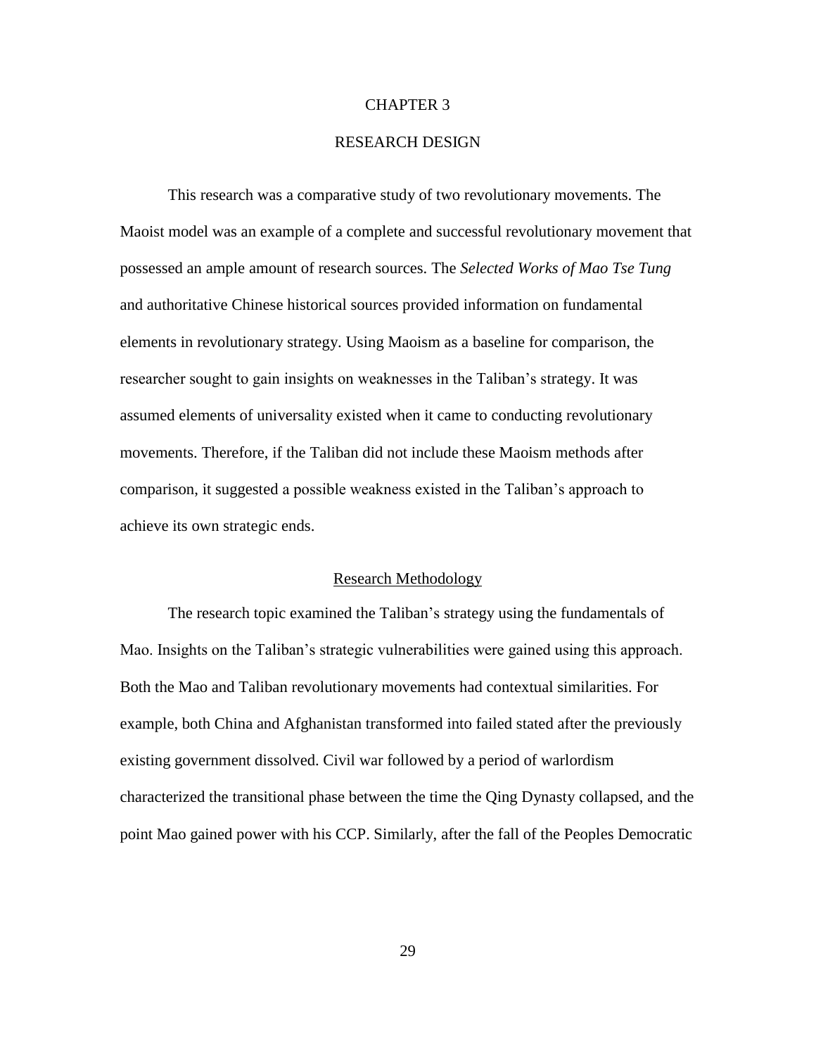# CHAPTER 3

# RESEARCH DESIGN

This research was a comparative study of two revolutionary movements. The Maoist model was an example of a complete and successful revolutionary movement that possessed an ample amount of research sources. The *Selected Works of Mao Tse Tung* and authoritative Chinese historical sources provided information on fundamental elements in revolutionary strategy. Using Maoism as a baseline for comparison, the researcher sought to gain insights on weaknesses in the Taliban's strategy. It was assumed elements of universality existed when it came to conducting revolutionary movements. Therefore, if the Taliban did not include these Maoism methods after comparison, it suggested a possible weakness existed in the Taliban's approach to achieve its own strategic ends.

## Research Methodology

The research topic examined the Taliban's strategy using the fundamentals of Mao. Insights on the Taliban's strategic vulnerabilities were gained using this approach. Both the Mao and Taliban revolutionary movements had contextual similarities. For example, both China and Afghanistan transformed into failed stated after the previously existing government dissolved. Civil war followed by a period of warlordism characterized the transitional phase between the time the Qing Dynasty collapsed, and the point Mao gained power with his CCP. Similarly, after the fall of the Peoples Democratic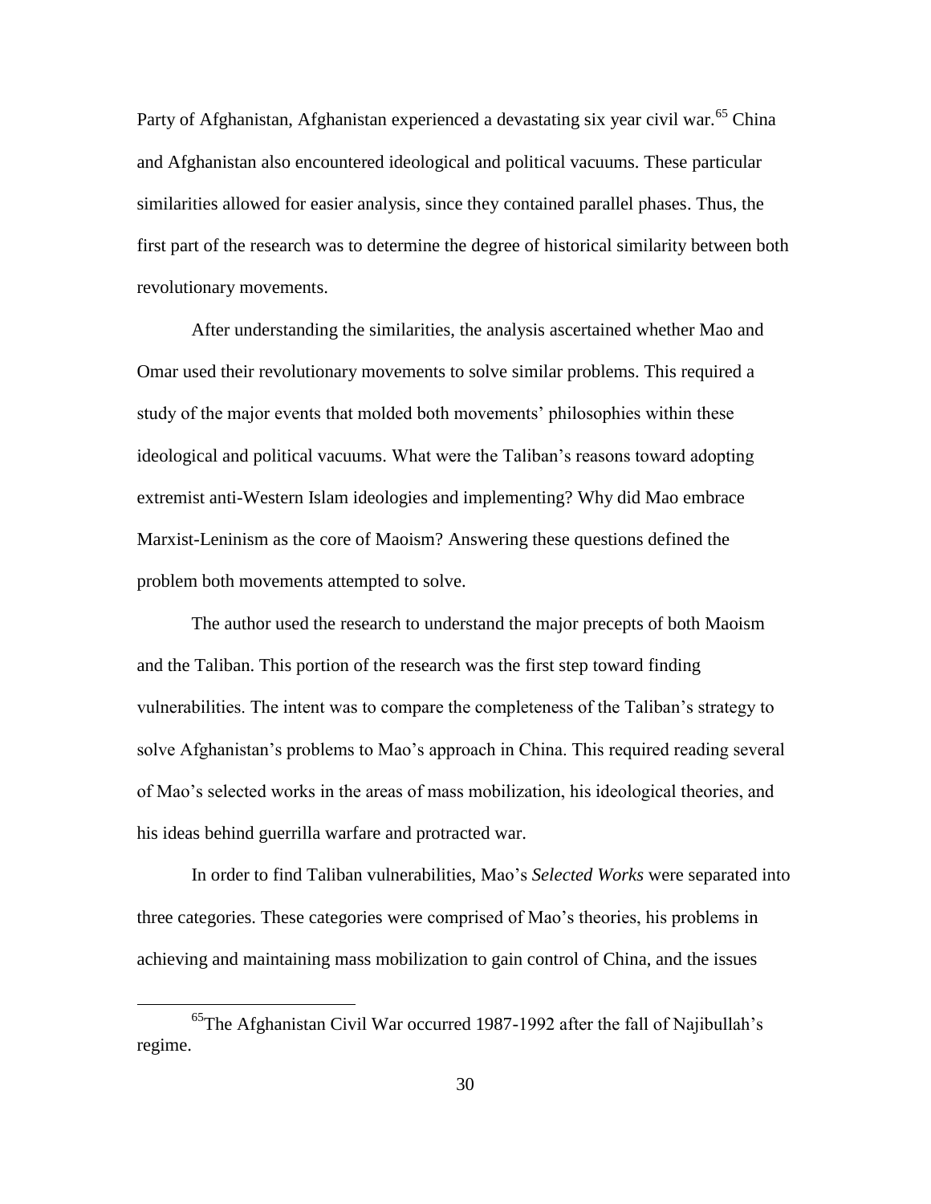Party of Afghanistan, Afghanistan experienced a devastating six year civil war.[65] China and Afghanistan also encountered ideological and political vacuums. These particular similarities allowed for easier analysis, since they contained parallel phases. Thus, the first part of the research was to determine the degree of historical similarity between both revolutionary movements.

After understanding the similarities, the analysis ascertained whether Mao and Omar used their revolutionary movements to solve similar problems. This required a study of the major events that molded both movements' philosophies within these ideological and political vacuums. What were the Taliban's reasons toward adopting extremist anti-Western Islam ideologies and implementing? Why did Mao embrace Marxist-Leninism as the core of Maoism? Answering these questions defined the problem both movements attempted to solve.

The author used the research to understand the major precepts of both Maoism and the Taliban. This portion of the research was the first step toward finding vulnerabilities. The intent was to compare the completeness of the Taliban's strategy to solve Afghanistan's problems to Mao's approach in China. This required reading several of Mao's selected works in the areas of mass mobilization, his ideological theories, and his ideas behind guerrilla warfare and protracted war.

In order to find Taliban vulnerabilities, Mao's *Selected Works* were separated into three categories. These categories were comprised of Mao's theories, his problems in achieving and maintaining mass mobilization to gain control of China, and the issues

[65]The Afghanistan Civil War occurred 1987-1992 after the fall of Najibullah's regime.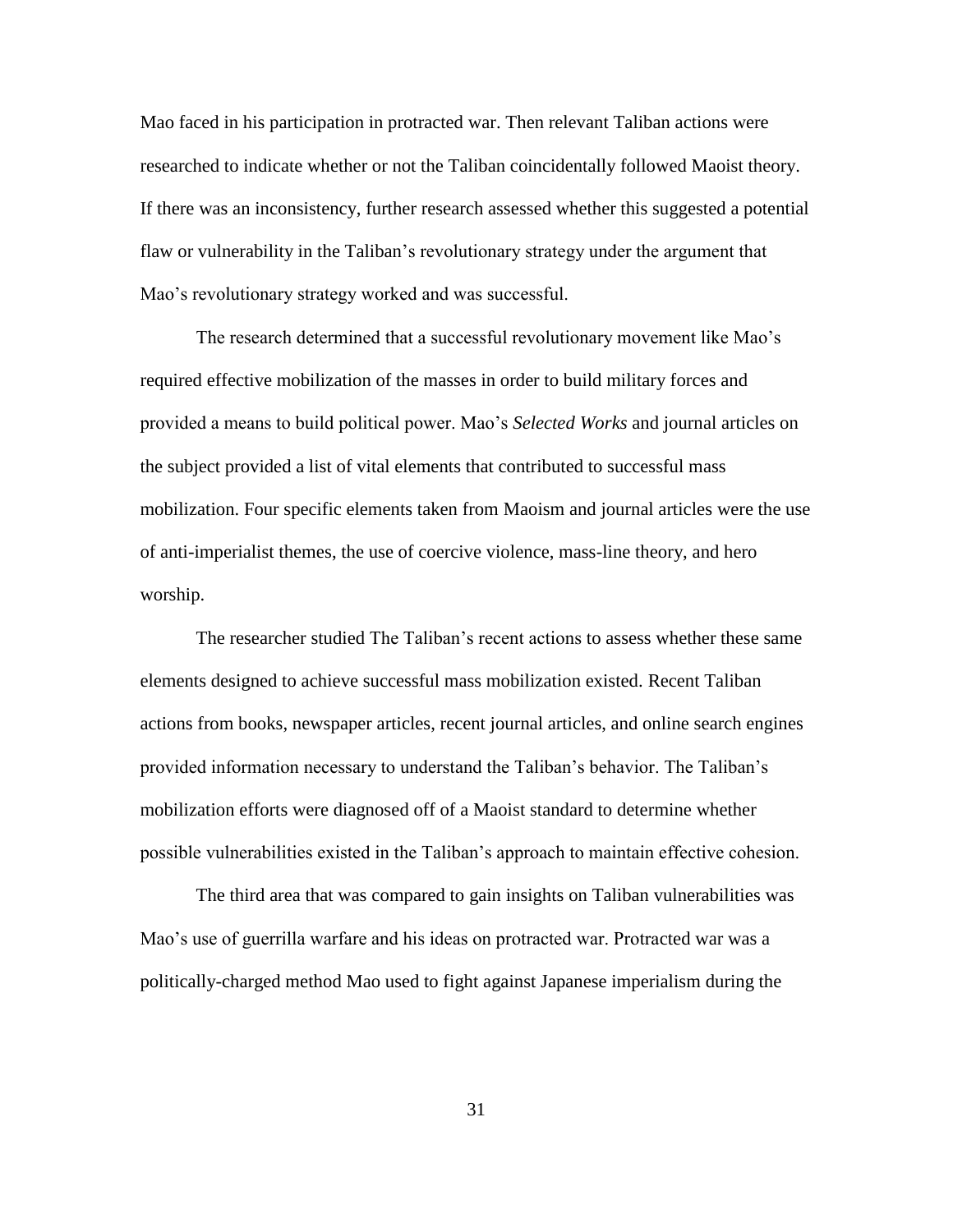Mao faced in his participation in protracted war. Then relevant Taliban actions were researched to indicate whether or not the Taliban coincidentally followed Maoist theory. If there was an inconsistency, further research assessed whether this suggested a potential flaw or vulnerability in the Taliban's revolutionary strategy under the argument that Mao's revolutionary strategy worked and was successful.

The research determined that a successful revolutionary movement like Mao's required effective mobilization of the masses in order to build military forces and provided a means to build political power. Mao's *Selected Works* and journal articles on the subject provided a list of vital elements that contributed to successful mass mobilization. Four specific elements taken from Maoism and journal articles were the use of anti-imperialist themes, the use of coercive violence, mass-line theory, and hero worship.

The researcher studied The Taliban's recent actions to assess whether these same elements designed to achieve successful mass mobilization existed. Recent Taliban actions from books, newspaper articles, recent journal articles, and online search engines provided information necessary to understand the Taliban's behavior. The Taliban's mobilization efforts were diagnosed off of a Maoist standard to determine whether possible vulnerabilities existed in the Taliban's approach to maintain effective cohesion.

The third area that was compared to gain insights on Taliban vulnerabilities was Mao's use of guerrilla warfare and his ideas on protracted war. Protracted war was a politically-charged method Mao used to fight against Japanese imperialism during the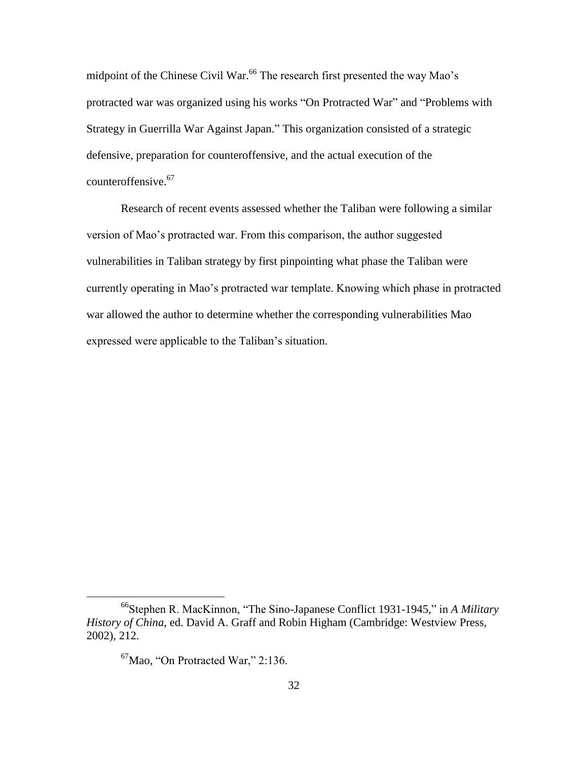midpoint of the Chinese Civil War.[66] The research first presented the way Mao's protracted war was organized using his works "On Protracted War" and "Problems with Strategy in Guerrilla War Against Japan." This organization consisted of a strategic defensive, preparation for counteroffensive, and the actual execution of the counteroffensive.[67]

Research of recent events assessed whether the Taliban were following a similar version of Mao's protracted war. From this comparison, the author suggested vulnerabilities in Taliban strategy by first pinpointing what phase the Taliban were currently operating in Mao's protracted war template. Knowing which phase in protracted war allowed the author to determine whether the corresponding vulnerabilities Mao expressed were applicable to the Taliban's situation.

---

[66]Stephen R. MacKinnon, "The Sino-Japanese Conflict 1931-1945," in *A Military History of China*, ed. David A. Graff and Robin Higham (Cambridge: Westview Press, 2002), 212.

[67]Mao, "On Protracted War," 2:136.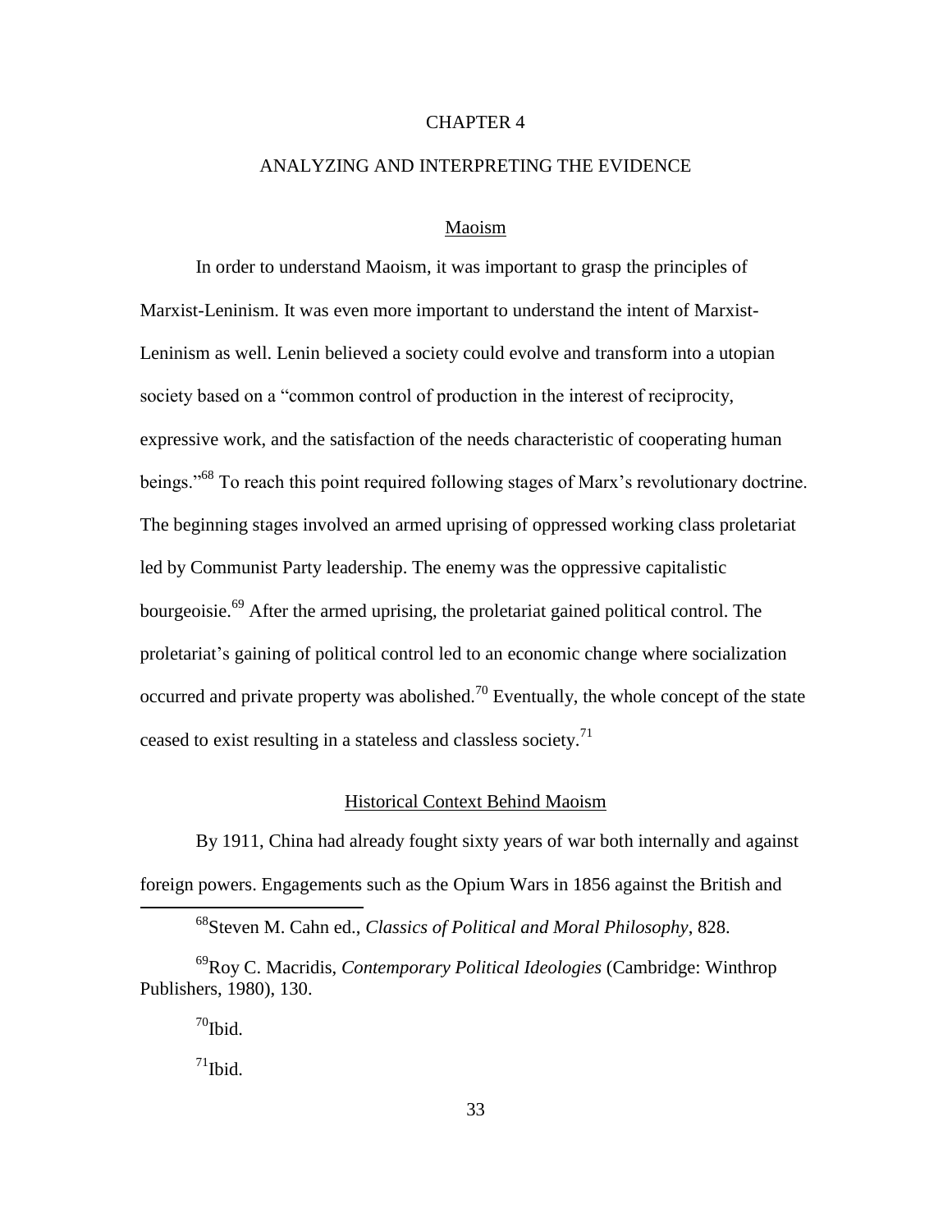# CHAPTER 4

# ANALYZING AND INTERPRETING THE EVIDENCE

## Maoism

In order to understand Maoism, it was important to grasp the principles of Marxist-Leninism. It was even more important to understand the intent of Marxist-Leninism as well. Lenin believed a society could evolve and transform into a utopian society based on a "common control of production in the interest of reciprocity, expressive work, and the satisfaction of the needs characteristic of cooperating human beings."[68] To reach this point required following stages of Marx's revolutionary doctrine. The beginning stages involved an armed uprising of oppressed working class proletariat led by Communist Party leadership. The enemy was the oppressive capitalistic bourgeoisie.[69] After the armed uprising, the proletariat gained political control. The proletariat's gaining of political control led to an economic change where socialization occurred and private property was abolished.[70] Eventually, the whole concept of the state ceased to exist resulting in a stateless and classless society.[71]

## Historical Context Behind Maoism

By 1911, China had already fought sixty years of war both internally and against foreign powers. Engagements such as the Opium Wars in 1856 against the British and

---

[68] Steven M. Cahn ed., *Classics of Political and Moral Philosophy*, 828.

[69] Roy C. Macridis, *Contemporary Political Ideologies* (Cambridge: Winthrop Publishers, 1980), 130.

[70] Ibid.

[71] Ibid.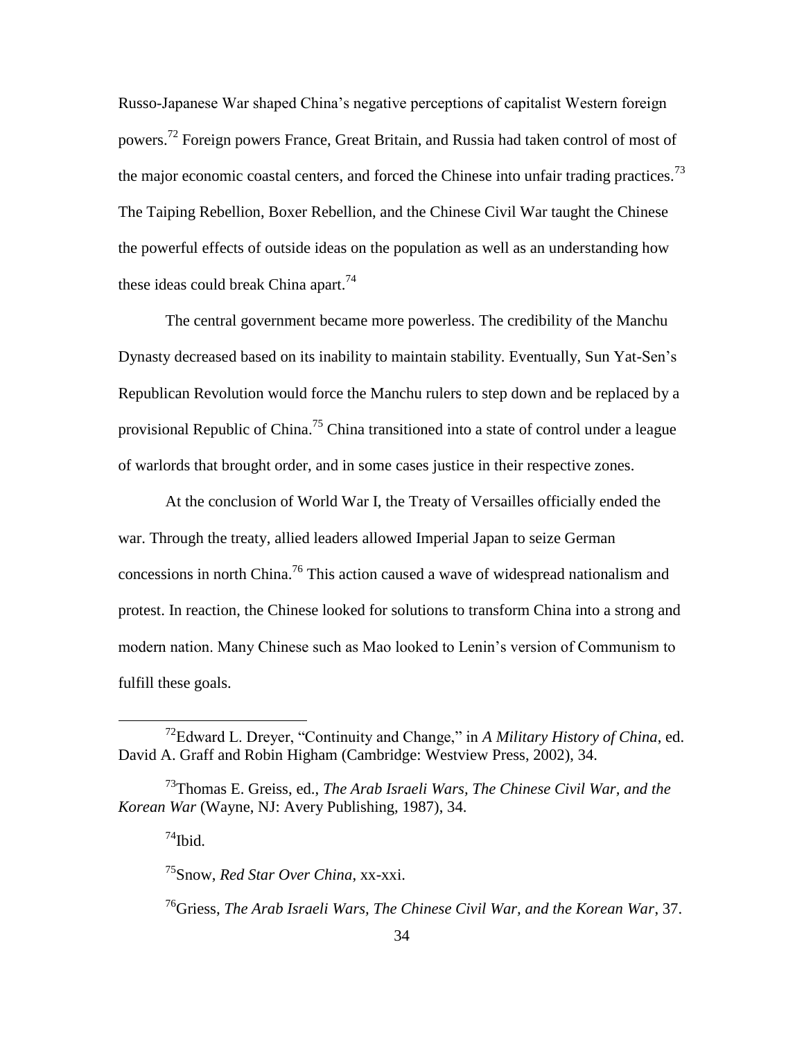Russo-Japanese War shaped China's negative perceptions of capitalist Western foreign powers.[72] Foreign powers France, Great Britain, and Russia had taken control of most of the major economic coastal centers, and forced the Chinese into unfair trading practices.[73] The Taiping Rebellion, Boxer Rebellion, and the Chinese Civil War taught the Chinese the powerful effects of outside ideas on the population as well as an understanding how these ideas could break China apart.[74]

The central government became more powerless. The credibility of the Manchu Dynasty decreased based on its inability to maintain stability. Eventually, Sun Yat-Sen's Republican Revolution would force the Manchu rulers to step down and be replaced by a provisional Republic of China.[75] China transitioned into a state of control under a league of warlords that brought order, and in some cases justice in their respective zones.

At the conclusion of World War I, the Treaty of Versailles officially ended the war. Through the treaty, allied leaders allowed Imperial Japan to seize German concessions in north China.[76] This action caused a wave of widespread nationalism and protest. In reaction, the Chinese looked for solutions to transform China into a strong and modern nation. Many Chinese such as Mao looked to Lenin's version of Communism to fulfill these goals.

---

[72]Edward L. Dreyer, "Continuity and Change," in *A Military History of China*, ed. David A. Graff and Robin Higham (Cambridge: Westview Press, 2002), 34.

[73]Thomas E. Greiss, ed., *The Arab Israeli Wars, The Chinese Civil War, and the Korean War* (Wayne, NJ: Avery Publishing, 1987), 34.

[74]Ibid.

[75]Snow, *Red Star Over China*, xx-xxi.

[76]Griess, *The Arab Israeli Wars, The Chinese Civil War, and the Korean War*, 37.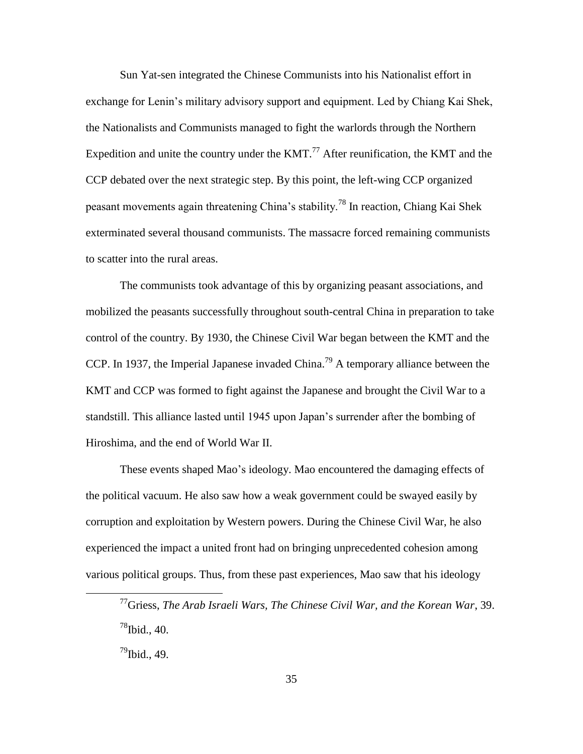Sun Yat-sen integrated the Chinese Communists into his Nationalist effort in exchange for Lenin's military advisory support and equipment. Led by Chiang Kai Shek, the Nationalists and Communists managed to fight the warlords through the Northern Expedition and unite the country under the KMT.[77] After reunification, the KMT and the CCP debated over the next strategic step. By this point, the left-wing CCP organized peasant movements again threatening China's stability.[78] In reaction, Chiang Kai Shek exterminated several thousand communists. The massacre forced remaining communists to scatter into the rural areas.

The communists took advantage of this by organizing peasant associations, and mobilized the peasants successfully throughout south-central China in preparation to take control of the country. By 1930, the Chinese Civil War began between the KMT and the CCP. In 1937, the Imperial Japanese invaded China.[79] A temporary alliance between the KMT and CCP was formed to fight against the Japanese and brought the Civil War to a standstill. This alliance lasted until 1945 upon Japan's surrender after the bombing of Hiroshima, and the end of World War II.

These events shaped Mao's ideology. Mao encountered the damaging effects of the political vacuum. He also saw how a weak government could be swayed easily by corruption and exploitation by Western powers. During the Chinese Civil War, he also experienced the impact a united front had on bringing unprecedented cohesion among various political groups. Thus, from these past experiences, Mao saw that his ideology

---

[77] Griess, *The Arab Israeli Wars, The Chinese Civil War, and the Korean War*, 39.

[78] Ibid., 40.

[79] Ibid., 49.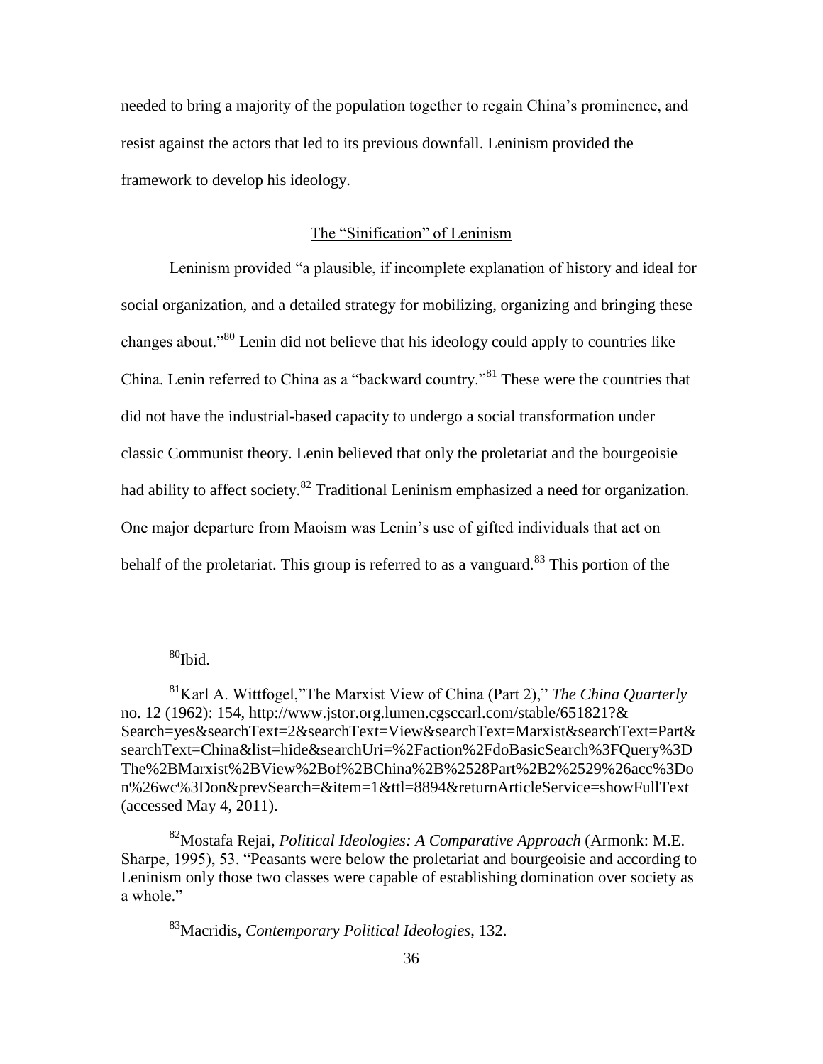needed to bring a majority of the population together to regain China's prominence, and resist against the actors that led to its previous downfall. Leninism provided the framework to develop his ideology.

## The "Sinification" of Leninism

Leninism provided "a plausible, if incomplete explanation of history and ideal for social organization, and a detailed strategy for mobilizing, organizing and bringing these changes about."[80] Lenin did not believe that his ideology could apply to countries like China. Lenin referred to China as a "backward country."[81] These were the countries that did not have the industrial-based capacity to undergo a social transformation under classic Communist theory. Lenin believed that only the proletariat and the bourgeoisie had ability to affect society.[82] Traditional Leninism emphasized a need for organization. One major departure from Maoism was Lenin's use of gifted individuals that act on behalf of the proletariat. This group is referred to as a vanguard.[83] This portion of the

---

[80]Ibid.

[81]Karl A. Wittfogel,"The Marxist View of China (Part 2)," *The China Quarterly* no. 12 (1962): 154, http://www.jstor.org.lumen.cgsccarl.com/stable/651821?&Search=yes&searchText=2&searchText=View&searchText=Marxist&searchText=Part&searchText=China&list=hide&searchUri=%2Faction%2FdoBasicSearch%3FQuery%3DThe%2BMarxist%2BView%2Bof%2BChina%2B%2528Part%2B2%2529%26acc%3Don%26wc%3Don&prevSearch=&item=1&ttl=8894&returnArticleService=showFullText (accessed May 4, 2011).

[82]Mostafa Rejai, *Political Ideologies: A Comparative Approach* (Armonk: M.E. Sharpe, 1995), 53. "Peasants were below the proletariat and bourgeoisie and according to Leninism only those two classes were capable of establishing domination over society as a whole."

[83]Macridis, *Contemporary Political Ideologies*, 132.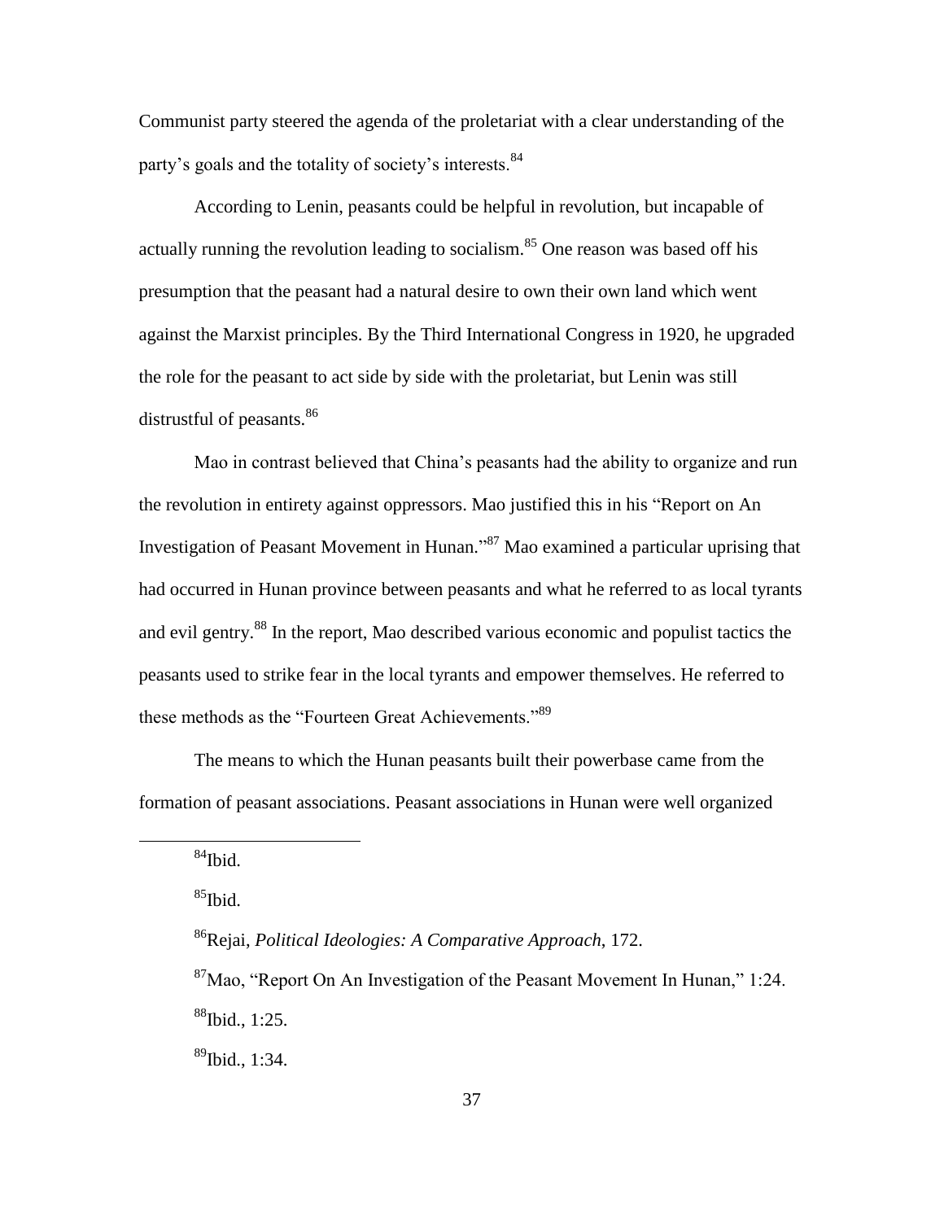Communist party steered the agenda of the proletariat with a clear understanding of the party's goals and the totality of society's interests.[84]

According to Lenin, peasants could be helpful in revolution, but incapable of actually running the revolution leading to socialism.[85] One reason was based off his presumption that the peasant had a natural desire to own their own land which went against the Marxist principles. By the Third International Congress in 1920, he upgraded the role for the peasant to act side by side with the proletariat, but Lenin was still distrustful of peasants.[86]

Mao in contrast believed that China's peasants had the ability to organize and run the revolution in entirety against oppressors. Mao justified this in his "Report on An Investigation of Peasant Movement in Hunan."[87] Mao examined a particular uprising that had occurred in Hunan province between peasants and what he referred to as local tyrants and evil gentry.[88] In the report, Mao described various economic and populist tactics the peasants used to strike fear in the local tyrants and empower themselves. He referred to these methods as the "Fourteen Great Achievements."[89]

The means to which the Hunan peasants built their powerbase came from the formation of peasant associations. Peasant associations in Hunan were well organized

---

[84]Ibid.

[85]Ibid.

[86]Rejai, *Political Ideologies: A Comparative Approach*, 172.

[87]Mao, "Report On An Investigation of the Peasant Movement In Hunan," 1:24.

[88]Ibid., 1:25.

[89]Ibid., 1:34.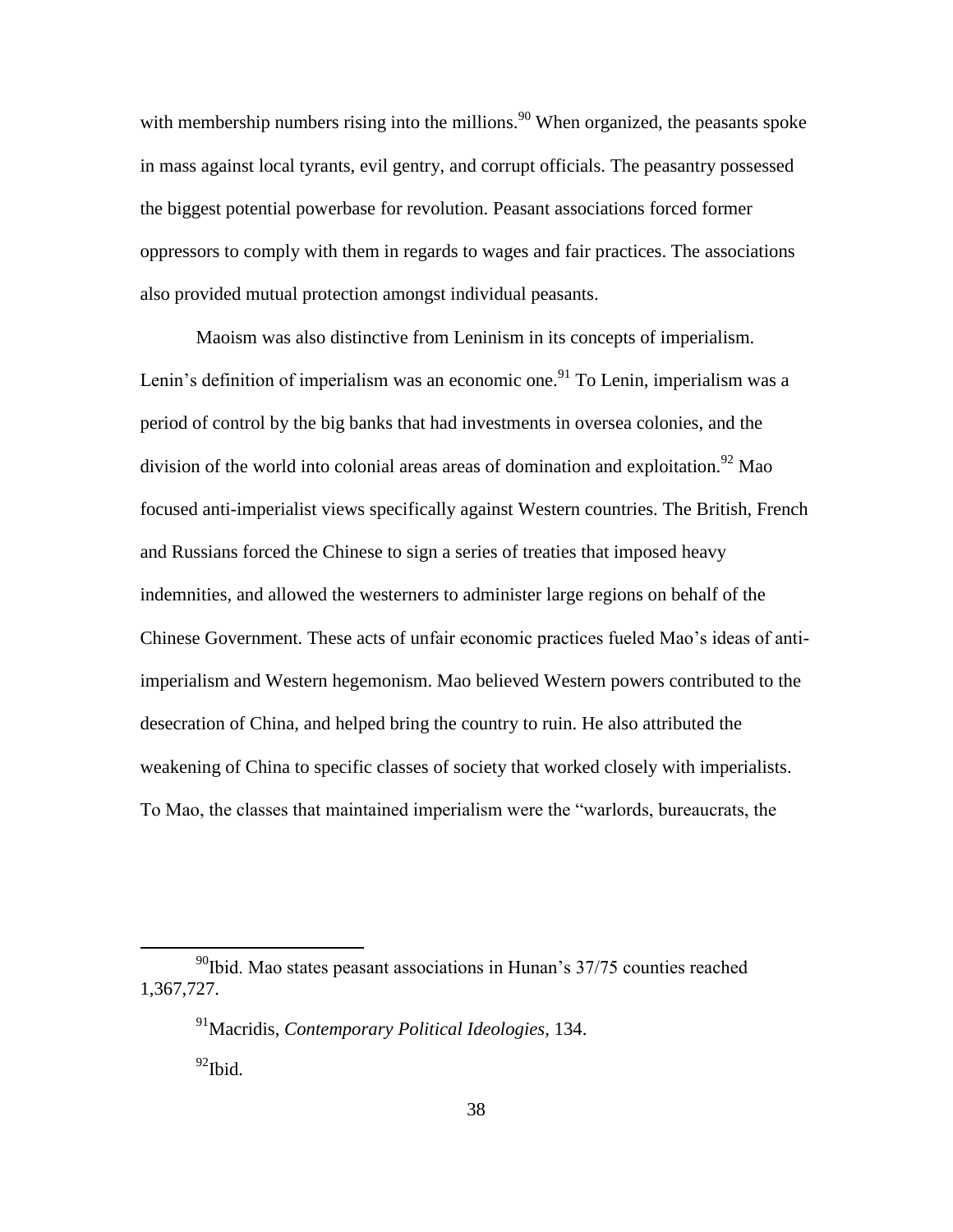with membership numbers rising into the millions.[90] When organized, the peasants spoke in mass against local tyrants, evil gentry, and corrupt officials. The peasantry possessed the biggest potential powerbase for revolution. Peasant associations forced former oppressors to comply with them in regards to wages and fair practices. The associations also provided mutual protection amongst individual peasants.

Maoism was also distinctive from Leninism in its concepts of imperialism. Lenin's definition of imperialism was an economic one.[91] To Lenin, imperialism was a period of control by the big banks that had investments in oversea colonies, and the division of the world into colonial areas areas of domination and exploitation.[92] Mao focused anti-imperialist views specifically against Western countries. The British, French and Russians forced the Chinese to sign a series of treaties that imposed heavy indemnities, and allowed the westerners to administer large regions on behalf of the Chinese Government. These acts of unfair economic practices fueled Mao's ideas of anti-imperialism and Western hegemonism. Mao believed Western powers contributed to the desecration of China, and helped bring the country to ruin. He also attributed the weakening of China to specific classes of society that worked closely with imperialists. To Mao, the classes that maintained imperialism were the "warlords, bureaucrats, the

---

[90] Ibid. Mao states peasant associations in Hunan's 37/75 counties reached 1,367,727.

[91] Macridis, *Contemporary Political Ideologies*, 134.

[92] Ibid.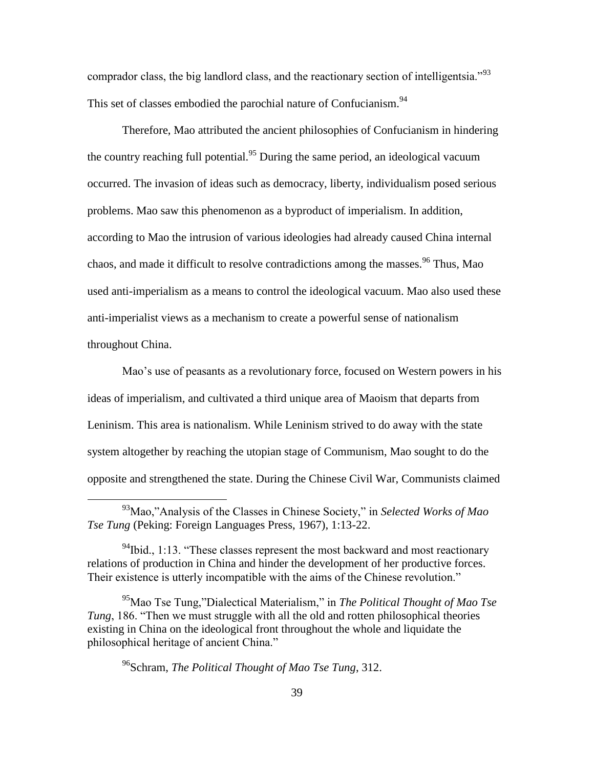comprador class, the big landlord class, and the reactionary section of intelligentsia."[93] This set of classes embodied the parochial nature of Confucianism.[94]

Therefore, Mao attributed the ancient philosophies of Confucianism in hindering the country reaching full potential.[95] During the same period, an ideological vacuum occurred. The invasion of ideas such as democracy, liberty, individualism posed serious problems. Mao saw this phenomenon as a byproduct of imperialism. In addition, according to Mao the intrusion of various ideologies had already caused China internal chaos, and made it difficult to resolve contradictions among the masses.[96] Thus, Mao used anti-imperialism as a means to control the ideological vacuum. Mao also used these anti-imperialist views as a mechanism to create a powerful sense of nationalism throughout China.

Mao's use of peasants as a revolutionary force, focused on Western powers in his ideas of imperialism, and cultivated a third unique area of Maoism that departs from Leninism. This area is nationalism. While Leninism strived to do away with the state system altogether by reaching the utopian stage of Communism, Mao sought to do the opposite and strengthened the state. During the Chinese Civil War, Communists claimed

---

[93] Mao,"Analysis of the Classes in Chinese Society," in *Selected Works of Mao Tse Tung* (Peking: Foreign Languages Press, 1967), 1:13-22.

[94] Ibid., 1:13. "These classes represent the most backward and most reactionary relations of production in China and hinder the development of her productive forces. Their existence is utterly incompatible with the aims of the Chinese revolution."

[95] Mao Tse Tung,"Dialectical Materialism," in *The Political Thought of Mao Tse Tung*, 186. "Then we must struggle with all the old and rotten philosophical theories existing in China on the ideological front throughout the whole and liquidate the philosophical heritage of ancient China."

[96] Schram, *The Political Thought of Mao Tse Tung*, 312.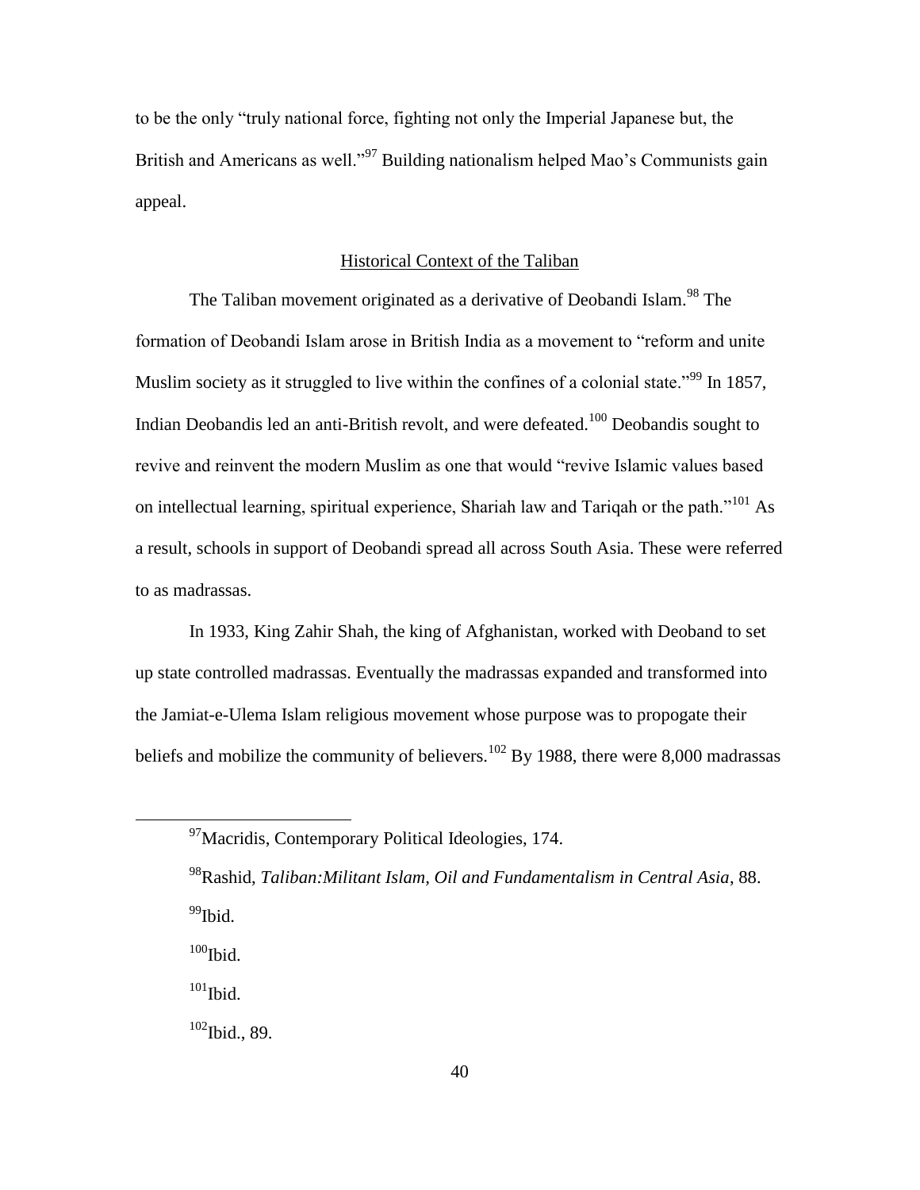to be the only "truly national force, fighting not only the Imperial Japanese but, the British and Americans as well."[97] Building nationalism helped Mao's Communists gain appeal.

## Historical Context of the Taliban

The Taliban movement originated as a derivative of Deobandi Islam.[98] The formation of Deobandi Islam arose in British India as a movement to "reform and unite Muslim society as it struggled to live within the confines of a colonial state."[99] In 1857, Indian Deobandis led an anti-British revolt, and were defeated.[100] Deobandis sought to revive and reinvent the modern Muslim as one that would "revive Islamic values based on intellectual learning, spiritual experience, Shariah law and Tariqah or the path."[101] As a result, schools in support of Deobandi spread all across South Asia. These were referred to as madrassas.

In 1933, King Zahir Shah, the king of Afghanistan, worked with Deoband to set up state controlled madrassas. Eventually the madrassas expanded and transformed into the Jamiat-e-Ulema Islam religious movement whose purpose was to propogate their beliefs and mobilize the community of believers.[102] By 1988, there were 8,000 madrassas

---

[97] Macridis, Contemporary Political Ideologies, 174.

[98] Rashid, *Taliban:Militant Islam, Oil and Fundamentalism in Central Asia*, 88.

[99] Ibid.

[100] Ibid.

[101] Ibid.

[102] Ibid., 89.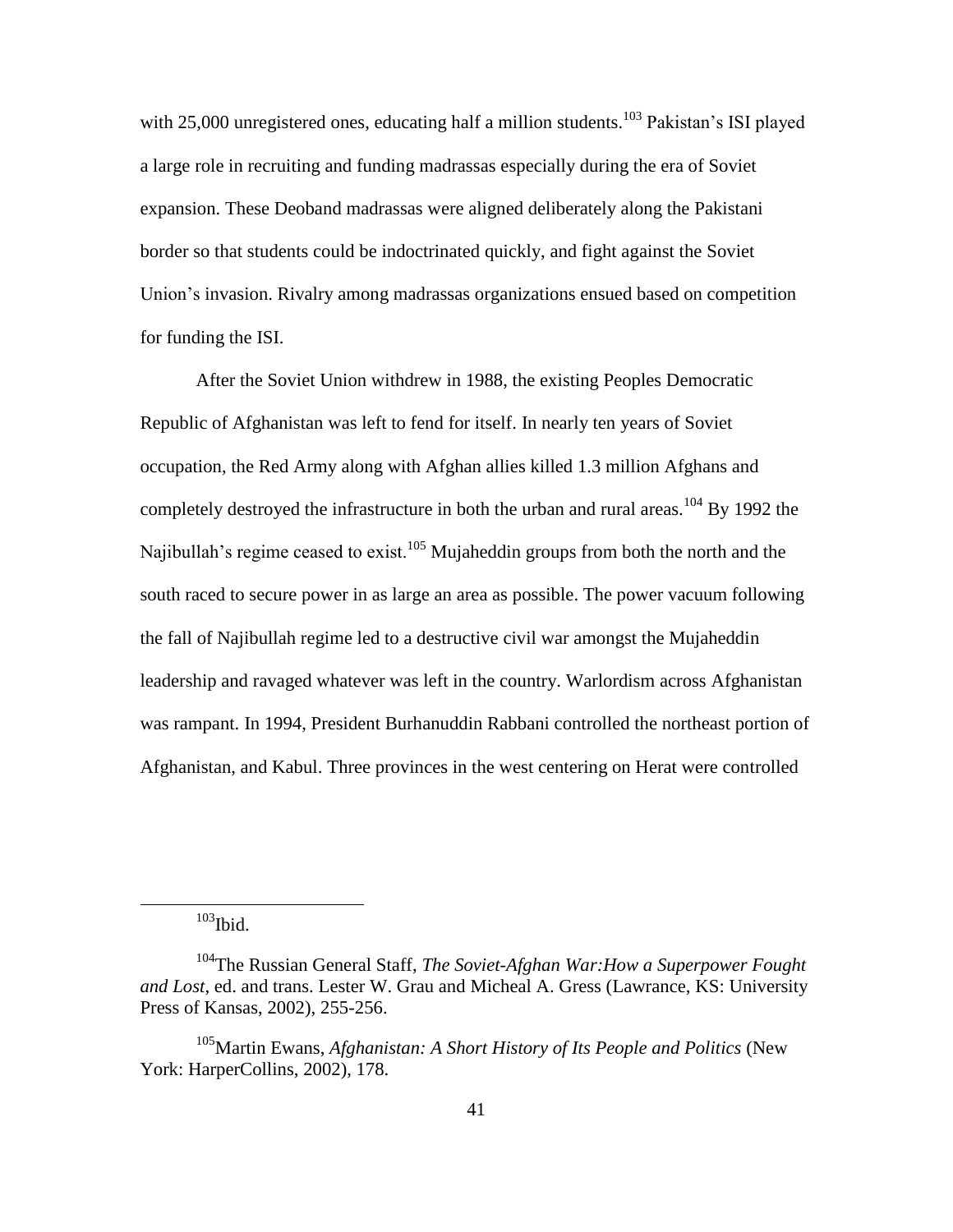with 25,000 unregistered ones, educating half a million students.[103] Pakistan's ISI played a large role in recruiting and funding madrassas especially during the era of Soviet expansion. These Deoband madrassas were aligned deliberately along the Pakistani border so that students could be indoctrinated quickly, and fight against the Soviet Union's invasion. Rivalry among madrassas organizations ensued based on competition for funding the ISI.

After the Soviet Union withdrew in 1988, the existing Peoples Democratic Republic of Afghanistan was left to fend for itself. In nearly ten years of Soviet occupation, the Red Army along with Afghan allies killed 1.3 million Afghans and completely destroyed the infrastructure in both the urban and rural areas.[104] By 1992 the Najibullah's regime ceased to exist.[105] Mujaheddin groups from both the north and the south raced to secure power in as large an area as possible. The power vacuum following the fall of Najibullah regime led to a destructive civil war amongst the Mujaheddin leadership and ravaged whatever was left in the country. Warlordism across Afghanistan was rampant. In 1994, President Burhanuddin Rabbani controlled the northeast portion of Afghanistan, and Kabul. Three provinces in the west centering on Herat were controlled

---

[103]Ibid.

[104]The Russian General Staff, *The Soviet-Afghan War:How a Superpower Fought and Lost*, ed. and trans. Lester W. Grau and Micheal A. Gress (Lawrance, KS: University Press of Kansas, 2002), 255-256.

[105]Martin Ewans, *Afghanistan: A Short History of Its People and Politics* (New York: HarperCollins, 2002), 178.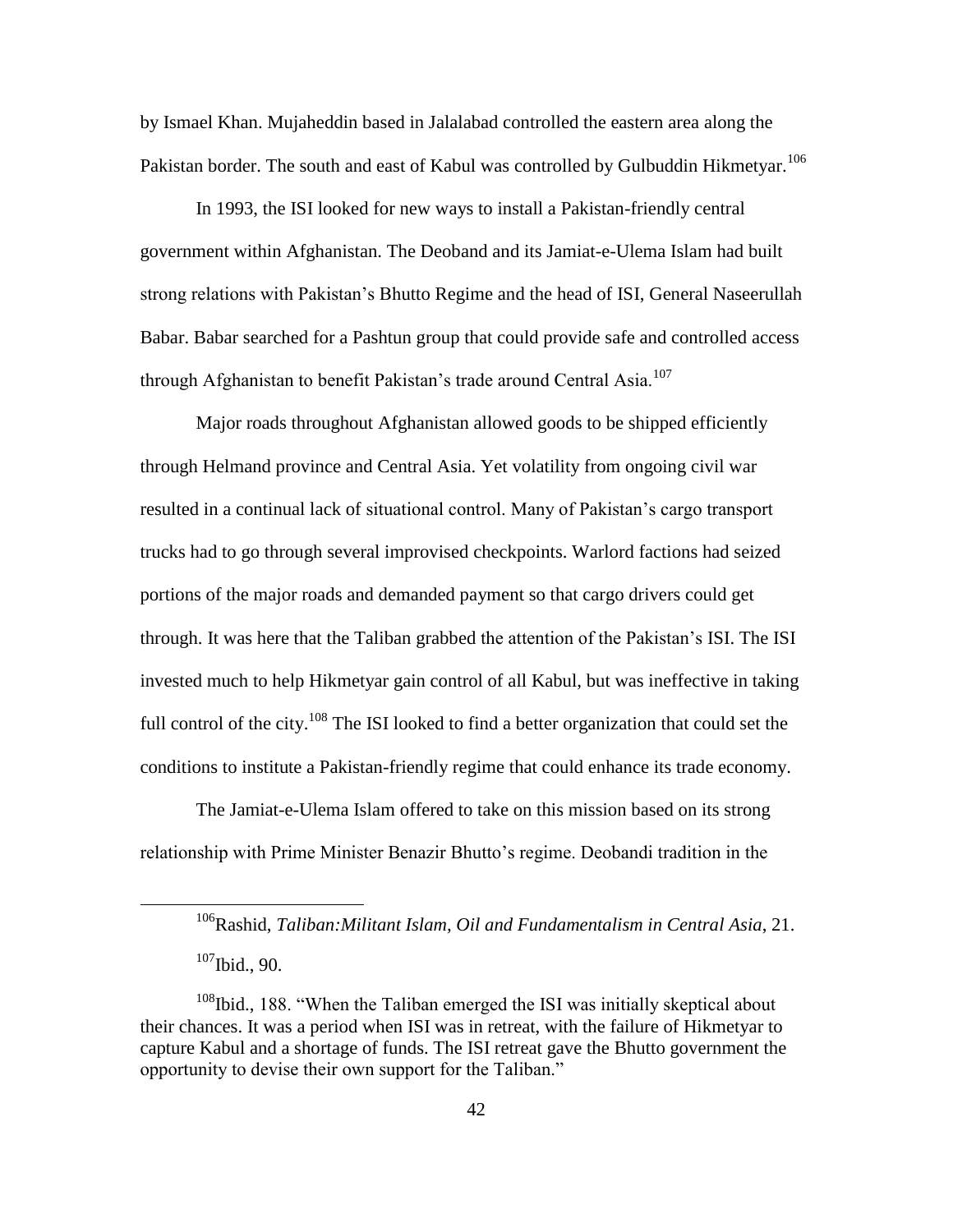by Ismael Khan. Mujaheddin based in Jalalabad controlled the eastern area along the Pakistan border. The south and east of Kabul was controlled by Gulbuddin Hikmetyar.[106]

In 1993, the ISI looked for new ways to install a Pakistan-friendly central government within Afghanistan. The Deoband and its Jamiat-e-Ulema Islam had built strong relations with Pakistan's Bhutto Regime and the head of ISI, General Naseerullah Babar. Babar searched for a Pashtun group that could provide safe and controlled access through Afghanistan to benefit Pakistan's trade around Central Asia.[107]

Major roads throughout Afghanistan allowed goods to be shipped efficiently through Helmand province and Central Asia. Yet volatility from ongoing civil war resulted in a continual lack of situational control. Many of Pakistan's cargo transport trucks had to go through several improvised checkpoints. Warlord factions had seized portions of the major roads and demanded payment so that cargo drivers could get through. It was here that the Taliban grabbed the attention of the Pakistan's ISI. The ISI invested much to help Hikmetyar gain control of all Kabul, but was ineffective in taking full control of the city.[108] The ISI looked to find a better organization that could set the conditions to institute a Pakistan-friendly regime that could enhance its trade economy.

The Jamiat-e-Ulema Islam offered to take on this mission based on its strong relationship with Prime Minister Benazir Bhutto's regime. Deobandi tradition in the

---

[106] Rashid, *Taliban:Militant Islam, Oil and Fundamentalism in Central Asia*, 21.

[107] Ibid., 90.

[108] Ibid., 188. "When the Taliban emerged the ISI was initially skeptical about their chances. It was a period when ISI was in retreat, with the failure of Hikmetyar to capture Kabul and a shortage of funds. The ISI retreat gave the Bhutto government the opportunity to devise their own support for the Taliban."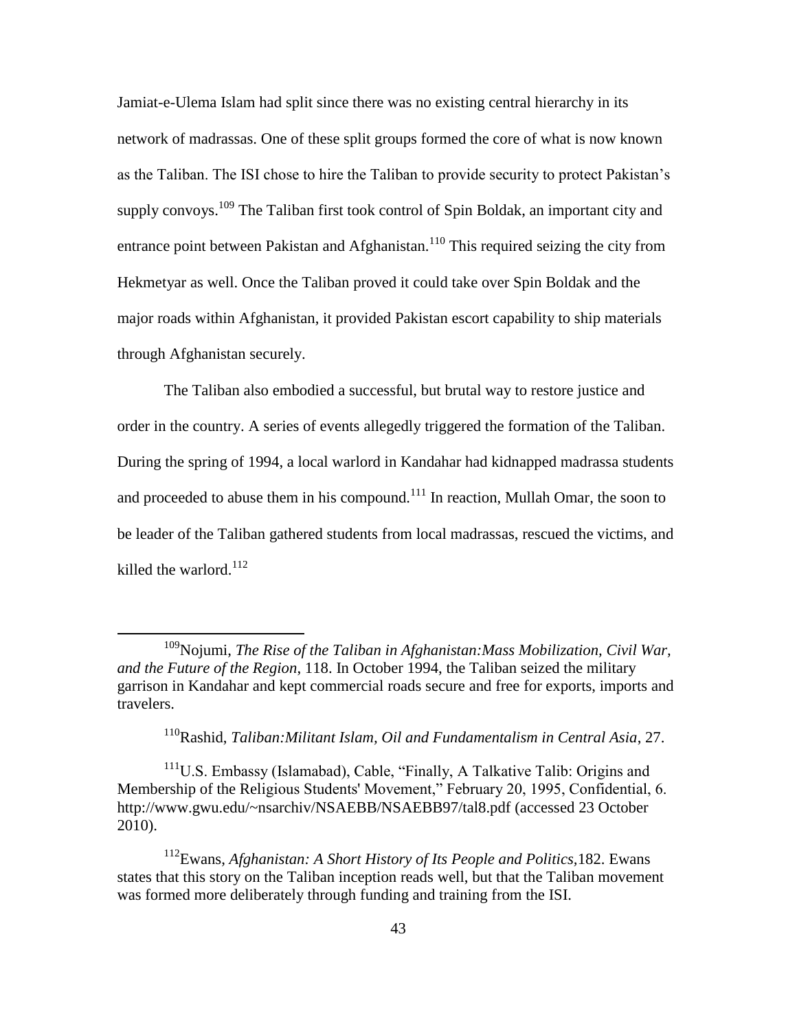Jamiat-e-Ulema Islam had split since there was no existing central hierarchy in its network of madrassas. One of these split groups formed the core of what is now known as the Taliban. The ISI chose to hire the Taliban to provide security to protect Pakistan's supply convoys.[109] The Taliban first took control of Spin Boldak, an important city and entrance point between Pakistan and Afghanistan.[110] This required seizing the city from Hekmetyar as well. Once the Taliban proved it could take over Spin Boldak and the major roads within Afghanistan, it provided Pakistan escort capability to ship materials through Afghanistan securely.

The Taliban also embodied a successful, but brutal way to restore justice and order in the country. A series of events allegedly triggered the formation of the Taliban. During the spring of 1994, a local warlord in Kandahar had kidnapped madrassa students and proceeded to abuse them in his compound.[111] In reaction, Mullah Omar, the soon to be leader of the Taliban gathered students from local madrassas, rescued the victims, and killed the warlord.[112]

---

[109] Nojumi, *The Rise of the Taliban in Afghanistan:Mass Mobilization, Civil War, and the Future of the Region*, 118. In October 1994, the Taliban seized the military garrison in Kandahar and kept commercial roads secure and free for exports, imports and travelers.

[110] Rashid, *Taliban:Militant Islam, Oil and Fundamentalism in Central Asia*, 27.

[111] U.S. Embassy (Islamabad), Cable, "Finally, A Talkative Talib: Origins and Membership of the Religious Students' Movement," February 20, 1995, Confidential, 6. http://www.gwu.edu/~nsarchiv/NSAEBB/NSAEBB97/tal8.pdf (accessed 23 October 2010).

[112] Ewans, *Afghanistan: A Short History of Its People and Politics*,182. Ewans states that this story on the Taliban inception reads well, but that the Taliban movement was formed more deliberately through funding and training from the ISI.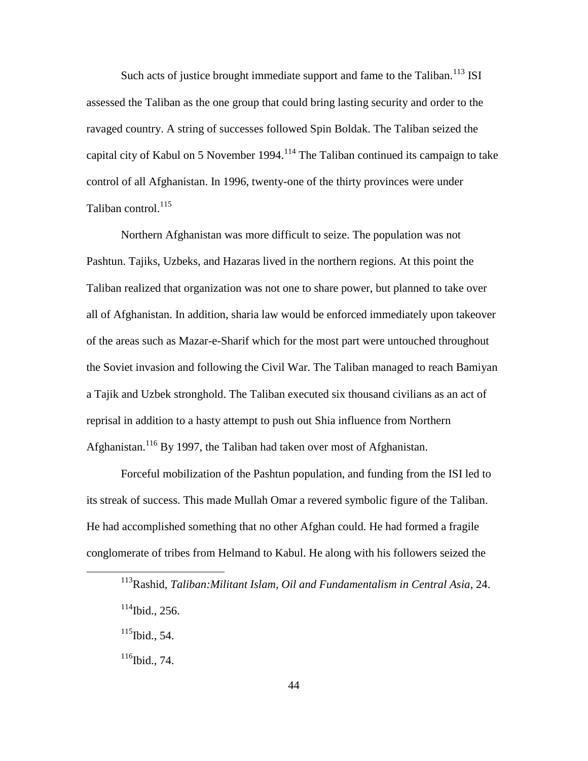Such acts of justice brought immediate support and fame to the Taliban.[113] ISI assessed the Taliban as the one group that could bring lasting security and order to the ravaged country. A string of successes followed Spin Boldak. The Taliban seized the capital city of Kabul on 5 November 1994.[114] The Taliban continued its campaign to take control of all Afghanistan. In 1996, twenty-one of the thirty provinces were under Taliban control.[115]

Northern Afghanistan was more difficult to seize. The population was not Pashtun. Tajiks, Uzbeks, and Hazaras lived in the northern regions. At this point the Taliban realized that organization was not one to share power, but planned to take over all of Afghanistan. In addition, sharia law would be enforced immediately upon takeover of the areas such as Mazar-e-Sharif which for the most part were untouched throughout the Soviet invasion and following the Civil War. The Taliban managed to reach Bamiyan a Tajik and Uzbek stronghold. The Taliban executed six thousand civilians as an act of reprisal in addition to a hasty attempt to push out Shia influence from Northern Afghanistan.[116] By 1997, the Taliban had taken over most of Afghanistan.

Forceful mobilization of the Pashtun population, and funding from the ISI led to its streak of success. This made Mullah Omar a revered symbolic figure of the Taliban. He had accomplished something that no other Afghan could. He had formed a fragile conglomerate of tribes from Helmand to Kabul. He along with his followers seized the

---

[113] Rashid, *Taliban:Militant Islam, Oil and Fundamentalism in Central Asia*, 24.

[114] Ibid., 256.

[115] Ibid., 54.

[116] Ibid., 74.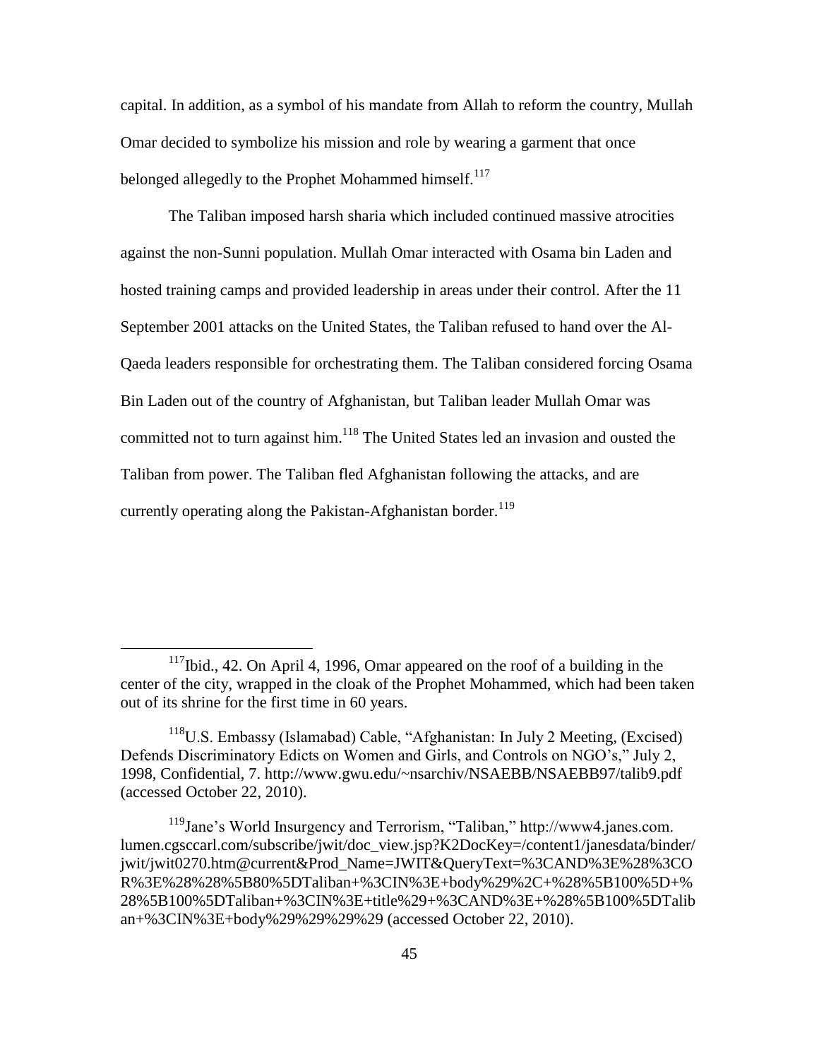capital. In addition, as a symbol of his mandate from Allah to reform the country, Mullah Omar decided to symbolize his mission and role by wearing a garment that once belonged allegedly to the Prophet Mohammed himself.[117]

The Taliban imposed harsh sharia which included continued massive atrocities against the non-Sunni population. Mullah Omar interacted with Osama bin Laden and hosted training camps and provided leadership in areas under their control. After the 11 September 2001 attacks on the United States, the Taliban refused to hand over the Al-Qaeda leaders responsible for orchestrating them. The Taliban considered forcing Osama Bin Laden out of the country of Afghanistan, but Taliban leader Mullah Omar was committed not to turn against him.[118] The United States led an invasion and ousted the Taliban from power. The Taliban fled Afghanistan following the attacks, and are currently operating along the Pakistan-Afghanistan border.[119]

---

[117]Ibid., 42. On April 4, 1996, Omar appeared on the roof of a building in the center of the city, wrapped in the cloak of the Prophet Mohammed, which had been taken out of its shrine for the first time in 60 years.

[118]U.S. Embassy (Islamabad) Cable, "Afghanistan: In July 2 Meeting, (Excised) Defends Discriminatory Edicts on Women and Girls, and Controls on NGO's," July 2, 1998, Confidential, 7. http://www.gwu.edu/~nsarchiv/NSAEBB/NSAEBB97/talib9.pdf (accessed October 22, 2010).

[119]Jane's World Insurgency and Terrorism, "Taliban," http://www4.janes.com.lumen.cgsccarl.com/subscribe/jwit/doc_view.jsp?K2DocKey=/content1/janesdata/binder/jwit/jwit0270.htm@current&Prod_Name=JWIT&QueryText=%3CAND%3E%28%3COR%3E%28%28%5B80%5DTaliban+%3CIN%3E+body%29%2C+%28%5B100%5D+%28%5B100%5DTaliban+%3CIN%3E+title%29+%3CAND%3E+%28%5B100%5DTaliban+%3CIN%3E+body%29%29%29%29 (accessed October 22, 2010).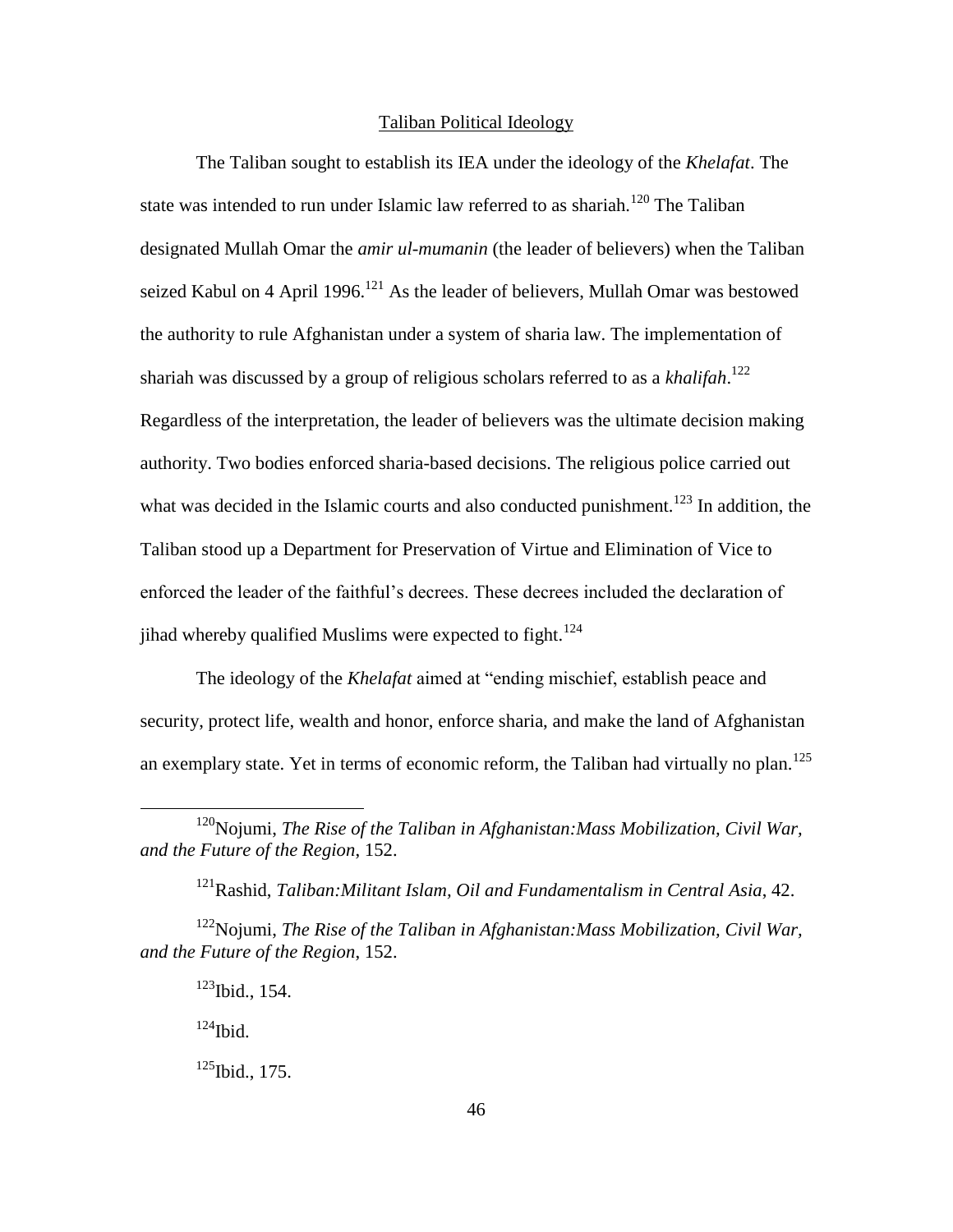## Taliban Political Ideology

The Taliban sought to establish its IEA under the ideology of the *Khelafat*. The state was intended to run under Islamic law referred to as shariah.[120] The Taliban designated Mullah Omar the *amir ul-mumanin* (the leader of believers) when the Taliban seized Kabul on 4 April 1996.[121] As the leader of believers, Mullah Omar was bestowed the authority to rule Afghanistan under a system of sharia law. The implementation of shariah was discussed by a group of religious scholars referred to as a *khalifah*.[122] Regardless of the interpretation, the leader of believers was the ultimate decision making authority. Two bodies enforced sharia-based decisions. The religious police carried out what was decided in the Islamic courts and also conducted punishment.[123] In addition, the Taliban stood up a Department for Preservation of Virtue and Elimination of Vice to enforced the leader of the faithful's decrees. These decrees included the declaration of jihad whereby qualified Muslims were expected to fight.[124]

The ideology of the *Khelafat* aimed at "ending mischief, establish peace and security, protect life, wealth and honor, enforce sharia, and make the land of Afghanistan an exemplary state. Yet in terms of economic reform, the Taliban had virtually no plan.[125]

---

[120]Nojumi, *The Rise of the Taliban in Afghanistan:Mass Mobilization, Civil War, and the Future of the Region*, 152.

[121]Rashid, *Taliban:Militant Islam, Oil and Fundamentalism in Central Asia*, 42.

[122]Nojumi, *The Rise of the Taliban in Afghanistan:Mass Mobilization, Civil War, and the Future of the Region*, 152.

[123]Ibid., 154.

[124]Ibid.

[125]Ibid., 175.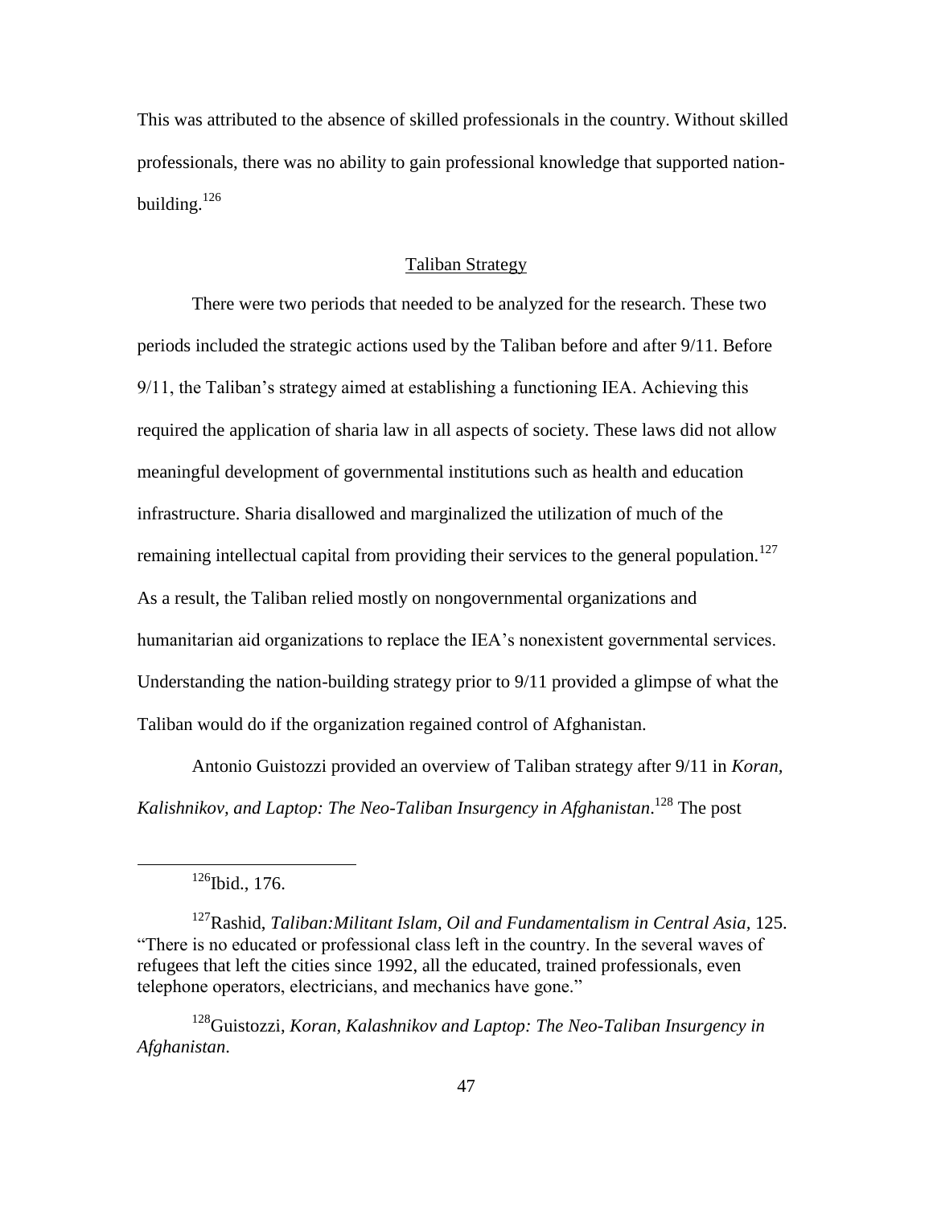This was attributed to the absence of skilled professionals in the country. Without skilled professionals, there was no ability to gain professional knowledge that supported nation-building.[126]

## Taliban Strategy

There were two periods that needed to be analyzed for the research. These two periods included the strategic actions used by the Taliban before and after 9/11. Before 9/11, the Taliban's strategy aimed at establishing a functioning IEA. Achieving this required the application of sharia law in all aspects of society. These laws did not allow meaningful development of governmental institutions such as health and education infrastructure. Sharia disallowed and marginalized the utilization of much of the remaining intellectual capital from providing their services to the general population.[127] As a result, the Taliban relied mostly on nongovernmental organizations and humanitarian aid organizations to replace the IEA's nonexistent governmental services. Understanding the nation-building strategy prior to 9/11 provided a glimpse of what the Taliban would do if the organization regained control of Afghanistan.

Antonio Guistozzi provided an overview of Taliban strategy after 9/11 in *Koran, Kalishnikov, and Laptop: The Neo-Taliban Insurgency in Afghanistan*.[128] The post

---

[126] Ibid., 176.

[127] Rashid, *Taliban:Militant Islam, Oil and Fundamentalism in Central Asia*, 125. "There is no educated or professional class left in the country. In the several waves of refugees that left the cities since 1992, all the educated, trained professionals, even telephone operators, electricians, and mechanics have gone."

[128] Guistozzi, *Koran, Kalashnikov and Laptop: The Neo-Taliban Insurgency in Afghanistan*.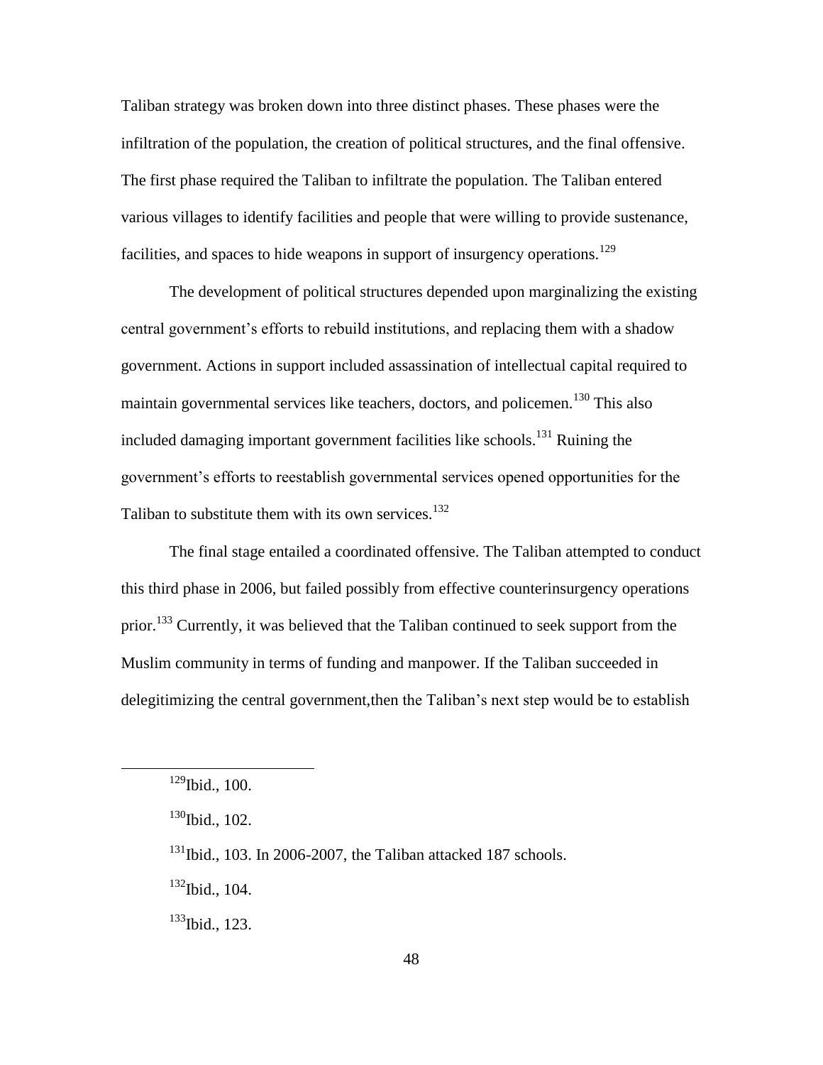Taliban strategy was broken down into three distinct phases. These phases were the infiltration of the population, the creation of political structures, and the final offensive. The first phase required the Taliban to infiltrate the population. The Taliban entered various villages to identify facilities and people that were willing to provide sustenance, facilities, and spaces to hide weapons in support of insurgency operations.[129]

The development of political structures depended upon marginalizing the existing central government's efforts to rebuild institutions, and replacing them with a shadow government. Actions in support included assassination of intellectual capital required to maintain governmental services like teachers, doctors, and policemen.[130] This also included damaging important government facilities like schools.[131] Ruining the government's efforts to reestablish governmental services opened opportunities for the Taliban to substitute them with its own services.[132]

The final stage entailed a coordinated offensive. The Taliban attempted to conduct this third phase in 2006, but failed possibly from effective counterinsurgency operations prior.[133] Currently, it was believed that the Taliban continued to seek support from the Muslim community in terms of funding and manpower. If the Taliban succeeded in delegitimizing the central government,then the Taliban's next step would be to establish

---

[129]Ibid., 100.

[130]Ibid., 102.

[131]Ibid., 103. In 2006-2007, the Taliban attacked 187 schools.

[132]Ibid., 104.

[133]Ibid., 123.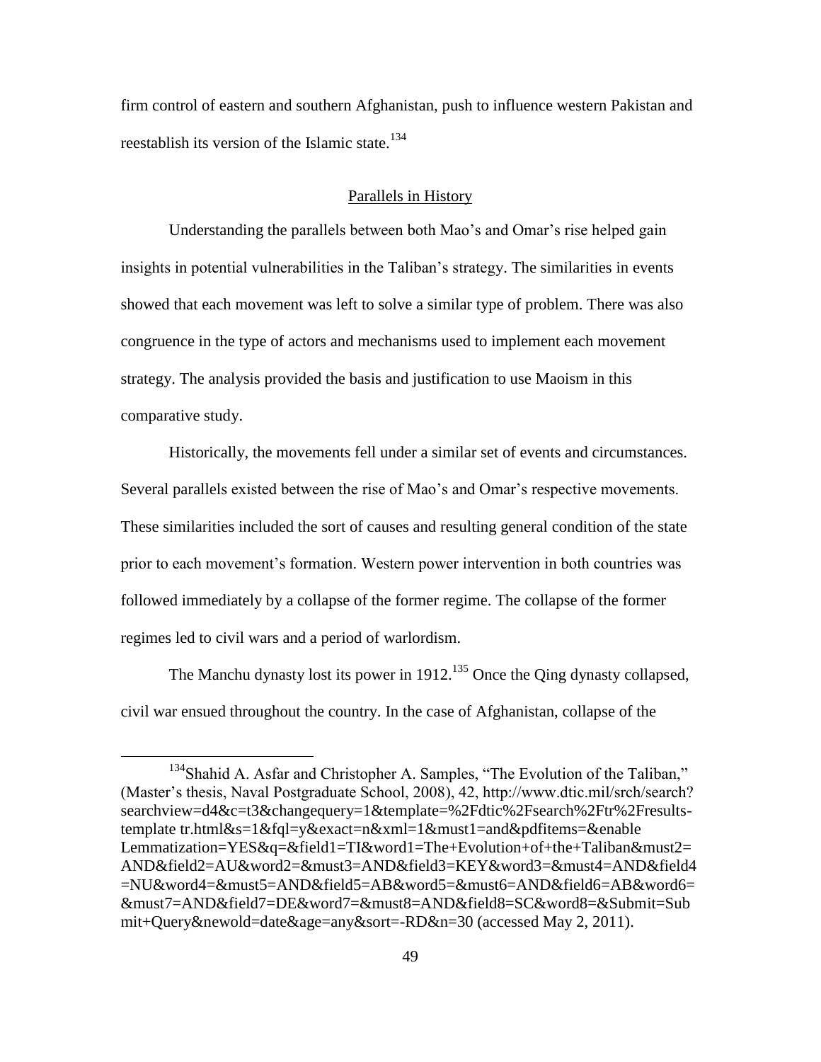firm control of eastern and southern Afghanistan, push to influence western Pakistan and reestablish its version of the Islamic state.[134]

## Parallels in History

Understanding the parallels between both Mao's and Omar's rise helped gain insights in potential vulnerabilities in the Taliban's strategy. The similarities in events showed that each movement was left to solve a similar type of problem. There was also congruence in the type of actors and mechanisms used to implement each movement strategy. The analysis provided the basis and justification to use Maoism in this comparative study.

Historically, the movements fell under a similar set of events and circumstances. Several parallels existed between the rise of Mao's and Omar's respective movements. These similarities included the sort of causes and resulting general condition of the state prior to each movement's formation. Western power intervention in both countries was followed immediately by a collapse of the former regime. The collapse of the former regimes led to civil wars and a period of warlordism.

The Manchu dynasty lost its power in 1912.[135] Once the Qing dynasty collapsed, civil war ensued throughout the country. In the case of Afghanistan, collapse of the

---

[134]Shahid A. Asfar and Christopher A. Samples, "The Evolution of the Taliban," (Master's thesis, Naval Postgraduate School, 2008), 42, http://www.dtic.mil/srch/search?searchview=d4&c=t3&changequery=1&template=%2Fdtic%2Fsearch%2Ftr%2Fresults-template tr.html&s=1&fql=y&exact=n&xml=1&must1=and&pdfitems=&enable Lemmatization=YES&q=&field1=TI&word1=The+Evolution+of+the+Taliban&must2=AND&field2=AU&word2=&must3=AND&field3=KEY&word3=&must4=AND&field4=NU&word4=&must5=AND&field5=AB&word5=&must6=AND&field6=AB&word6=&must7=AND&field7=DE&word7=&must8=AND&field8=SC&word8=&Submit=Submit+Query&newold=date&age=any&sort=-RD&n=30 (accessed May 2, 2011).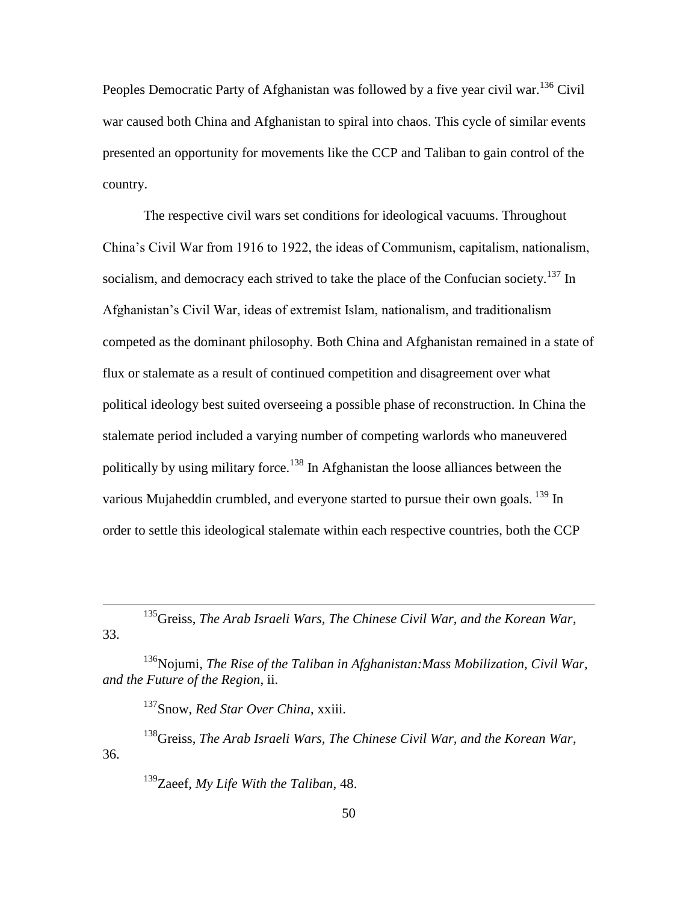Peoples Democratic Party of Afghanistan was followed by a five year civil war.[136] Civil war caused both China and Afghanistan to spiral into chaos. This cycle of similar events presented an opportunity for movements like the CCP and Taliban to gain control of the country.

The respective civil wars set conditions for ideological vacuums. Throughout China's Civil War from 1916 to 1922, the ideas of Communism, capitalism, nationalism, socialism, and democracy each strived to take the place of the Confucian society.[137] In Afghanistan's Civil War, ideas of extremist Islam, nationalism, and traditionalism competed as the dominant philosophy. Both China and Afghanistan remained in a state of flux or stalemate as a result of continued competition and disagreement over what political ideology best suited overseeing a possible phase of reconstruction. In China the stalemate period included a varying number of competing warlords who maneuvered politically by using military force.[138] In Afghanistan the loose alliances between the various Mujaheddin crumbled, and everyone started to pursue their own goals. [139] In order to settle this ideological stalemate within each respective countries, both the CCP

---

[135]Greiss, *The Arab Israeli Wars, The Chinese Civil War, and the Korean War*, 33.

[136]Nojumi, *The Rise of the Taliban in Afghanistan:Mass Mobilization, Civil War, and the Future of the Region*, ii.

[137]Snow, *Red Star Over China*, xxiii.

[138]Greiss, *The Arab Israeli Wars, The Chinese Civil War, and the Korean War*, 36.

[139]Zaeef, *My Life With the Taliban*, 48.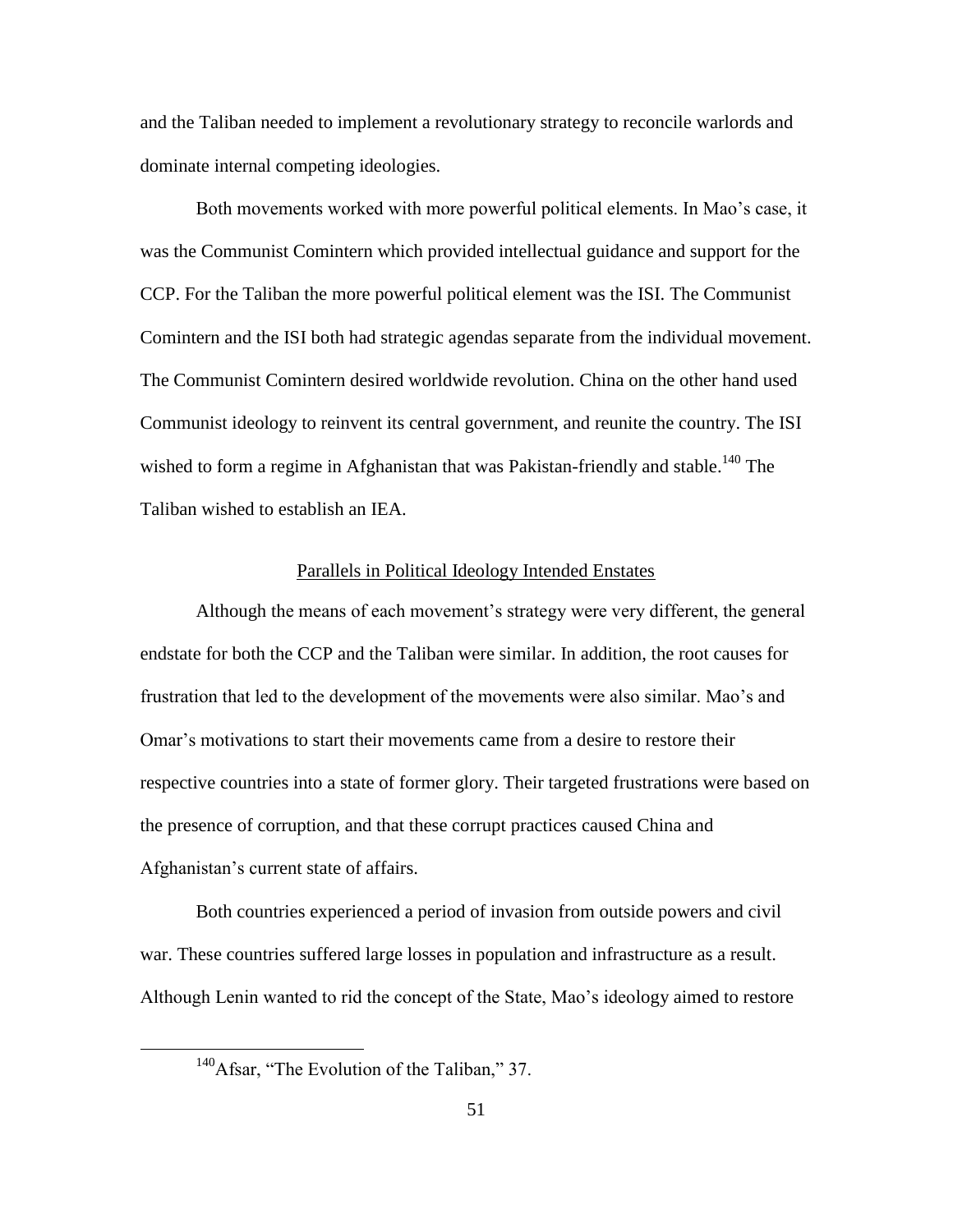and the Taliban needed to implement a revolutionary strategy to reconcile warlords and dominate internal competing ideologies.

Both movements worked with more powerful political elements. In Mao's case, it was the Communist Comintern which provided intellectual guidance and support for the CCP. For the Taliban the more powerful political element was the ISI. The Communist Comintern and the ISI both had strategic agendas separate from the individual movement. The Communist Comintern desired worldwide revolution. China on the other hand used Communist ideology to reinvent its central government, and reunite the country. The ISI wished to form a regime in Afghanistan that was Pakistan-friendly and stable.[140] The Taliban wished to establish an IEA.

### Parallels in Political Ideology Intended Enstates

Although the means of each movement's strategy were very different, the general endstate for both the CCP and the Taliban were similar. In addition, the root causes for frustration that led to the development of the movements were also similar. Mao's and Omar's motivations to start their movements came from a desire to restore their respective countries into a state of former glory. Their targeted frustrations were based on the presence of corruption, and that these corrupt practices caused China and Afghanistan's current state of affairs.

Both countries experienced a period of invasion from outside powers and civil war. These countries suffered large losses in population and infrastructure as a result. Although Lenin wanted to rid the concept of the State, Mao's ideology aimed to restore

[140] Afsar, "The Evolution of the Taliban," 37.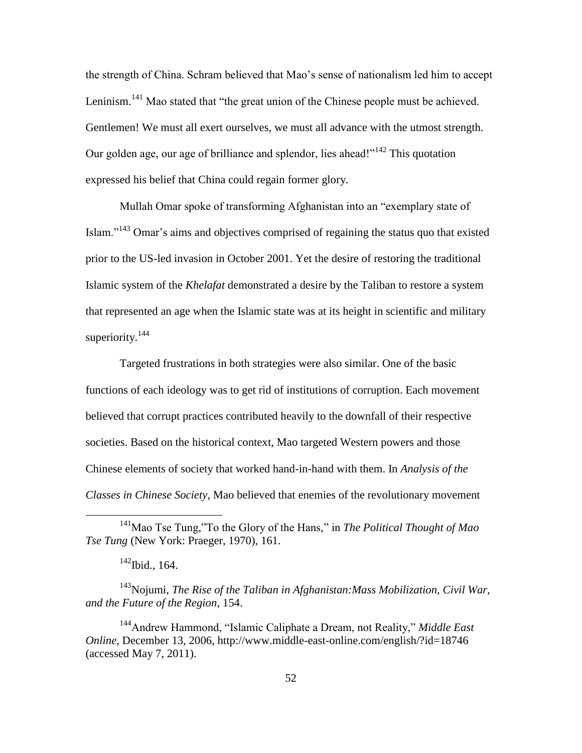the strength of China. Schram believed that Mao's sense of nationalism led him to accept Leninism.[141] Mao stated that "the great union of the Chinese people must be achieved. Gentlemen! We must all exert ourselves, we must all advance with the utmost strength. Our golden age, our age of brilliance and splendor, lies ahead!"[142] This quotation expressed his belief that China could regain former glory.

Mullah Omar spoke of transforming Afghanistan into an "exemplary state of Islam."[143] Omar's aims and objectives comprised of regaining the status quo that existed prior to the US-led invasion in October 2001. Yet the desire of restoring the traditional Islamic system of the *Khelafat* demonstrated a desire by the Taliban to restore a system that represented an age when the Islamic state was at its height in scientific and military superiority.[144]

Targeted frustrations in both strategies were also similar. One of the basic functions of each ideology was to get rid of institutions of corruption. Each movement believed that corrupt practices contributed heavily to the downfall of their respective societies. Based on the historical context, Mao targeted Western powers and those Chinese elements of society that worked hand-in-hand with them. In *Analysis of the Classes in Chinese Society*, Mao believed that enemies of the revolutionary movement

---

[141] Mao Tse Tung,"To the Glory of the Hans," in *The Political Thought of Mao Tse Tung* (New York: Praeger, 1970), 161.

[142] Ibid., 164.

[143] Nojumi, *The Rise of the Taliban in Afghanistan:Mass Mobilization, Civil War, and the Future of the Region*, 154.

[144] Andrew Hammond, "Islamic Caliphate a Dream, not Reality," *Middle East Online*, December 13, 2006, http://www.middle-east-online.com/english/?id=18746 (accessed May 7, 2011).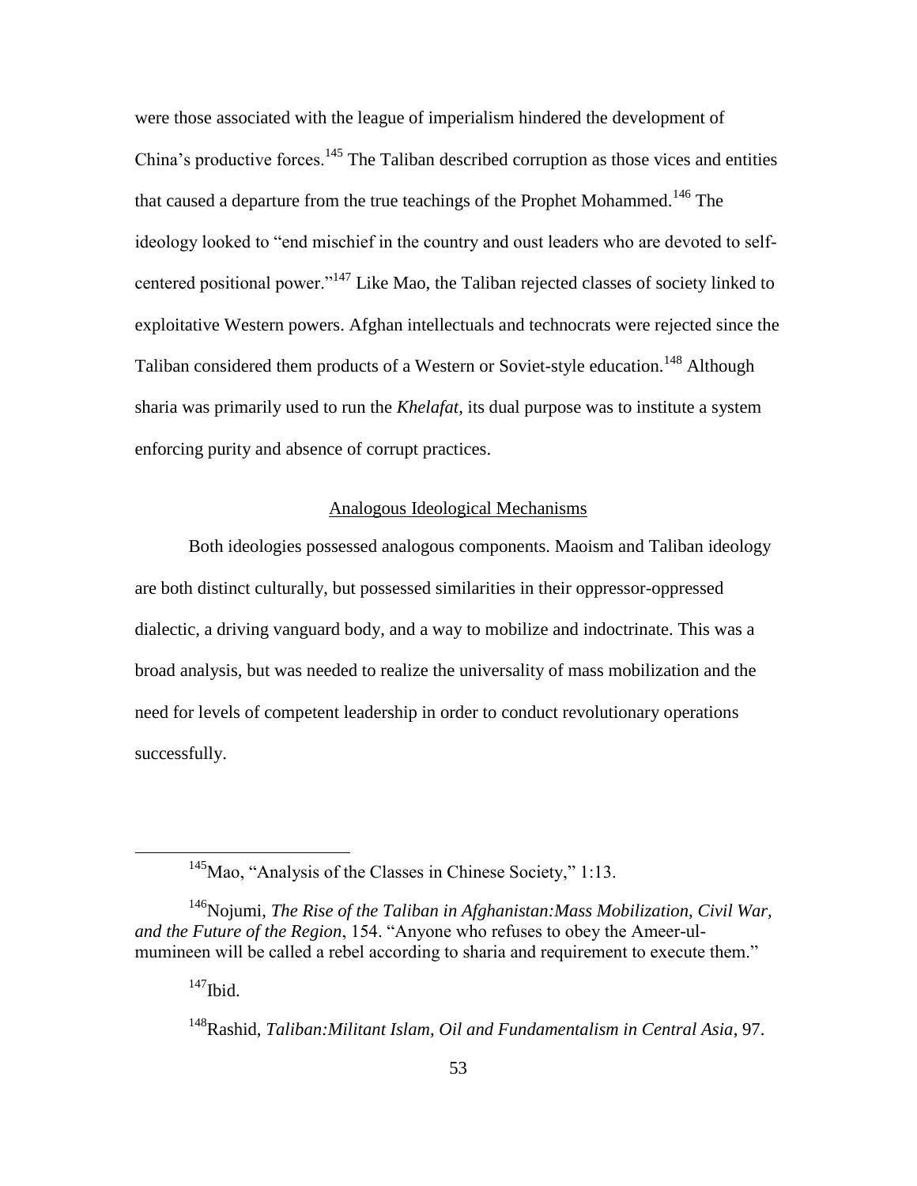were those associated with the league of imperialism hindered the development of China's productive forces.[145] The Taliban described corruption as those vices and entities that caused a departure from the true teachings of the Prophet Mohammed.[146] The ideology looked to "end mischief in the country and oust leaders who are devoted to self-centered positional power."[147] Like Mao, the Taliban rejected classes of society linked to exploitative Western powers. Afghan intellectuals and technocrats were rejected since the Taliban considered them products of a Western or Soviet-style education.[148] Although sharia was primarily used to run the *Khelafat*, its dual purpose was to institute a system enforcing purity and absence of corrupt practices.

## Analogous Ideological Mechanisms

Both ideologies possessed analogous components. Maoism and Taliban ideology are both distinct culturally, but possessed similarities in their oppressor-oppressed dialectic, a driving vanguard body, and a way to mobilize and indoctrinate. This was a broad analysis, but was needed to realize the universality of mass mobilization and the need for levels of competent leadership in order to conduct revolutionary operations successfully.

---

[145] Mao, "Analysis of the Classes in Chinese Society," 1:13.

[146] Nojumi, *The Rise of the Taliban in Afghanistan:Mass Mobilization, Civil War, and the Future of the Region*, 154. "Anyone who refuses to obey the Ameer-ul-mumineen will be called a rebel according to sharia and requirement to execute them."

[147] Ibid.

[148] Rashid, *Taliban:Militant Islam, Oil and Fundamentalism in Central Asia*, 97.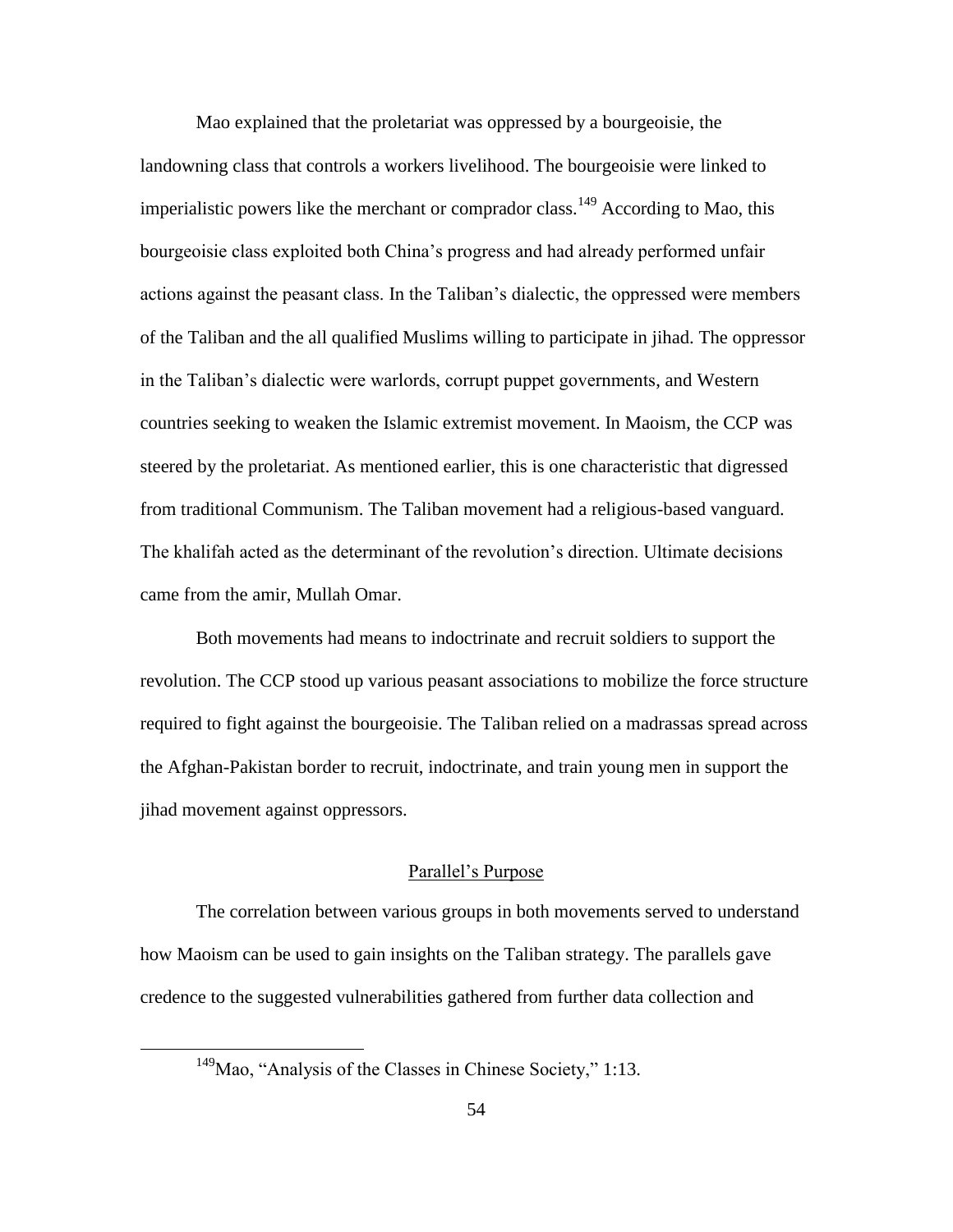Mao explained that the proletariat was oppressed by a bourgeoisie, the landowning class that controls a workers livelihood. The bourgeoisie were linked to imperialistic powers like the merchant or comprador class.[149] According to Mao, this bourgeoisie class exploited both China's progress and had already performed unfair actions against the peasant class. In the Taliban's dialectic, the oppressed were members of the Taliban and the all qualified Muslims willing to participate in jihad. The oppressor in the Taliban's dialectic were warlords, corrupt puppet governments, and Western countries seeking to weaken the Islamic extremist movement. In Maoism, the CCP was steered by the proletariat. As mentioned earlier, this is one characteristic that digressed from traditional Communism. The Taliban movement had a religious-based vanguard. The khalifah acted as the determinant of the revolution's direction. Ultimate decisions came from the amir, Mullah Omar.

Both movements had means to indoctrinate and recruit soldiers to support the revolution. The CCP stood up various peasant associations to mobilize the force structure required to fight against the bourgeoisie. The Taliban relied on a madrassas spread across the Afghan-Pakistan border to recruit, indoctrinate, and train young men in support the jihad movement against oppressors.

## Parallel's Purpose

The correlation between various groups in both movements served to understand how Maoism can be used to gain insights on the Taliban strategy. The parallels gave credence to the suggested vulnerabilities gathered from further data collection and

[149] Mao, "Analysis of the Classes in Chinese Society," 1:13.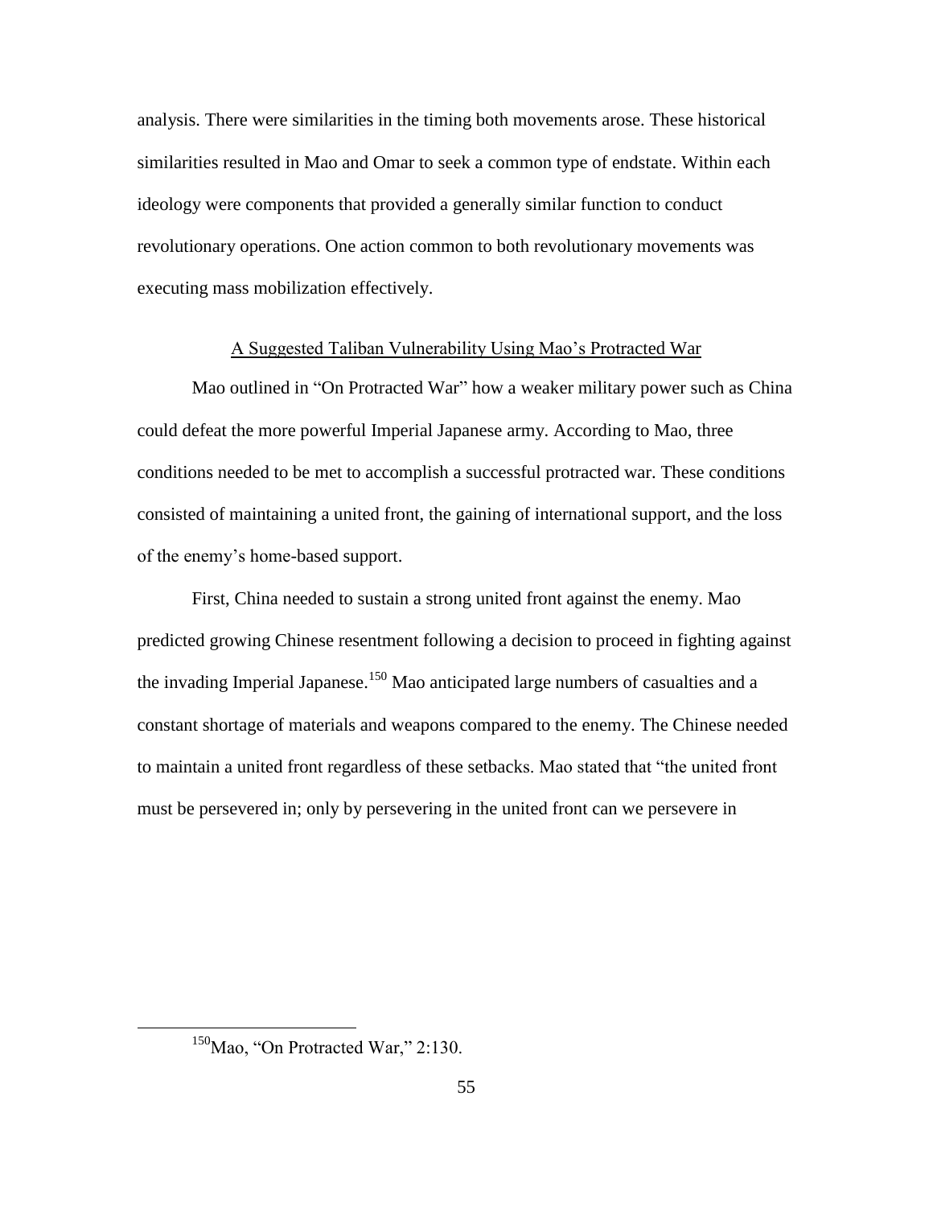analysis. There were similarities in the timing both movements arose. These historical similarities resulted in Mao and Omar to seek a common type of endstate. Within each ideology were components that provided a generally similar function to conduct revolutionary operations. One action common to both revolutionary movements was executing mass mobilization effectively.

## A Suggested Taliban Vulnerability Using Mao's Protracted War

Mao outlined in "On Protracted War" how a weaker military power such as China could defeat the more powerful Imperial Japanese army. According to Mao, three conditions needed to be met to accomplish a successful protracted war. These conditions consisted of maintaining a united front, the gaining of international support, and the loss of the enemy's home-based support.

First, China needed to sustain a strong united front against the enemy. Mao predicted growing Chinese resentment following a decision to proceed in fighting against the invading Imperial Japanese.[150] Mao anticipated large numbers of casualties and a constant shortage of materials and weapons compared to the enemy. The Chinese needed to maintain a united front regardless of these setbacks. Mao stated that "the united front must be persevered in; only by persevering in the united front can we persevere in

[150] Mao, "On Protracted War," 2:130.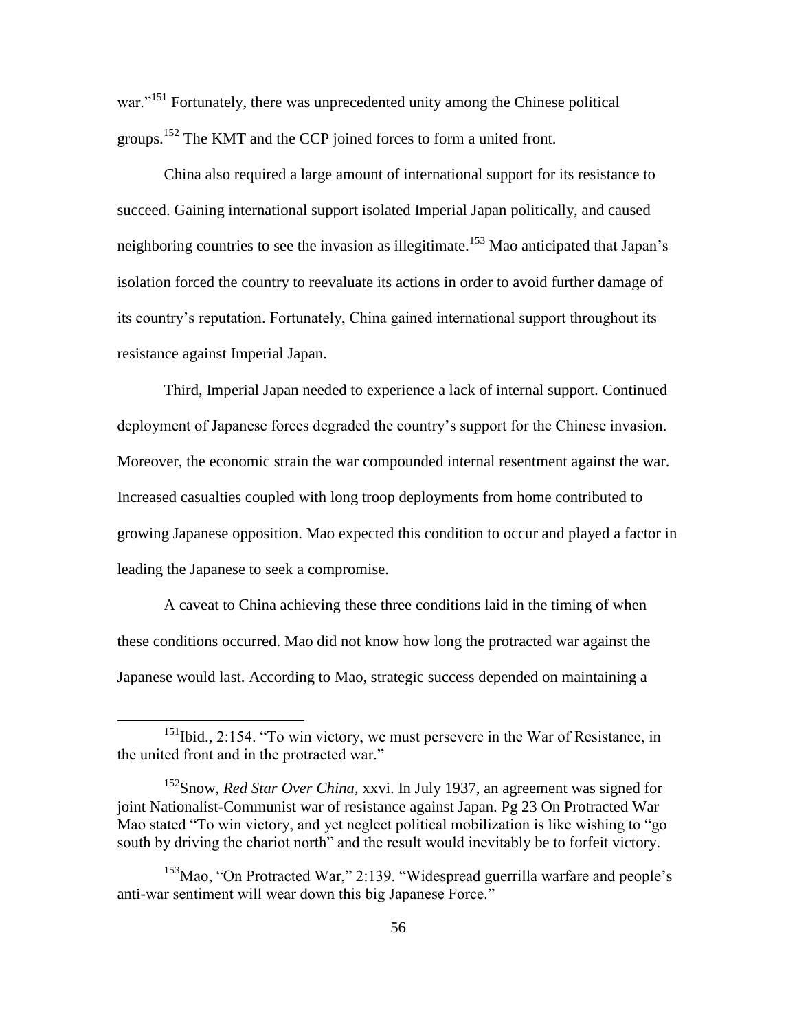war."[151] Fortunately, there was unprecedented unity among the Chinese political groups.[152] The KMT and the CCP joined forces to form a united front.

China also required a large amount of international support for its resistance to succeed. Gaining international support isolated Imperial Japan politically, and caused neighboring countries to see the invasion as illegitimate.[153] Mao anticipated that Japan's isolation forced the country to reevaluate its actions in order to avoid further damage of its country's reputation. Fortunately, China gained international support throughout its resistance against Imperial Japan.

Third, Imperial Japan needed to experience a lack of internal support. Continued deployment of Japanese forces degraded the country's support for the Chinese invasion. Moreover, the economic strain the war compounded internal resentment against the war. Increased casualties coupled with long troop deployments from home contributed to growing Japanese opposition. Mao expected this condition to occur and played a factor in leading the Japanese to seek a compromise.

A caveat to China achieving these three conditions laid in the timing of when these conditions occurred. Mao did not know how long the protracted war against the Japanese would last. According to Mao, strategic success depended on maintaining a

---

[151] Ibid., 2:154. "To win victory, we must persevere in the War of Resistance, in the united front and in the protracted war."

[152] Snow, *Red Star Over China,* xxvi. In July 1937, an agreement was signed for joint Nationalist-Communist war of resistance against Japan. Pg 23 On Protracted War Mao stated "To win victory, and yet neglect political mobilization is like wishing to "go south by driving the chariot north" and the result would inevitably be to forfeit victory.

[153] Mao, "On Protracted War," 2:139. "Widespread guerrilla warfare and people's anti-war sentiment will wear down this big Japanese Force."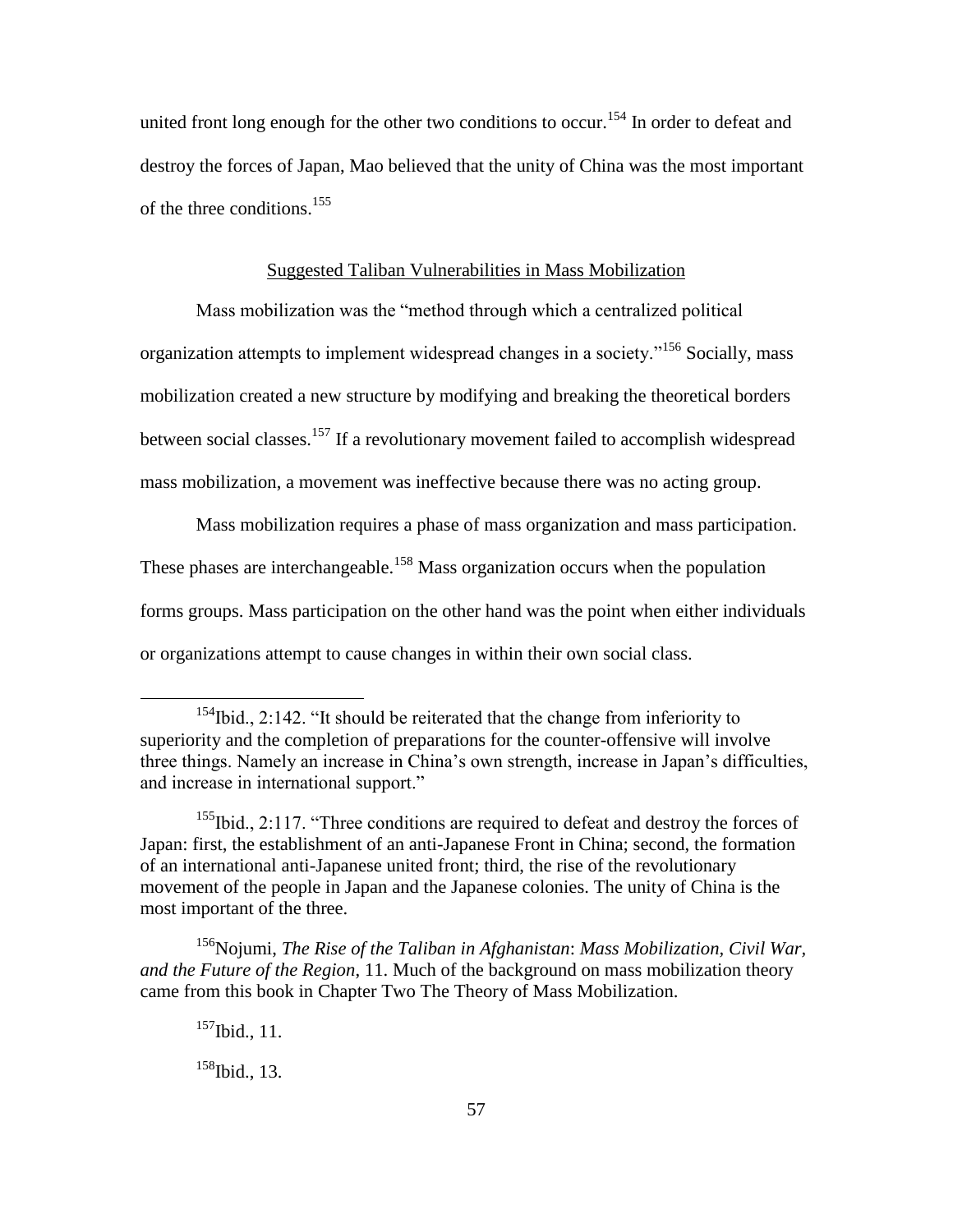united front long enough for the other two conditions to occur.[154] In order to defeat and destroy the forces of Japan, Mao believed that the unity of China was the most important of the three conditions.[155]

## Suggested Taliban Vulnerabilities in Mass Mobilization

Mass mobilization was the "method through which a centralized political organization attempts to implement widespread changes in a society."[156] Socially, mass mobilization created a new structure by modifying and breaking the theoretical borders between social classes.[157] If a revolutionary movement failed to accomplish widespread mass mobilization, a movement was ineffective because there was no acting group.

Mass mobilization requires a phase of mass organization and mass participation. These phases are interchangeable.[158] Mass organization occurs when the population forms groups. Mass participation on the other hand was the point when either individuals or organizations attempt to cause changes in within their own social class.

---

[154]Ibid., 2:142. "It should be reiterated that the change from inferiority to superiority and the completion of preparations for the counter-offensive will involve three things. Namely an increase in China's own strength, increase in Japan's difficulties, and increase in international support."

[155]Ibid., 2:117. "Three conditions are required to defeat and destroy the forces of Japan: first, the establishment of an anti-Japanese Front in China; second, the formation of an international anti-Japanese united front; third, the rise of the revolutionary movement of the people in Japan and the Japanese colonies. The unity of China is the most important of the three.

[156]Nojumi, *The Rise of the Taliban in Afghanistan*: *Mass Mobilization, Civil War, and the Future of the Region*, 11. Much of the background on mass mobilization theory came from this book in Chapter Two The Theory of Mass Mobilization.

[157]Ibid., 11.

[158]Ibid., 13.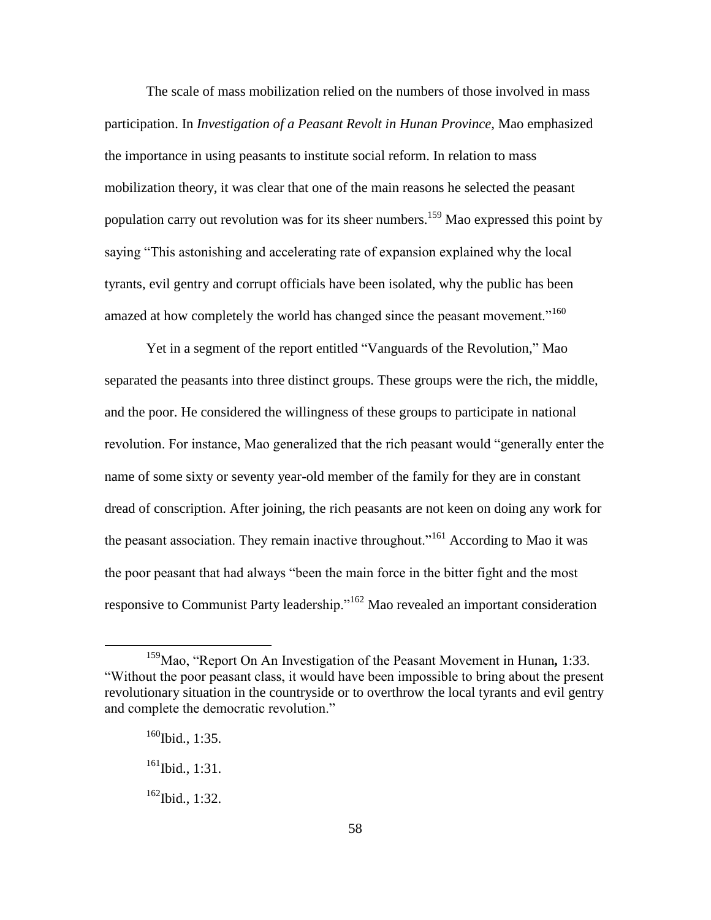The scale of mass mobilization relied on the numbers of those involved in mass participation. In *Investigation of a Peasant Revolt in Hunan Province,* Mao emphasized the importance in using peasants to institute social reform. In relation to mass mobilization theory, it was clear that one of the main reasons he selected the peasant population carry out revolution was for its sheer numbers.[159] Mao expressed this point by saying "This astonishing and accelerating rate of expansion explained why the local tyrants, evil gentry and corrupt officials have been isolated, why the public has been amazed at how completely the world has changed since the peasant movement."[160]

Yet in a segment of the report entitled "Vanguards of the Revolution," Mao separated the peasants into three distinct groups. These groups were the rich, the middle, and the poor. He considered the willingness of these groups to participate in national revolution. For instance, Mao generalized that the rich peasant would "generally enter the name of some sixty or seventy year-old member of the family for they are in constant dread of conscription. After joining, the rich peasants are not keen on doing any work for the peasant association. They remain inactive throughout."[161] According to Mao it was the poor peasant that had always "been the main force in the bitter fight and the most responsive to Communist Party leadership."[162] Mao revealed an important consideration

---

[159]Mao, "Report On An Investigation of the Peasant Movement in Hunan**,** 1:33. "Without the poor peasant class, it would have been impossible to bring about the present revolutionary situation in the countryside or to overthrow the local tyrants and evil gentry and complete the democratic revolution."

[160]Ibid., 1:35.

[161]Ibid., 1:31.

[162]Ibid., 1:32.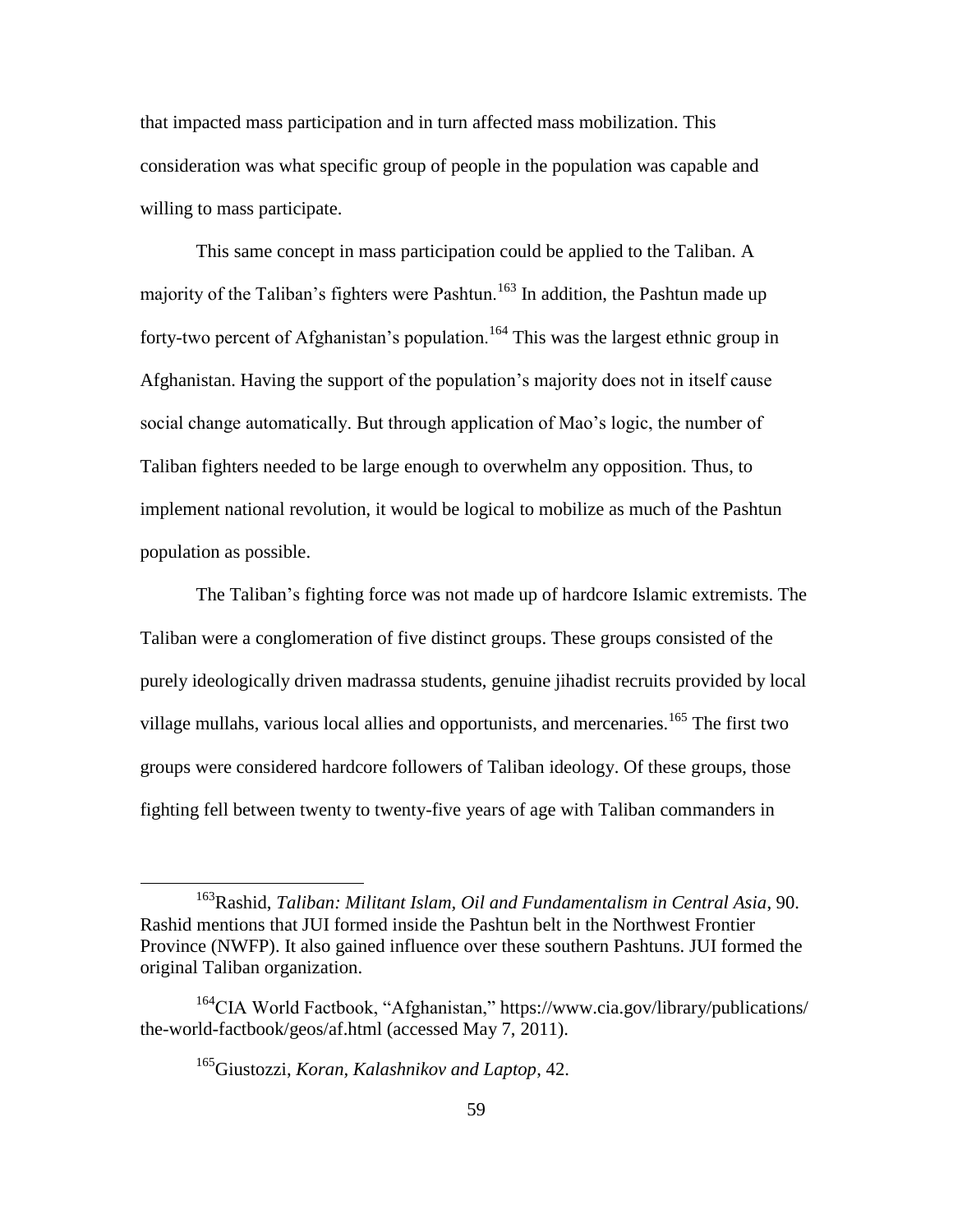that impacted mass participation and in turn affected mass mobilization. This consideration was what specific group of people in the population was capable and willing to mass participate.

This same concept in mass participation could be applied to the Taliban. A majority of the Taliban's fighters were Pashtun.[163] In addition, the Pashtun made up forty-two percent of Afghanistan's population.[164] This was the largest ethnic group in Afghanistan. Having the support of the population's majority does not in itself cause social change automatically. But through application of Mao's logic, the number of Taliban fighters needed to be large enough to overwhelm any opposition. Thus, to implement national revolution, it would be logical to mobilize as much of the Pashtun population as possible.

The Taliban's fighting force was not made up of hardcore Islamic extremists. The Taliban were a conglomeration of five distinct groups. These groups consisted of the purely ideologically driven madrassa students, genuine jihadist recruits provided by local village mullahs, various local allies and opportunists, and mercenaries.[165] The first two groups were considered hardcore followers of Taliban ideology. Of these groups, those fighting fell between twenty to twenty-five years of age with Taliban commanders in

---

[163] Rashid, *Taliban: Militant Islam, Oil and Fundamentalism in Central Asia*, 90. Rashid mentions that JUI formed inside the Pashtun belt in the Northwest Frontier Province (NWFP). It also gained influence over these southern Pashtuns. JUI formed the original Taliban organization.

[164] CIA World Factbook, "Afghanistan," https://www.cia.gov/library/publications/the-world-factbook/geos/af.html (accessed May 7, 2011).

[165] Giustozzi, *Koran, Kalashnikov and Laptop*, 42.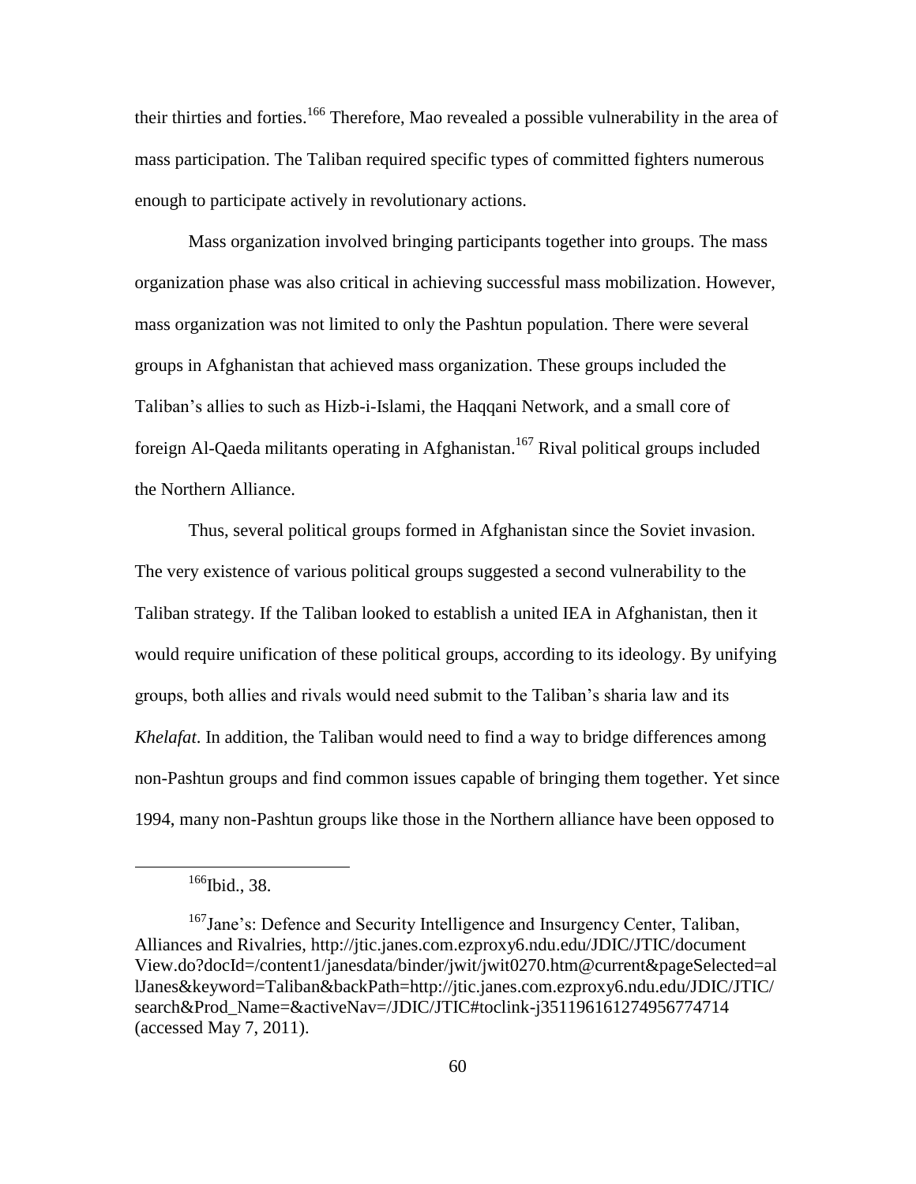their thirties and forties.[166] Therefore, Mao revealed a possible vulnerability in the area of mass participation. The Taliban required specific types of committed fighters numerous enough to participate actively in revolutionary actions.

Mass organization involved bringing participants together into groups. The mass organization phase was also critical in achieving successful mass mobilization. However, mass organization was not limited to only the Pashtun population. There were several groups in Afghanistan that achieved mass organization. These groups included the Taliban's allies to such as Hizb-i-Islami, the Haqqani Network, and a small core of foreign Al-Qaeda militants operating in Afghanistan.[167] Rival political groups included the Northern Alliance.

Thus, several political groups formed in Afghanistan since the Soviet invasion. The very existence of various political groups suggested a second vulnerability to the Taliban strategy. If the Taliban looked to establish a united IEA in Afghanistan, then it would require unification of these political groups, according to its ideology. By unifying groups, both allies and rivals would need submit to the Taliban's sharia law and its *Khelafat*. In addition, the Taliban would need to find a way to bridge differences among non-Pashtun groups and find common issues capable of bringing them together. Yet since 1994, many non-Pashtun groups like those in the Northern alliance have been opposed to

---

[166]Ibid., 38.

[167]Jane's: Defence and Security Intelligence and Insurgency Center, Taliban, Alliances and Rivalries, http://jtic.janes.com.ezproxy6.ndu.edu/JDIC/JTIC/documentView.do?docId=/content1/janesdata/binder/jwit/jwit0270.htm@current&pageSelected=allJanes&keyword=Taliban&backPath=http://jtic.janes.com.ezproxy6.ndu.edu/JDIC/JTIC/search&Prod_Name=&activeNav=/JDIC/JTIC#toclink-j35119616127495677 4714 (accessed May 7, 2011).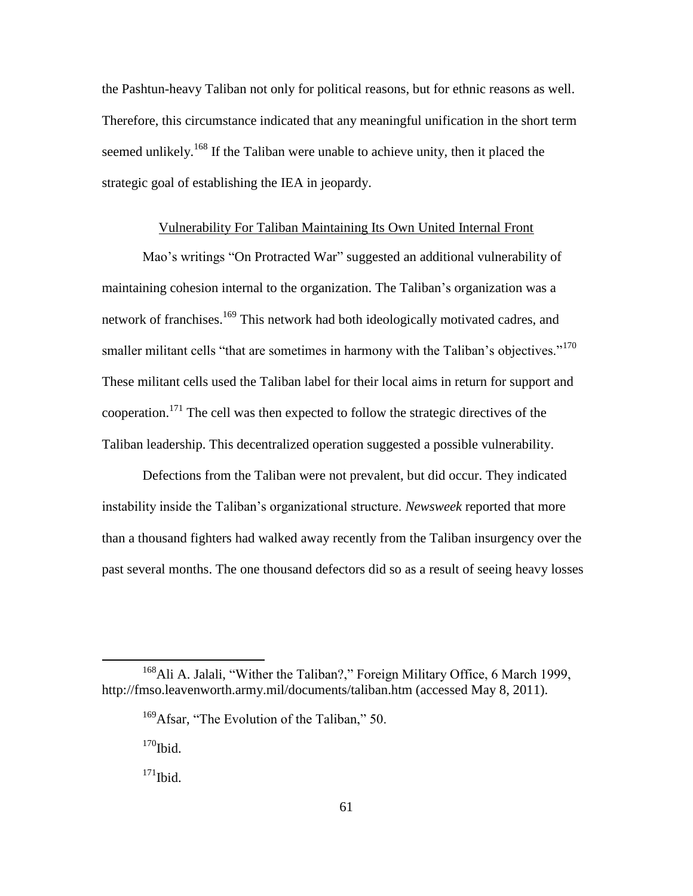the Pashtun-heavy Taliban not only for political reasons, but for ethnic reasons as well. Therefore, this circumstance indicated that any meaningful unification in the short term seemed unlikely.[168] If the Taliban were unable to achieve unity, then it placed the strategic goal of establishing the IEA in jeopardy.

## Vulnerability For Taliban Maintaining Its Own United Internal Front

Mao's writings "On Protracted War" suggested an additional vulnerability of maintaining cohesion internal to the organization. The Taliban's organization was a network of franchises.[169] This network had both ideologically motivated cadres, and smaller militant cells "that are sometimes in harmony with the Taliban's objectives."[170] These militant cells used the Taliban label for their local aims in return for support and cooperation.[171] The cell was then expected to follow the strategic directives of the Taliban leadership. This decentralized operation suggested a possible vulnerability.

Defections from the Taliban were not prevalent, but did occur. They indicated instability inside the Taliban's organizational structure. *Newsweek* reported that more than a thousand fighters had walked away recently from the Taliban insurgency over the past several months. The one thousand defectors did so as a result of seeing heavy losses

---

[168]Ali A. Jalali, "Wither the Taliban?," Foreign Military Office, 6 March 1999, http://fmso.leavenworth.army.mil/documents/taliban.htm (accessed May 8, 2011).

[169]Afsar, "The Evolution of the Taliban," 50.

[170]Ibid.

[171]Ibid.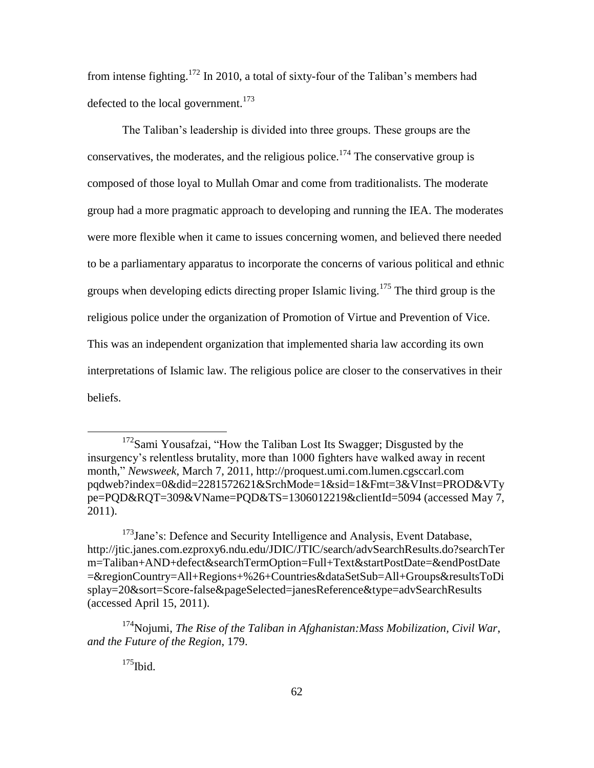from intense fighting.[172] In 2010, a total of sixty-four of the Taliban's members had defected to the local government.[173]

The Taliban's leadership is divided into three groups. These groups are the conservatives, the moderates, and the religious police.[174] The conservative group is composed of those loyal to Mullah Omar and come from traditionalists. The moderate group had a more pragmatic approach to developing and running the IEA. The moderates were more flexible when it came to issues concerning women, and believed there needed to be a parliamentary apparatus to incorporate the concerns of various political and ethnic groups when developing edicts directing proper Islamic living.[175] The third group is the religious police under the organization of Promotion of Virtue and Prevention of Vice. This was an independent organization that implemented sharia law according its own interpretations of Islamic law. The religious police are closer to the conservatives in their beliefs.

---

[172]Sami Yousafzai, "How the Taliban Lost Its Swagger; Disgusted by the insurgency's relentless brutality, more than 1000 fighters have walked away in recent month," *Newsweek*, March 7, 2011, http://proquest.umi.com.lumen.cgsccarl.com pqdweb?index=0&did=2281572621&SrchMode=1&sid=1&Fmt=3&VInst=PROD&VType=PQD&RQT=309&VName=PQD&TS=1306012219&clientId=5094 (accessed May 7, 2011).

[173]Jane's: Defence and Security Intelligence and Analysis, Event Database, http://jtic.janes.com.ezproxy6.ndu.edu/JDIC/JTIC/search/advSearchResults.do?searchTerm=Taliban+AND+defect&searchTermOption=Full+Text&startPostDate=&endPostDate=&regionCountry=All+Regions+%26+Countries&dataSetSub=All+Groups&resultsToDisplay=20&sort=Score-false&pageSelected=janesReference&type=advSearchResults (accessed April 15, 2011).

[174]Nojumi, *The Rise of the Taliban in Afghanistan:Mass Mobilization, Civil War, and the Future of the Region*, 179.

[175]Ibid.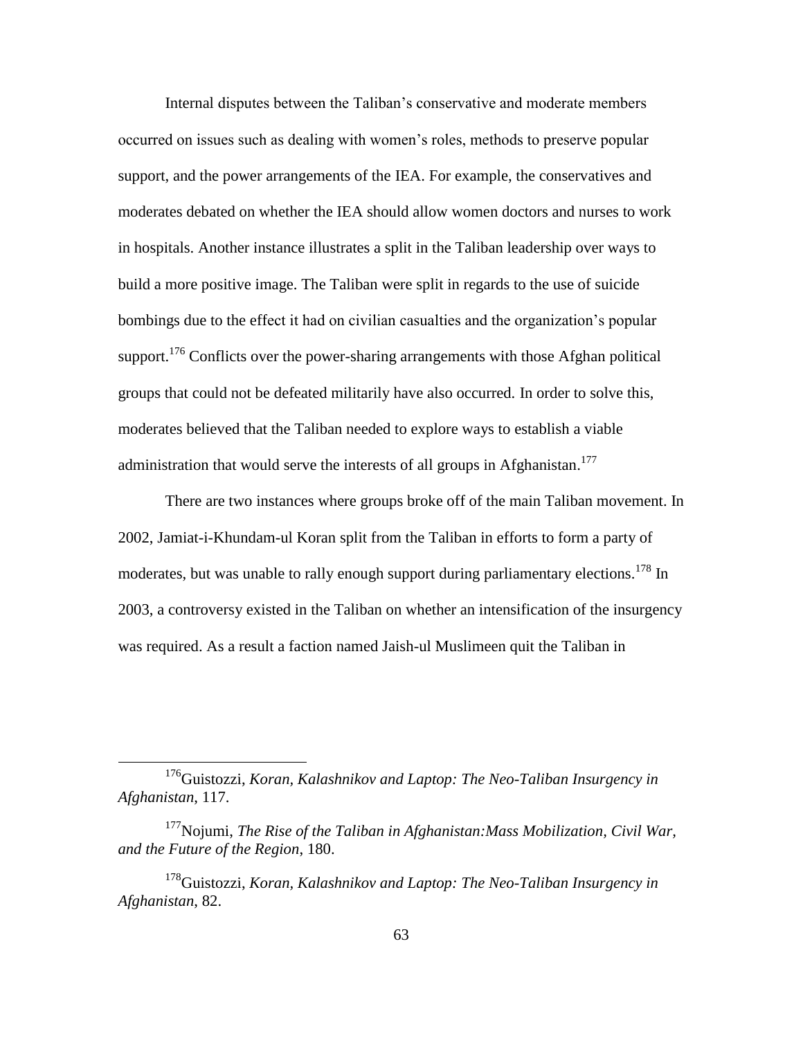Internal disputes between the Taliban's conservative and moderate members occurred on issues such as dealing with women's roles, methods to preserve popular support, and the power arrangements of the IEA. For example, the conservatives and moderates debated on whether the IEA should allow women doctors and nurses to work in hospitals. Another instance illustrates a split in the Taliban leadership over ways to build a more positive image. The Taliban were split in regards to the use of suicide bombings due to the effect it had on civilian casualties and the organization's popular support.[176] Conflicts over the power-sharing arrangements with those Afghan political groups that could not be defeated militarily have also occurred. In order to solve this, moderates believed that the Taliban needed to explore ways to establish a viable administration that would serve the interests of all groups in Afghanistan.[177]

There are two instances where groups broke off of the main Taliban movement. In 2002, Jamiat-i-Khundam-ul Koran split from the Taliban in efforts to form a party of moderates, but was unable to rally enough support during parliamentary elections.[178] In 2003, a controversy existed in the Taliban on whether an intensification of the insurgency was required. As a result a faction named Jaish-ul Muslimeen quit the Taliban in

---

[176] Guistozzi, *Koran, Kalashnikov and Laptop: The Neo-Taliban Insurgency in Afghanistan*, 117.

[177] Nojumi, *The Rise of the Taliban in Afghanistan:Mass Mobilization, Civil War, and the Future of the Region*, 180.

[178] Guistozzi, *Koran, Kalashnikov and Laptop: The Neo-Taliban Insurgency in Afghanistan*, 82.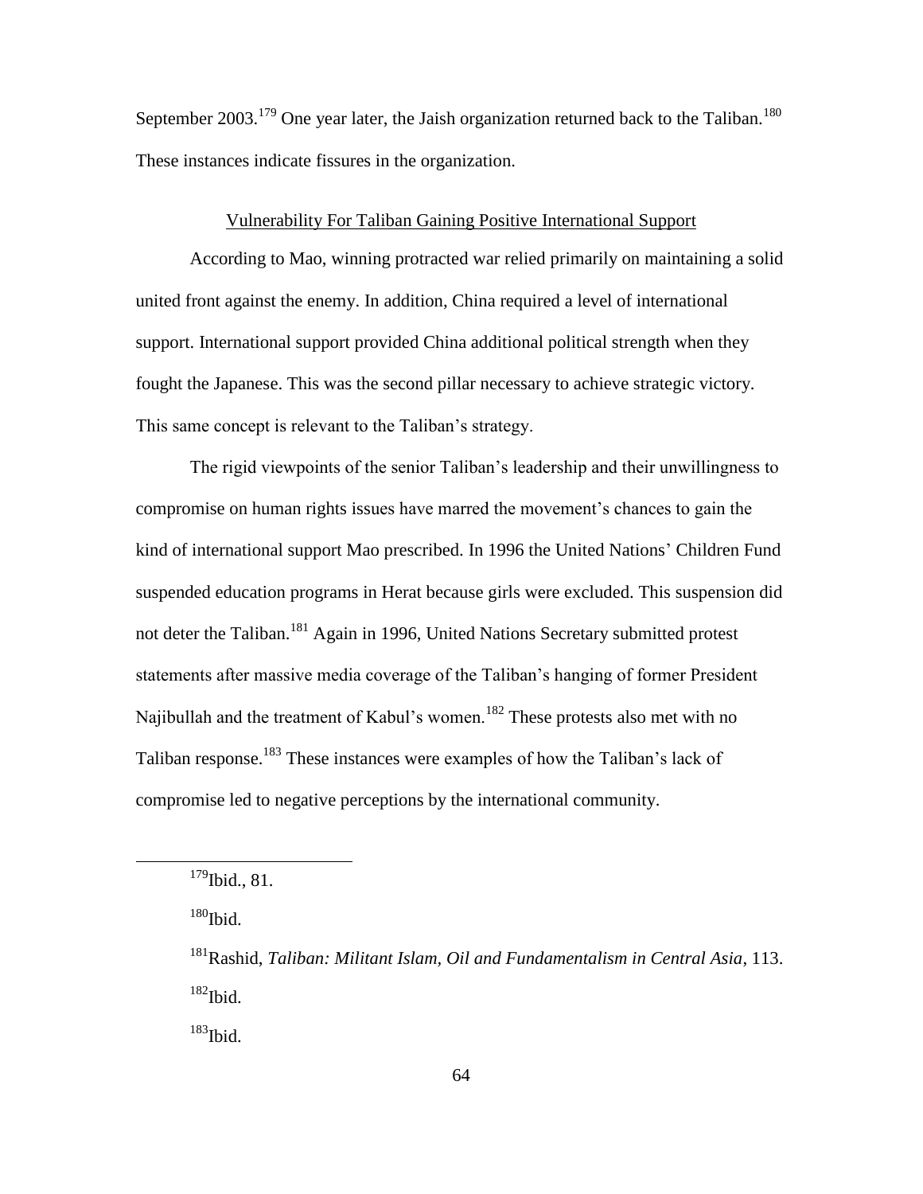September 2003.[179] One year later, the Jaish organization returned back to the Taliban.[180] These instances indicate fissures in the organization.

## Vulnerability For Taliban Gaining Positive International Support

According to Mao, winning protracted war relied primarily on maintaining a solid united front against the enemy. In addition, China required a level of international support. International support provided China additional political strength when they fought the Japanese. This was the second pillar necessary to achieve strategic victory. This same concept is relevant to the Taliban's strategy.

The rigid viewpoints of the senior Taliban's leadership and their unwillingness to compromise on human rights issues have marred the movement's chances to gain the kind of international support Mao prescribed. In 1996 the United Nations' Children Fund suspended education programs in Herat because girls were excluded. This suspension did not deter the Taliban.[181] Again in 1996, United Nations Secretary submitted protest statements after massive media coverage of the Taliban's hanging of former President Najibullah and the treatment of Kabul's women.[182] These protests also met with no Taliban response.[183] These instances were examples of how the Taliban's lack of compromise led to negative perceptions by the international community.

---

[179] Ibid., 81.

[180] Ibid.

[181] Rashid, *Taliban: Militant Islam, Oil and Fundamentalism in Central Asia*, 113.

[182] Ibid.

[183] Ibid.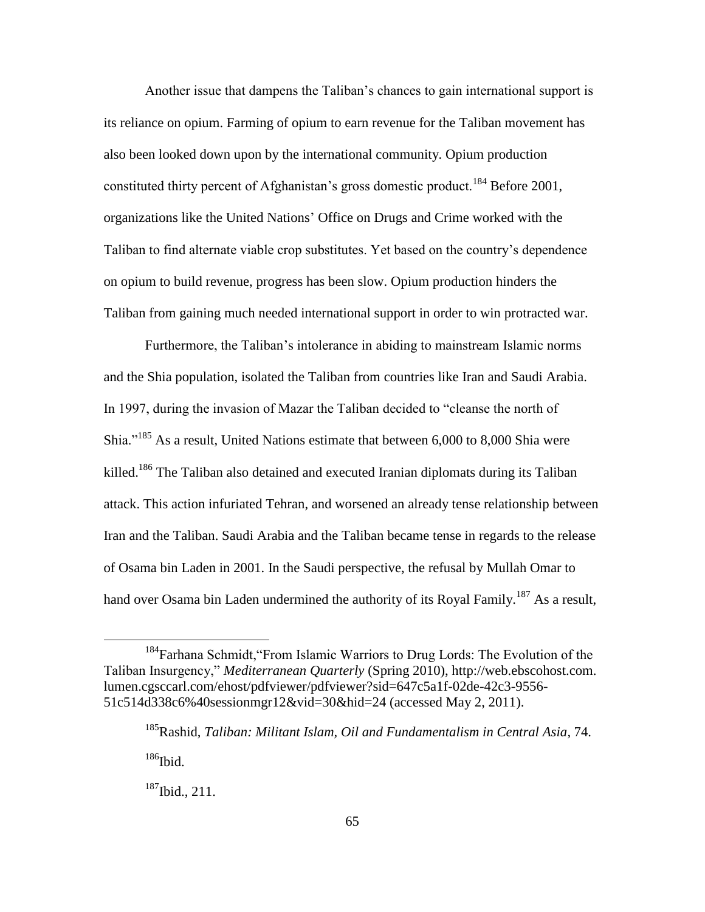Another issue that dampens the Taliban's chances to gain international support is its reliance on opium. Farming of opium to earn revenue for the Taliban movement has also been looked down upon by the international community. Opium production constituted thirty percent of Afghanistan's gross domestic product.[184] Before 2001, organizations like the United Nations' Office on Drugs and Crime worked with the Taliban to find alternate viable crop substitutes. Yet based on the country's dependence on opium to build revenue, progress has been slow. Opium production hinders the Taliban from gaining much needed international support in order to win protracted war.

Furthermore, the Taliban's intolerance in abiding to mainstream Islamic norms and the Shia population, isolated the Taliban from countries like Iran and Saudi Arabia. In 1997, during the invasion of Mazar the Taliban decided to "cleanse the north of Shia."[185] As a result, United Nations estimate that between 6,000 to 8,000 Shia were killed.[186] The Taliban also detained and executed Iranian diplomats during its Taliban attack. This action infuriated Tehran, and worsened an already tense relationship between Iran and the Taliban. Saudi Arabia and the Taliban became tense in regards to the release of Osama bin Laden in 2001. In the Saudi perspective, the refusal by Mullah Omar to hand over Osama bin Laden undermined the authority of its Royal Family.[187] As a result,

---

[184]Farhana Schmidt,"From Islamic Warriors to Drug Lords: The Evolution of the Taliban Insurgency," *Mediterranean Quarterly* (Spring 2010), http://web.ebscohost.com.lumen.cgsccarl.com/ehost/pdfviewer/pdfviewer?sid=647c5a1f-02de-42c3-9556-51c514d338c6%40sessionmgr12&vid=30&hid=24 (accessed May 2, 2011).

[185]Rashid, *Taliban: Militant Islam, Oil and Fundamentalism in Central Asia*, 74.

[186]Ibid.

[187]Ibid., 211.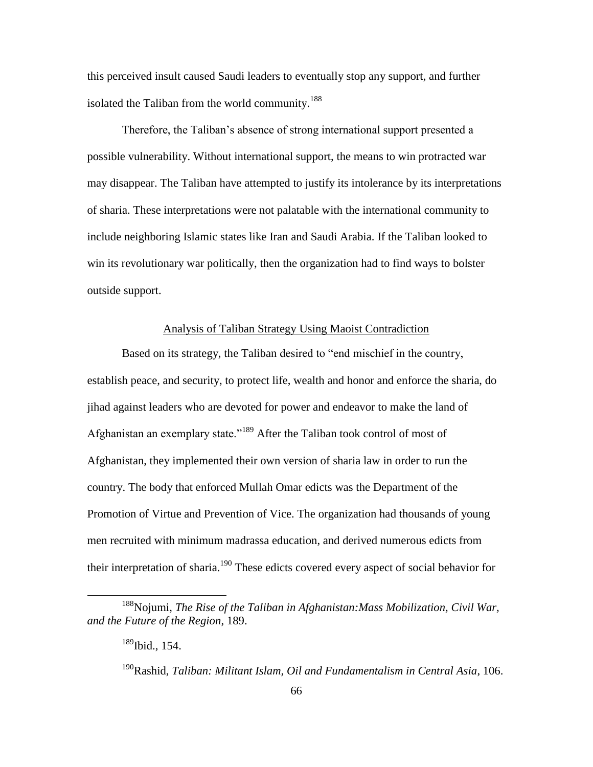this perceived insult caused Saudi leaders to eventually stop any support, and further isolated the Taliban from the world community.[188]

Therefore, the Taliban's absence of strong international support presented a possible vulnerability. Without international support, the means to win protracted war may disappear. The Taliban have attempted to justify its intolerance by its interpretations of sharia. These interpretations were not palatable with the international community to include neighboring Islamic states like Iran and Saudi Arabia. If the Taliban looked to win its revolutionary war politically, then the organization had to find ways to bolster outside support.

## Analysis of Taliban Strategy Using Maoist Contradiction

Based on its strategy, the Taliban desired to "end mischief in the country, establish peace, and security, to protect life, wealth and honor and enforce the sharia, do jihad against leaders who are devoted for power and endeavor to make the land of Afghanistan an exemplary state."[189] After the Taliban took control of most of Afghanistan, they implemented their own version of sharia law in order to run the country. The body that enforced Mullah Omar edicts was the Department of the Promotion of Virtue and Prevention of Vice. The organization had thousands of young men recruited with minimum madrassa education, and derived numerous edicts from their interpretation of sharia.[190] These edicts covered every aspect of social behavior for

---

[188] Nojumi, *The Rise of the Taliban in Afghanistan:Mass Mobilization, Civil War, and the Future of the Region*, 189.

[189] Ibid., 154.

[190] Rashid, *Taliban: Militant Islam, Oil and Fundamentalism in Central Asia*, 106.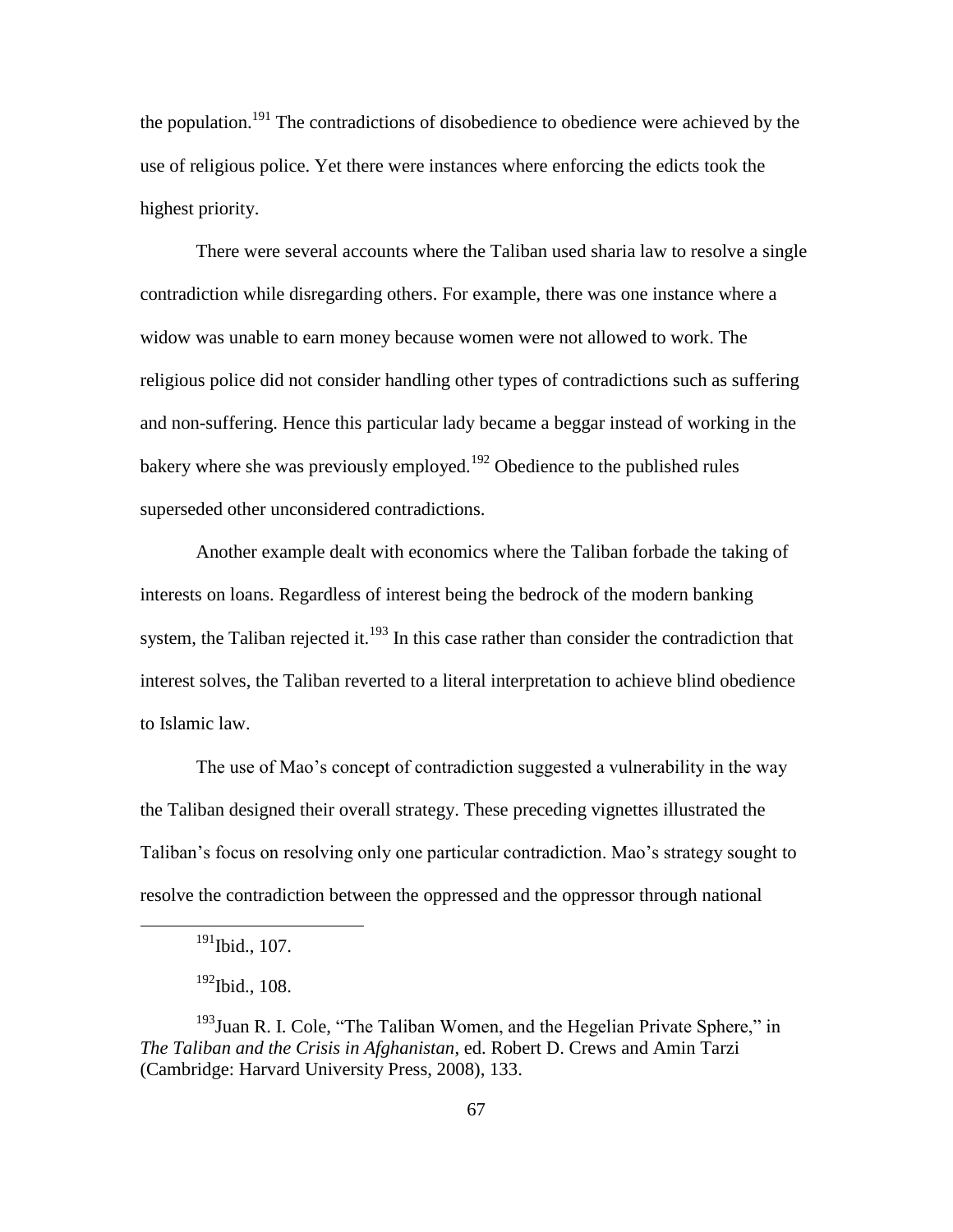the population.[191] The contradictions of disobedience to obedience were achieved by the use of religious police. Yet there were instances where enforcing the edicts took the highest priority.

There were several accounts where the Taliban used sharia law to resolve a single contradiction while disregarding others. For example, there was one instance where a widow was unable to earn money because women were not allowed to work. The religious police did not consider handling other types of contradictions such as suffering and non-suffering. Hence this particular lady became a beggar instead of working in the bakery where she was previously employed.[192] Obedience to the published rules superseded other unconsidered contradictions.

Another example dealt with economics where the Taliban forbade the taking of interests on loans. Regardless of interest being the bedrock of the modern banking system, the Taliban rejected it.[193] In this case rather than consider the contradiction that interest solves, the Taliban reverted to a literal interpretation to achieve blind obedience to Islamic law.

The use of Mao's concept of contradiction suggested a vulnerability in the way the Taliban designed their overall strategy. These preceding vignettes illustrated the Taliban's focus on resolving only one particular contradiction. Mao's strategy sought to resolve the contradiction between the oppressed and the oppressor through national

---

[191] Ibid., 107.

[192] Ibid., 108.

[193] Juan R. I. Cole, "The Taliban Women, and the Hegelian Private Sphere," in *The Taliban and the Crisis in Afghanistan*, ed. Robert D. Crews and Amin Tarzi (Cambridge: Harvard University Press, 2008), 133.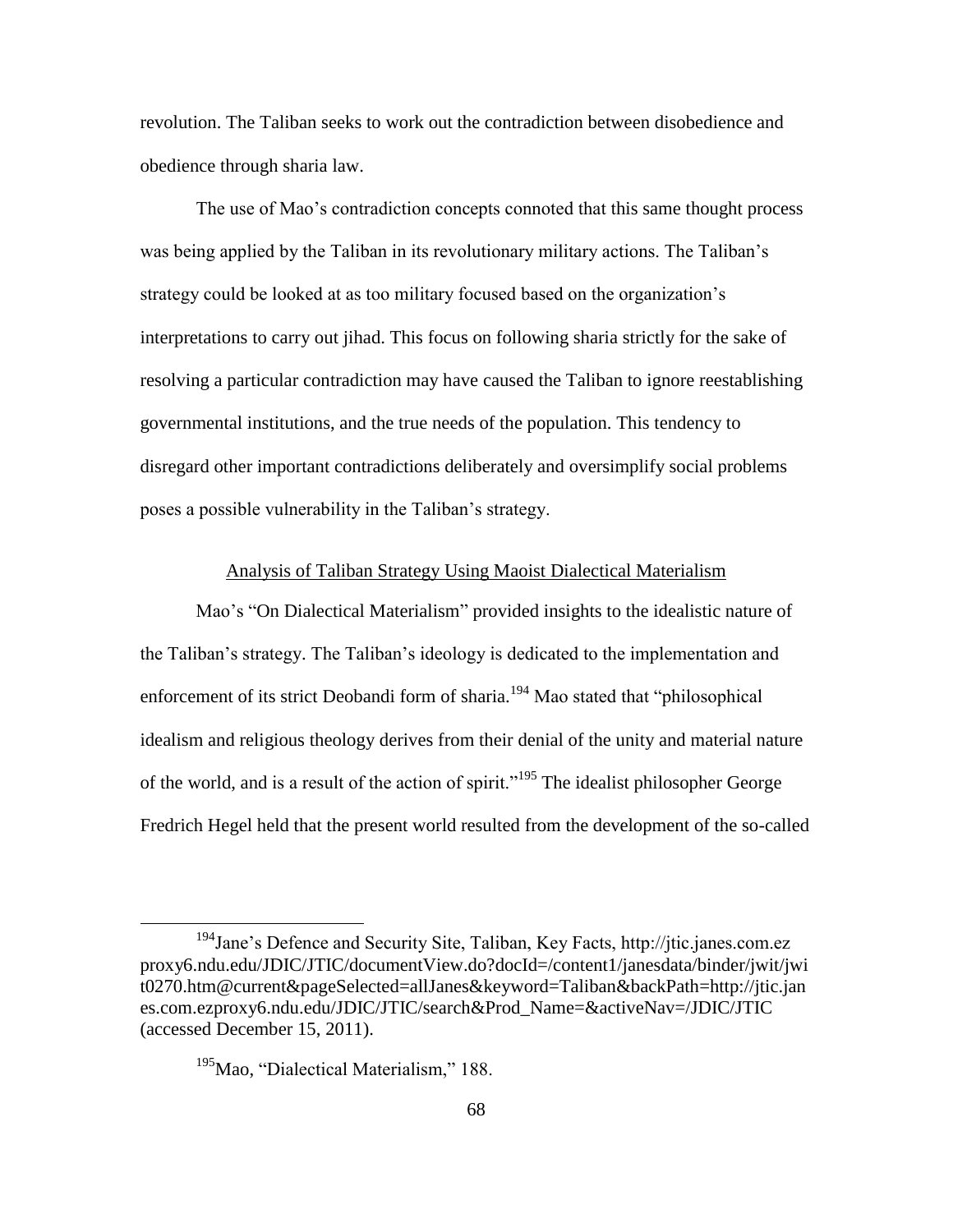revolution. The Taliban seeks to work out the contradiction between disobedience and obedience through sharia law.

The use of Mao's contradiction concepts connoted that this same thought process was being applied by the Taliban in its revolutionary military actions. The Taliban's strategy could be looked at as too military focused based on the organization's interpretations to carry out jihad. This focus on following sharia strictly for the sake of resolving a particular contradiction may have caused the Taliban to ignore reestablishing governmental institutions, and the true needs of the population. This tendency to disregard other important contradictions deliberately and oversimplify social problems poses a possible vulnerability in the Taliban's strategy.

## Analysis of Taliban Strategy Using Maoist Dialectical Materialism

Mao's "On Dialectical Materialism" provided insights to the idealistic nature of the Taliban's strategy. The Taliban's ideology is dedicated to the implementation and enforcement of its strict Deobandi form of sharia.[194] Mao stated that "philosophical idealism and religious theology derives from their denial of the unity and material nature of the world, and is a result of the action of spirit."[195] The idealist philosopher George Fredrich Hegel held that the present world resulted from the development of the so-called

---

[194] Jane's Defence and Security Site, Taliban, Key Facts, http://jtic.janes.com.ezproxy6.ndu.edu/JDIC/JTIC/documentView.do?docId=/content1/janesdata/binder/jwit/jwit0270.htm@current&pageSelected=allJanes&keyword=Taliban&backPath=http://jtic.janes.com.ezproxy6.ndu.edu/JDIC/JTIC/search&Prod_Name=&activeNav=/JDIC/JTIC (accessed December 15, 2011).

[195] Mao, "Dialectical Materialism," 188.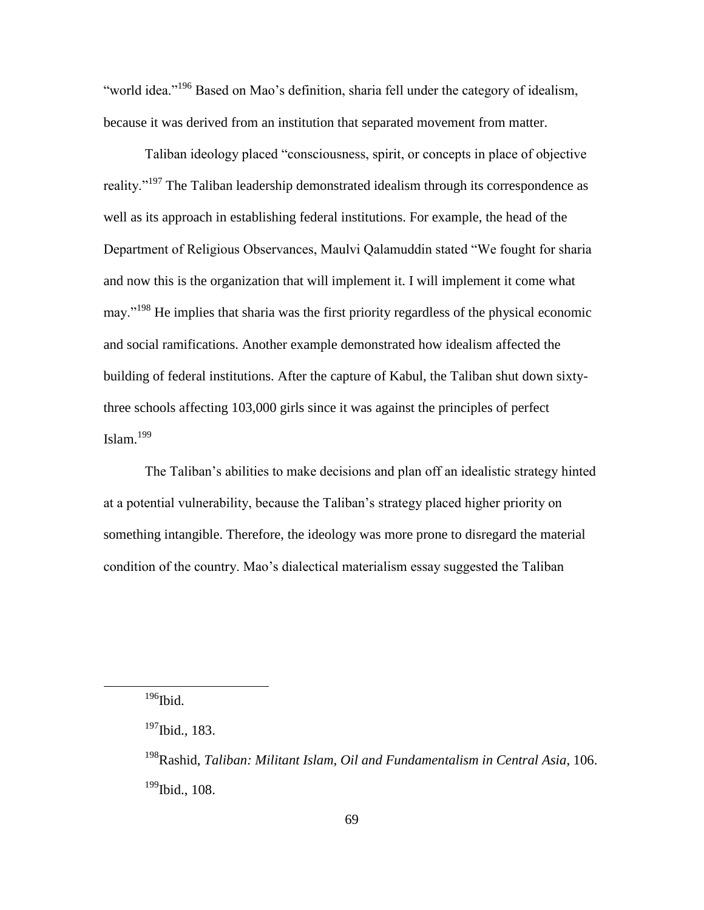"world idea."[196] Based on Mao's definition, sharia fell under the category of idealism, because it was derived from an institution that separated movement from matter.

Taliban ideology placed "consciousness, spirit, or concepts in place of objective reality."[197] The Taliban leadership demonstrated idealism through its correspondence as well as its approach in establishing federal institutions. For example, the head of the Department of Religious Observances, Maulvi Qalamuddin stated "We fought for sharia and now this is the organization that will implement it. I will implement it come what may."[198] He implies that sharia was the first priority regardless of the physical economic and social ramifications. Another example demonstrated how idealism affected the building of federal institutions. After the capture of Kabul, the Taliban shut down sixty-three schools affecting 103,000 girls since it was against the principles of perfect Islam.[199]

The Taliban's abilities to make decisions and plan off an idealistic strategy hinted at a potential vulnerability, because the Taliban's strategy placed higher priority on something intangible. Therefore, the ideology was more prone to disregard the material condition of the country. Mao's dialectical materialism essay suggested the Taliban

---

[196] Ibid.

[197] Ibid., 183.

[198] Rashid, *Taliban: Militant Islam, Oil and Fundamentalism in Central Asia*, 106.

[199] Ibid., 108.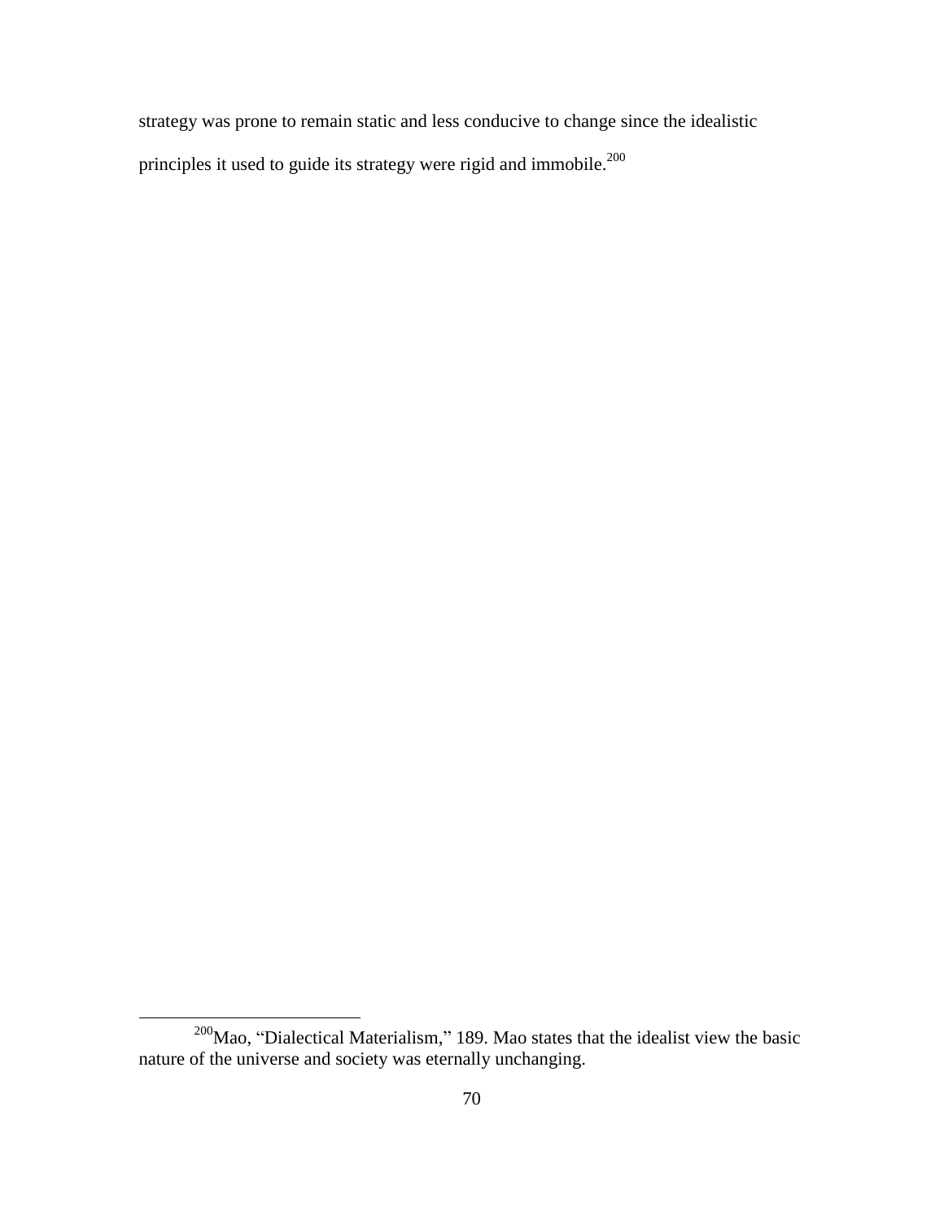strategy was prone to remain static and less conducive to change since the idealistic principles it used to guide its strategy were rigid and immobile.[200]

---

[200]Mao, "Dialectical Materialism," 189. Mao states that the idealist view the basic nature of the universe and society was eternally unchanging.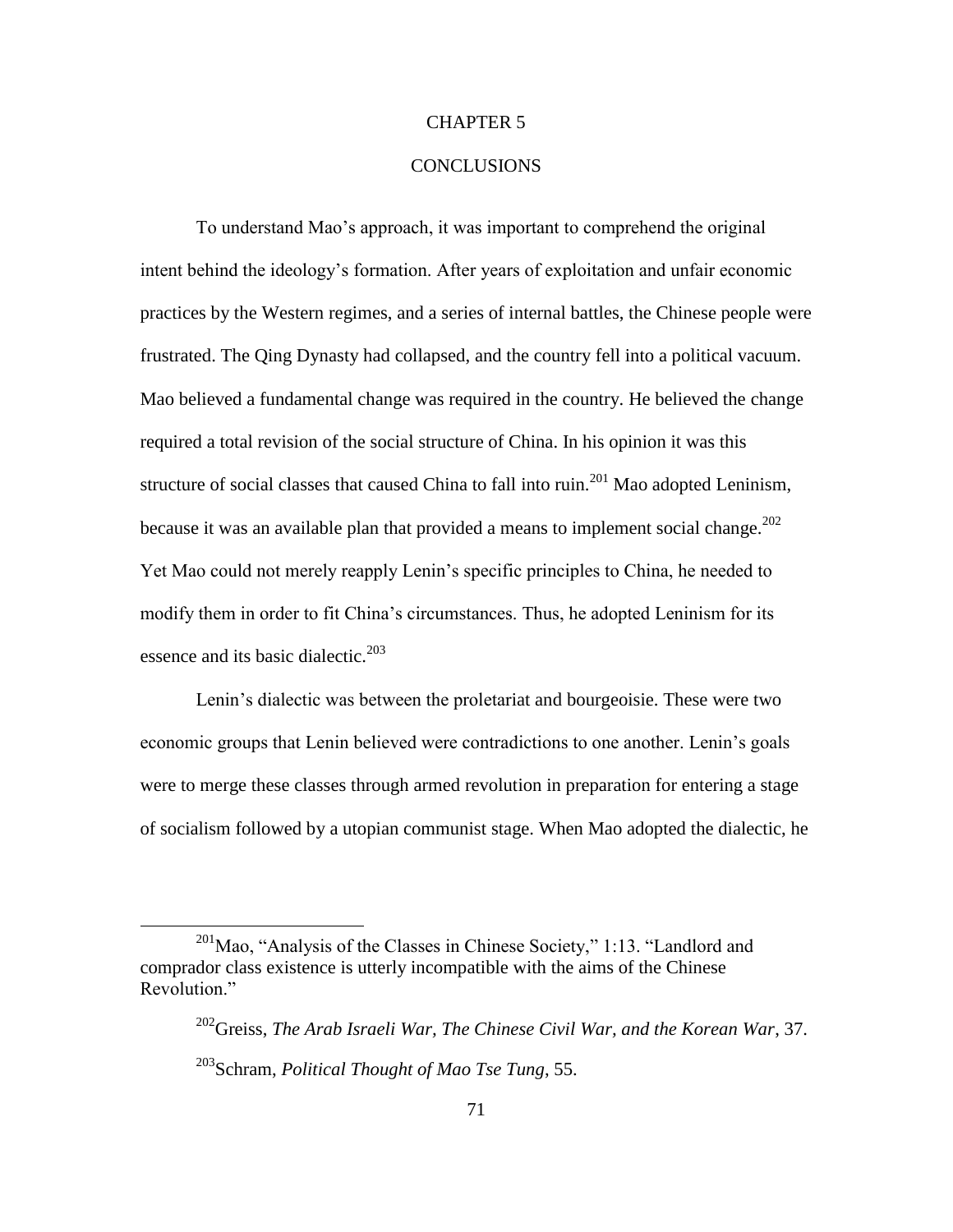# CHAPTER 5

# CONCLUSIONS

To understand Mao's approach, it was important to comprehend the original intent behind the ideology's formation. After years of exploitation and unfair economic practices by the Western regimes, and a series of internal battles, the Chinese people were frustrated. The Qing Dynasty had collapsed, and the country fell into a political vacuum. Mao believed a fundamental change was required in the country. He believed the change required a total revision of the social structure of China. In his opinion it was this structure of social classes that caused China to fall into ruin.[201] Mao adopted Leninism, because it was an available plan that provided a means to implement social change.[202] Yet Mao could not merely reapply Lenin's specific principles to China, he needed to modify them in order to fit China's circumstances. Thus, he adopted Leninism for its essence and its basic dialectic.[203]

Lenin's dialectic was between the proletariat and bourgeoisie. These were two economic groups that Lenin believed were contradictions to one another. Lenin's goals were to merge these classes through armed revolution in preparation for entering a stage of socialism followed by a utopian communist stage. When Mao adopted the dialectic, he

---

[201] Mao, "Analysis of the Classes in Chinese Society," 1:13. "Landlord and comprador class existence is utterly incompatible with the aims of the Chinese Revolution."

[202] Greiss, *The Arab Israeli War, The Chinese Civil War, and the Korean War*, 37.

[203] Schram, *Political Thought of Mao Tse Tung*, 55.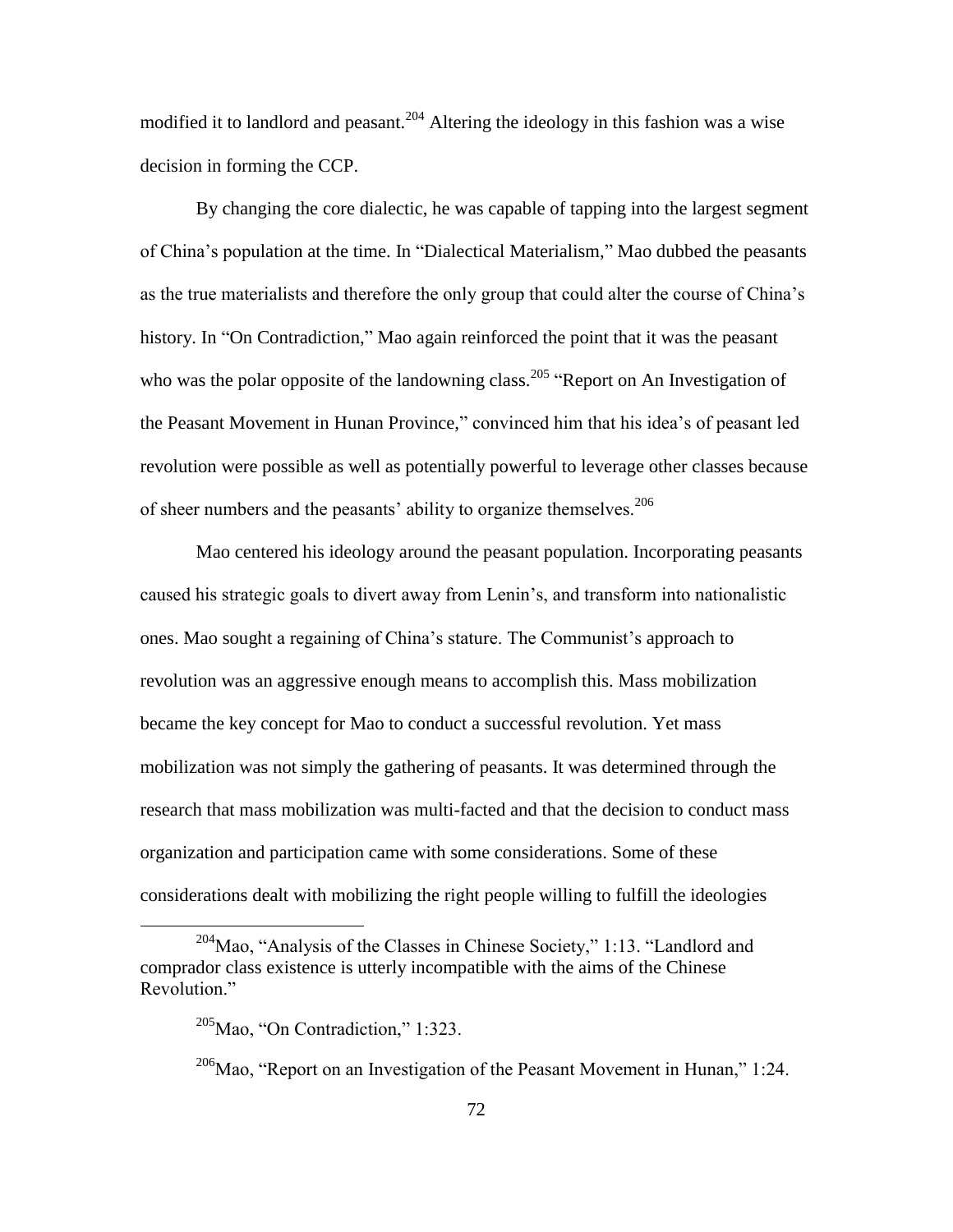modified it to landlord and peasant.[204] Altering the ideology in this fashion was a wise decision in forming the CCP.

By changing the core dialectic, he was capable of tapping into the largest segment of China's population at the time. In "Dialectical Materialism," Mao dubbed the peasants as the true materialists and therefore the only group that could alter the course of China's history. In "On Contradiction," Mao again reinforced the point that it was the peasant who was the polar opposite of the landowning class.[205] "Report on An Investigation of the Peasant Movement in Hunan Province," convinced him that his idea's of peasant led revolution were possible as well as potentially powerful to leverage other classes because of sheer numbers and the peasants' ability to organize themselves.[206]

Mao centered his ideology around the peasant population. Incorporating peasants caused his strategic goals to divert away from Lenin's, and transform into nationalistic ones. Mao sought a regaining of China's stature. The Communist's approach to revolution was an aggressive enough means to accomplish this. Mass mobilization became the key concept for Mao to conduct a successful revolution. Yet mass mobilization was not simply the gathering of peasants. It was determined through the research that mass mobilization was multi-facted and that the decision to conduct mass organization and participation came with some considerations. Some of these considerations dealt with mobilizing the right people willing to fulfill the ideologies

---

[204] Mao, "Analysis of the Classes in Chinese Society," 1:13. "Landlord and comprador class existence is utterly incompatible with the aims of the Chinese Revolution."

[205] Mao, "On Contradiction," 1:323.

[206] Mao, "Report on an Investigation of the Peasant Movement in Hunan," 1:24.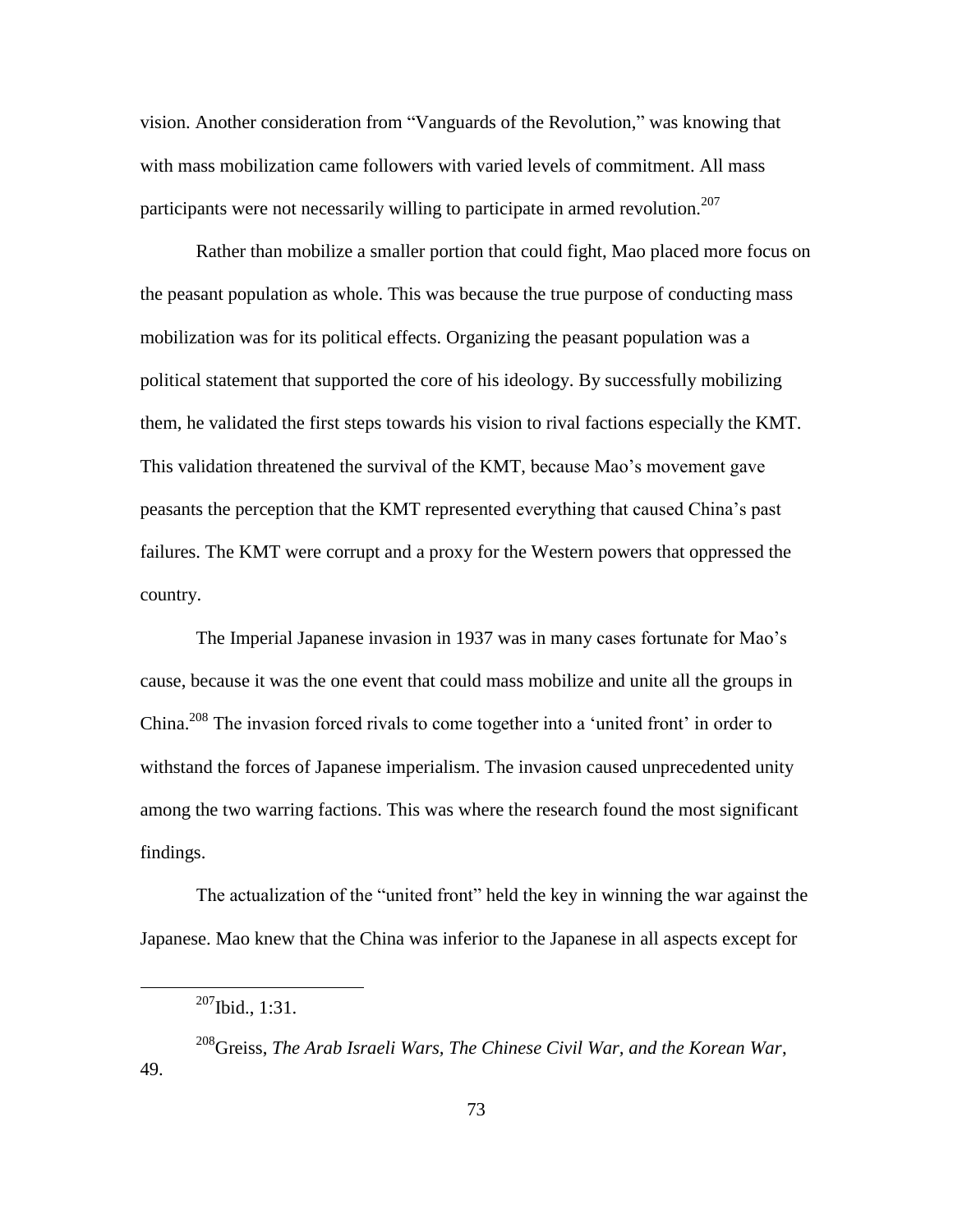vision. Another consideration from "Vanguards of the Revolution," was knowing that with mass mobilization came followers with varied levels of commitment. All mass participants were not necessarily willing to participate in armed revolution.[207]

Rather than mobilize a smaller portion that could fight, Mao placed more focus on the peasant population as whole. This was because the true purpose of conducting mass mobilization was for its political effects. Organizing the peasant population was a political statement that supported the core of his ideology. By successfully mobilizing them, he validated the first steps towards his vision to rival factions especially the KMT. This validation threatened the survival of the KMT, because Mao's movement gave peasants the perception that the KMT represented everything that caused China's past failures. The KMT were corrupt and a proxy for the Western powers that oppressed the country.

The Imperial Japanese invasion in 1937 was in many cases fortunate for Mao's cause, because it was the one event that could mass mobilize and unite all the groups in China.[208] The invasion forced rivals to come together into a 'united front' in order to withstand the forces of Japanese imperialism. The invasion caused unprecedented unity among the two warring factions. This was where the research found the most significant findings.

The actualization of the "united front" held the key in winning the war against the Japanese. Mao knew that the China was inferior to the Japanese in all aspects except for

---

[207] Ibid., 1:31.

[208] Greiss, *The Arab Israeli Wars, The Chinese Civil War, and the Korean War*, 49.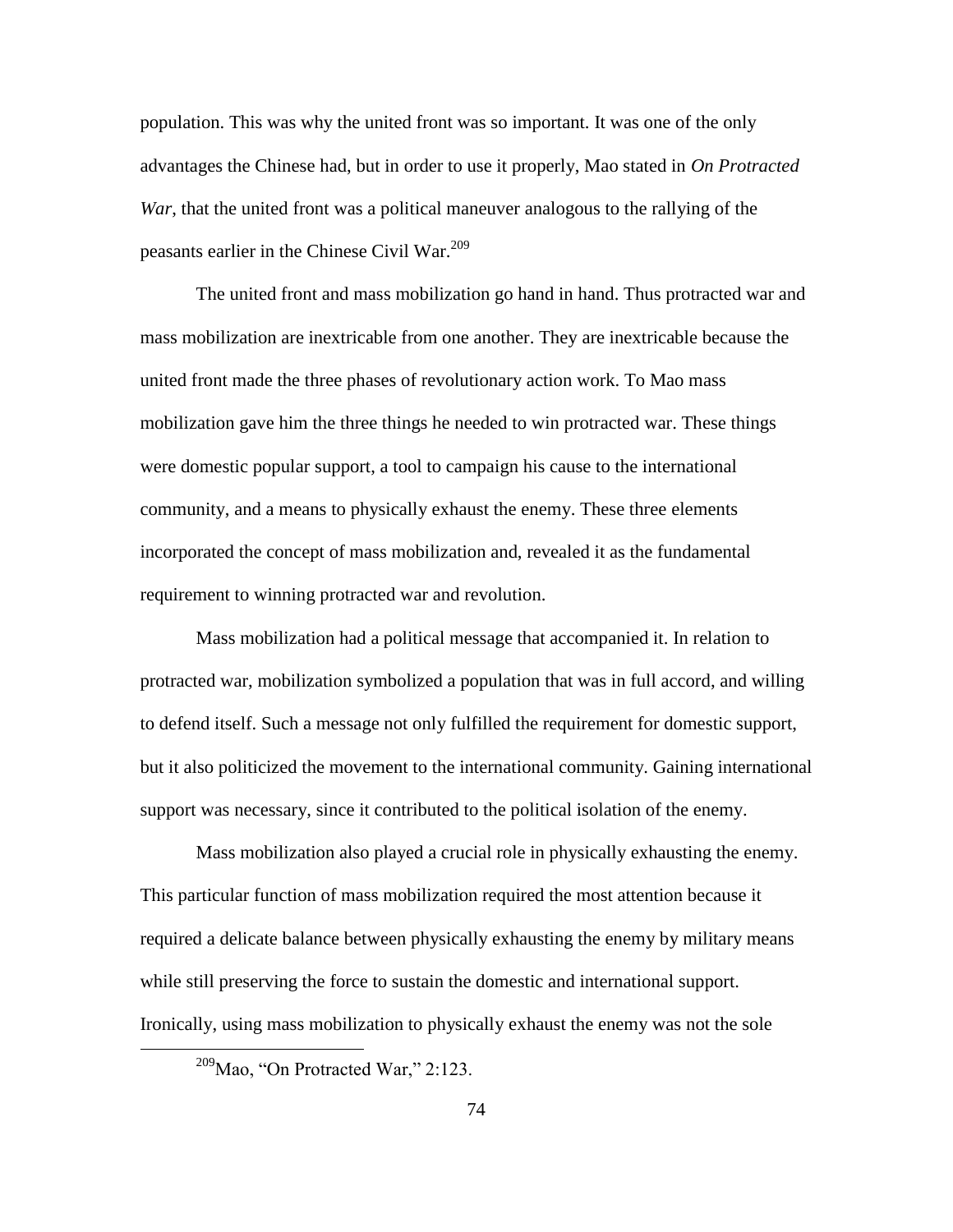population. This was why the united front was so important. It was one of the only advantages the Chinese had, but in order to use it properly, Mao stated in *On Protracted War*, that the united front was a political maneuver analogous to the rallying of the peasants earlier in the Chinese Civil War.[209]

The united front and mass mobilization go hand in hand. Thus protracted war and mass mobilization are inextricable from one another. They are inextricable because the united front made the three phases of revolutionary action work. To Mao mass mobilization gave him the three things he needed to win protracted war. These things were domestic popular support, a tool to campaign his cause to the international community, and a means to physically exhaust the enemy. These three elements incorporated the concept of mass mobilization and, revealed it as the fundamental requirement to winning protracted war and revolution.

Mass mobilization had a political message that accompanied it. In relation to protracted war, mobilization symbolized a population that was in full accord, and willing to defend itself. Such a message not only fulfilled the requirement for domestic support, but it also politicized the movement to the international community. Gaining international support was necessary, since it contributed to the political isolation of the enemy.

Mass mobilization also played a crucial role in physically exhausting the enemy. This particular function of mass mobilization required the most attention because it required a delicate balance between physically exhausting the enemy by military means while still preserving the force to sustain the domestic and international support. Ironically, using mass mobilization to physically exhaust the enemy was not the sole

[209] Mao, "On Protracted War," 2:123.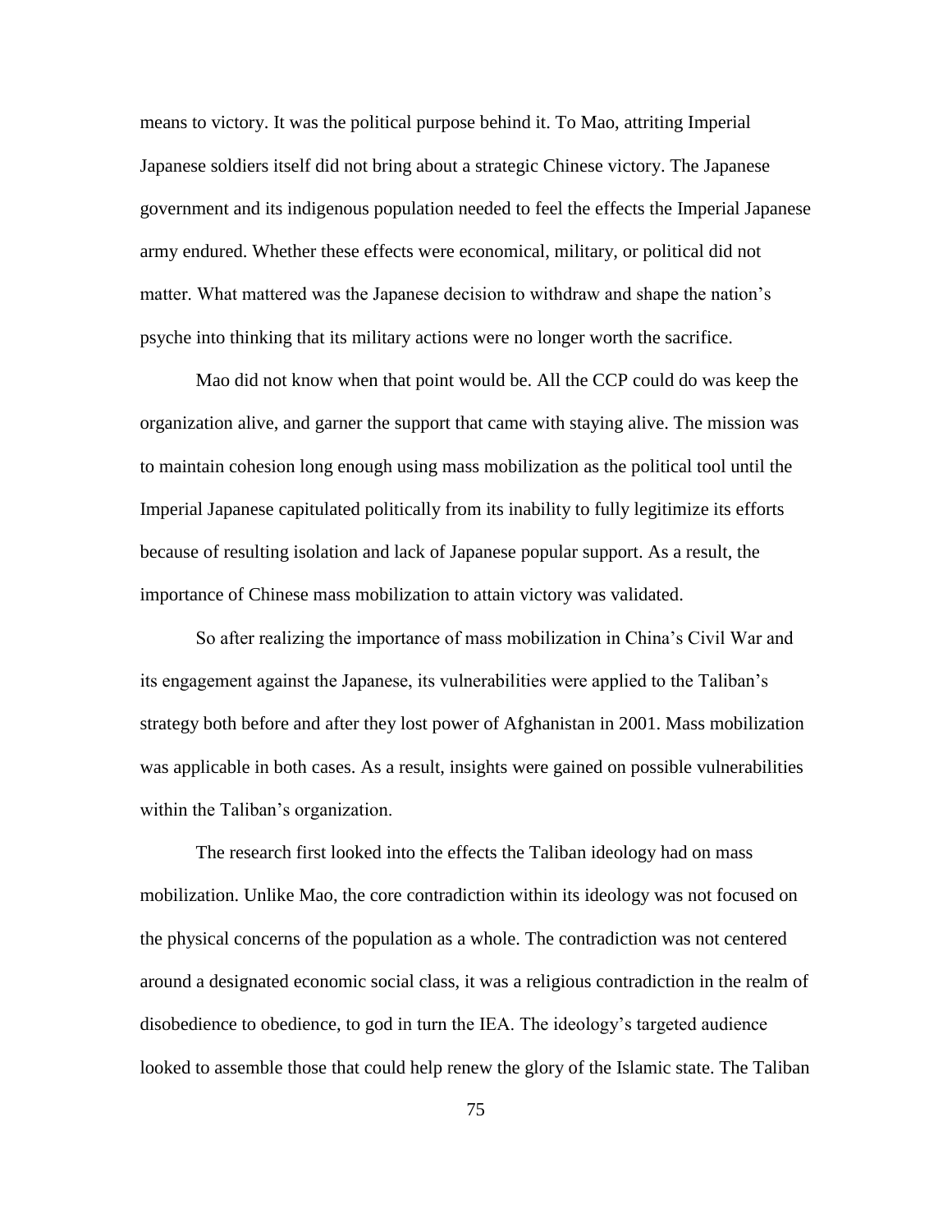means to victory. It was the political purpose behind it. To Mao, attriting Imperial Japanese soldiers itself did not bring about a strategic Chinese victory. The Japanese government and its indigenous population needed to feel the effects the Imperial Japanese army endured. Whether these effects were economical, military, or political did not matter. What mattered was the Japanese decision to withdraw and shape the nation's psyche into thinking that its military actions were no longer worth the sacrifice.

Mao did not know when that point would be. All the CCP could do was keep the organization alive, and garner the support that came with staying alive. The mission was to maintain cohesion long enough using mass mobilization as the political tool until the Imperial Japanese capitulated politically from its inability to fully legitimize its efforts because of resulting isolation and lack of Japanese popular support. As a result, the importance of Chinese mass mobilization to attain victory was validated.

So after realizing the importance of mass mobilization in China's Civil War and its engagement against the Japanese, its vulnerabilities were applied to the Taliban's strategy both before and after they lost power of Afghanistan in 2001. Mass mobilization was applicable in both cases. As a result, insights were gained on possible vulnerabilities within the Taliban's organization.

The research first looked into the effects the Taliban ideology had on mass mobilization. Unlike Mao, the core contradiction within its ideology was not focused on the physical concerns of the population as a whole. The contradiction was not centered around a designated economic social class, it was a religious contradiction in the realm of disobedience to obedience, to god in turn the IEA. The ideology's targeted audience looked to assemble those that could help renew the glory of the Islamic state. The Taliban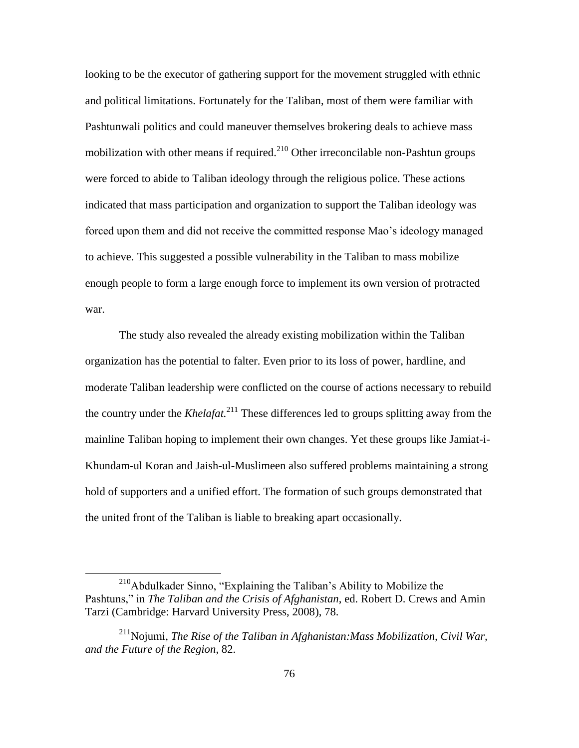looking to be the executor of gathering support for the movement struggled with ethnic and political limitations. Fortunately for the Taliban, most of them were familiar with Pashtunwali politics and could maneuver themselves brokering deals to achieve mass mobilization with other means if required.[210] Other irreconcilable non-Pashtun groups were forced to abide to Taliban ideology through the religious police. These actions indicated that mass participation and organization to support the Taliban ideology was forced upon them and did not receive the committed response Mao's ideology managed to achieve. This suggested a possible vulnerability in the Taliban to mass mobilize enough people to form a large enough force to implement its own version of protracted war.

The study also revealed the already existing mobilization within the Taliban organization has the potential to falter. Even prior to its loss of power, hardline, and moderate Taliban leadership were conflicted on the course of actions necessary to rebuild the country under the *Khelafat.*[211] These differences led to groups splitting away from the mainline Taliban hoping to implement their own changes. Yet these groups like Jamiat-i-Khundam-ul Koran and Jaish-ul-Muslimeen also suffered problems maintaining a strong hold of supporters and a unified effort. The formation of such groups demonstrated that the united front of the Taliban is liable to breaking apart occasionally.

---

[210] Abdulkader Sinno, "Explaining the Taliban's Ability to Mobilize the Pashtuns," in *The Taliban and the Crisis of Afghanistan*, ed. Robert D. Crews and Amin Tarzi (Cambridge: Harvard University Press, 2008), 78.

[211] Nojumi, *The Rise of the Taliban in Afghanistan:Mass Mobilization, Civil War, and the Future of the Region*, 82.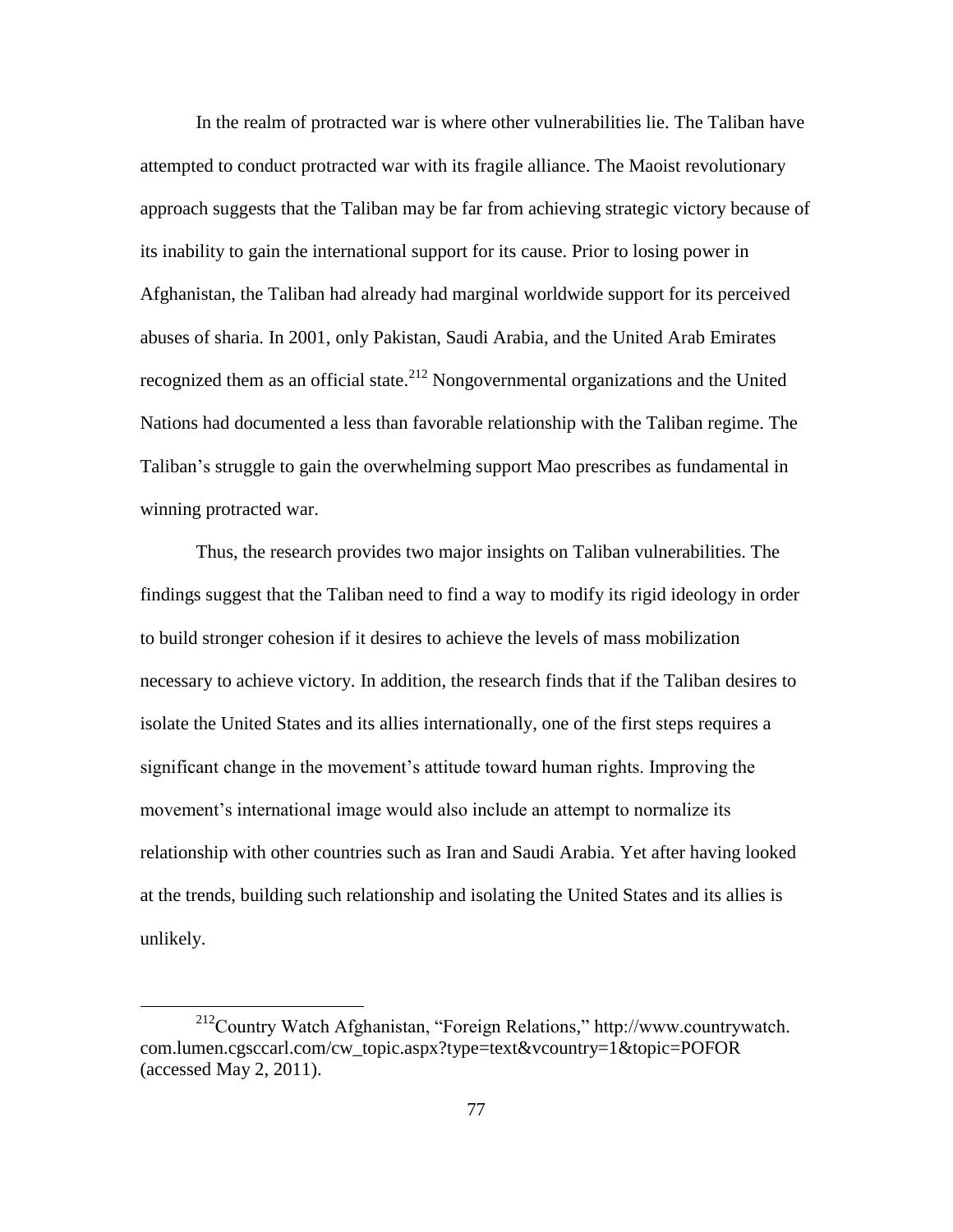In the realm of protracted war is where other vulnerabilities lie. The Taliban have attempted to conduct protracted war with its fragile alliance. The Maoist revolutionary approach suggests that the Taliban may be far from achieving strategic victory because of its inability to gain the international support for its cause. Prior to losing power in Afghanistan, the Taliban had already had marginal worldwide support for its perceived abuses of sharia. In 2001, only Pakistan, Saudi Arabia, and the United Arab Emirates recognized them as an official state.[212] Nongovernmental organizations and the United Nations had documented a less than favorable relationship with the Taliban regime. The Taliban's struggle to gain the overwhelming support Mao prescribes as fundamental in winning protracted war.

Thus, the research provides two major insights on Taliban vulnerabilities. The findings suggest that the Taliban need to find a way to modify its rigid ideology in order to build stronger cohesion if it desires to achieve the levels of mass mobilization necessary to achieve victory. In addition, the research finds that if the Taliban desires to isolate the United States and its allies internationally, one of the first steps requires a significant change in the movement's attitude toward human rights. Improving the movement's international image would also include an attempt to normalize its relationship with other countries such as Iran and Saudi Arabia. Yet after having looked at the trends, building such relationship and isolating the United States and its allies is unlikely.

---

[212] Country Watch Afghanistan, "Foreign Relations," http://www.countrywatch.com.lumen.cgsccarl.com/cw_topic.aspx?type=text&vcountry=1&topic=POFOR (accessed May 2, 2011).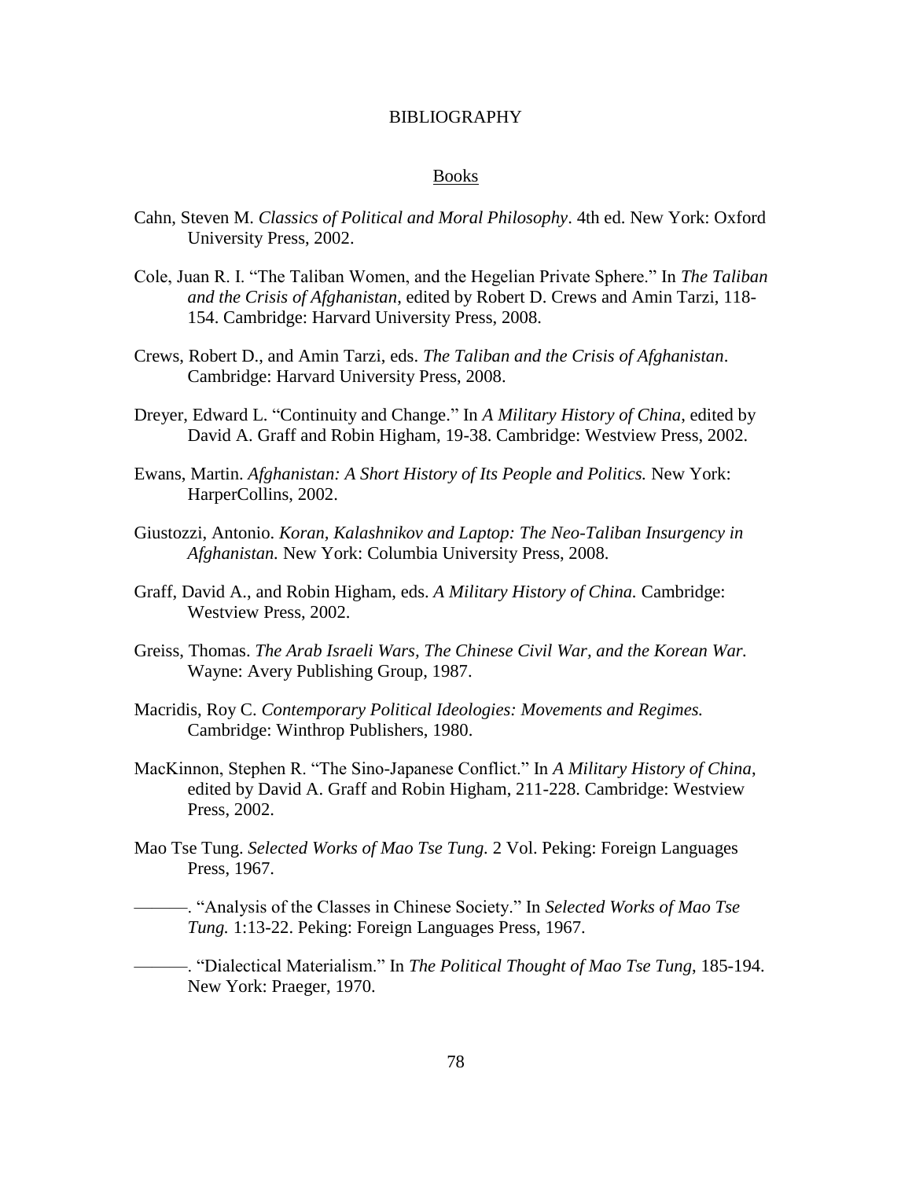# BIBLIOGRAPHY

## Books

Cahn, Steven M. *Classics of Political and Moral Philosophy*. 4th ed. New York: Oxford University Press, 2002.

Cole, Juan R. I. "The Taliban Women, and the Hegelian Private Sphere." In *The Taliban and the Crisis of Afghanistan*, edited by Robert D. Crews and Amin Tarzi, 118-154. Cambridge: Harvard University Press, 2008.

Crews, Robert D., and Amin Tarzi, eds. *The Taliban and the Crisis of Afghanistan*. Cambridge: Harvard University Press, 2008.

Dreyer, Edward L. "Continuity and Change." In *A Military History of China*, edited by David A. Graff and Robin Higham, 19-38. Cambridge: Westview Press, 2002.

Ewans, Martin. *Afghanistan: A Short History of Its People and Politics.* New York: HarperCollins, 2002.

Giustozzi, Antonio. *Koran, Kalashnikov and Laptop: The Neo-Taliban Insurgency in Afghanistan.* New York: Columbia University Press, 2008.

Graff, David A., and Robin Higham, eds. *A Military History of China.* Cambridge: Westview Press, 2002.

Greiss, Thomas. *The Arab Israeli Wars, The Chinese Civil War, and the Korean War.* Wayne: Avery Publishing Group, 1987.

Macridis, Roy C. *Contemporary Political Ideologies: Movements and Regimes.* Cambridge: Winthrop Publishers, 1980.

MacKinnon, Stephen R. "The Sino-Japanese Conflict." In *A Military History of China*, edited by David A. Graff and Robin Higham, 211-228. Cambridge: Westview Press, 2002.

Mao Tse Tung. *Selected Works of Mao Tse Tung.* 2 Vol. Peking: Foreign Languages Press, 1967.

———. "Analysis of the Classes in Chinese Society." In *Selected Works of Mao Tse Tung.* 1:13-22. Peking: Foreign Languages Press, 1967.

———. "Dialectical Materialism." In *The Political Thought of Mao Tse Tung*, 185-194. New York: Praeger, 1970.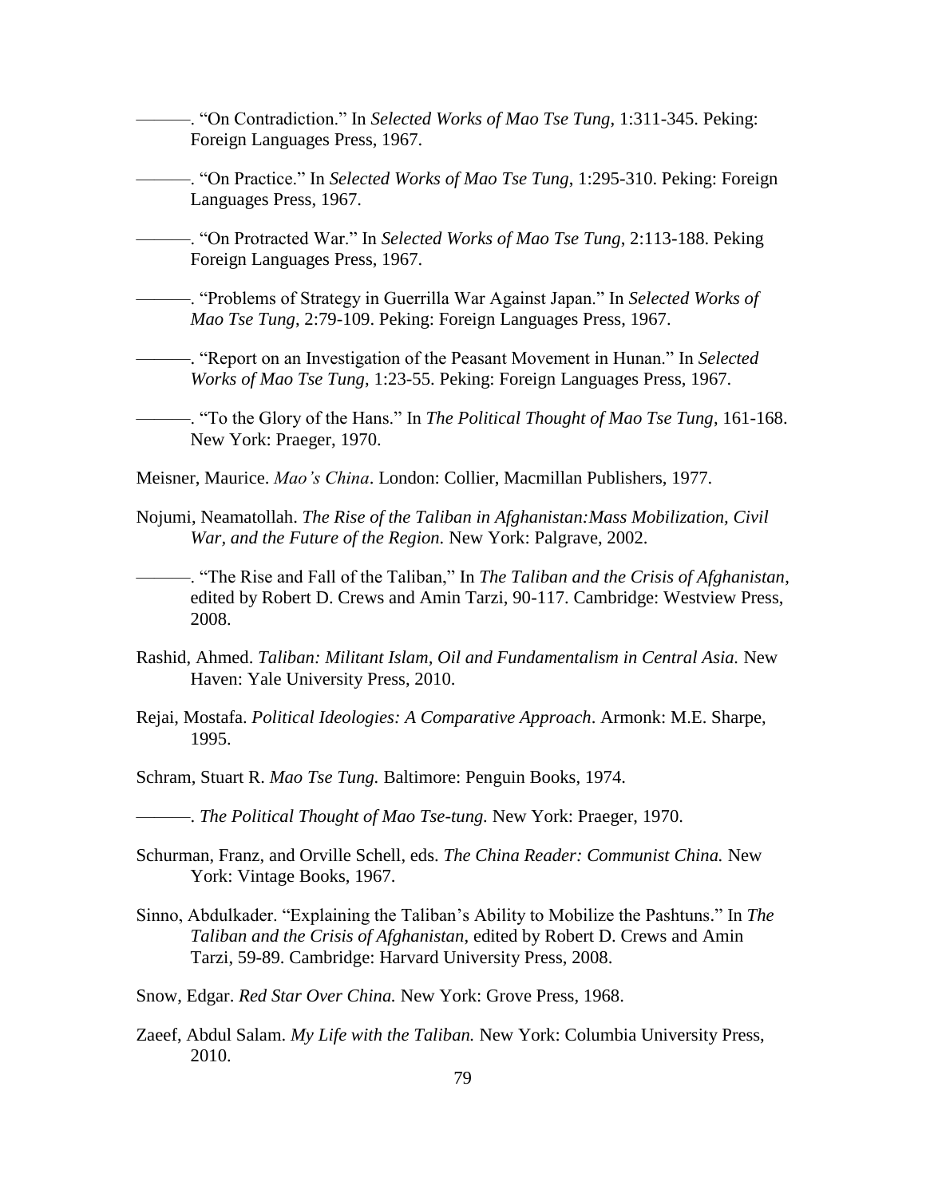———. "On Contradiction." In *Selected Works of Mao Tse Tung*, 1:311-345. Peking: Foreign Languages Press, 1967.

———. "On Practice." In *Selected Works of Mao Tse Tung*, 1:295-310. Peking: Foreign Languages Press, 1967.

———. "On Protracted War." In *Selected Works of Mao Tse Tung*, 2:113-188. Peking Foreign Languages Press, 1967.

———. "Problems of Strategy in Guerrilla War Against Japan." In *Selected Works of Mao Tse Tung*, 2:79-109. Peking: Foreign Languages Press, 1967.

———. "Report on an Investigation of the Peasant Movement in Hunan." In *Selected Works of Mao Tse Tung*, 1:23-55. Peking: Foreign Languages Press, 1967.

———. "To the Glory of the Hans." In *The Political Thought of Mao Tse Tung*, 161-168. New York: Praeger, 1970.

Meisner, Maurice. *Mao's China*. London: Collier, Macmillan Publishers, 1977.

Nojumi, Neamatollah. *The Rise of the Taliban in Afghanistan:Mass Mobilization, Civil War, and the Future of the Region.* New York: Palgrave, 2002.

———. "The Rise and Fall of the Taliban," In *The Taliban and the Crisis of Afghanistan*, edited by Robert D. Crews and Amin Tarzi, 90-117. Cambridge: Westview Press, 2008.

Rashid, Ahmed. *Taliban: Militant Islam, Oil and Fundamentalism in Central Asia.* New Haven: Yale University Press, 2010.

Rejai, Mostafa. *Political Ideologies: A Comparative Approach*. Armonk: M.E. Sharpe, 1995.

Schram, Stuart R. *Mao Tse Tung.* Baltimore: Penguin Books, 1974.

———. *The Political Thought of Mao Tse-tung.* New York: Praeger, 1970.

Schurman, Franz, and Orville Schell, eds. *The China Reader: Communist China.* New York: Vintage Books, 1967.

Sinno, Abdulkader. "Explaining the Taliban's Ability to Mobilize the Pashtuns." In *The Taliban and the Crisis of Afghanistan*, edited by Robert D. Crews and Amin Tarzi, 59-89. Cambridge: Harvard University Press, 2008.

Snow, Edgar. *Red Star Over China.* New York: Grove Press, 1968.

Zaeef, Abdul Salam. *My Life with the Taliban.* New York: Columbia University Press, 2010.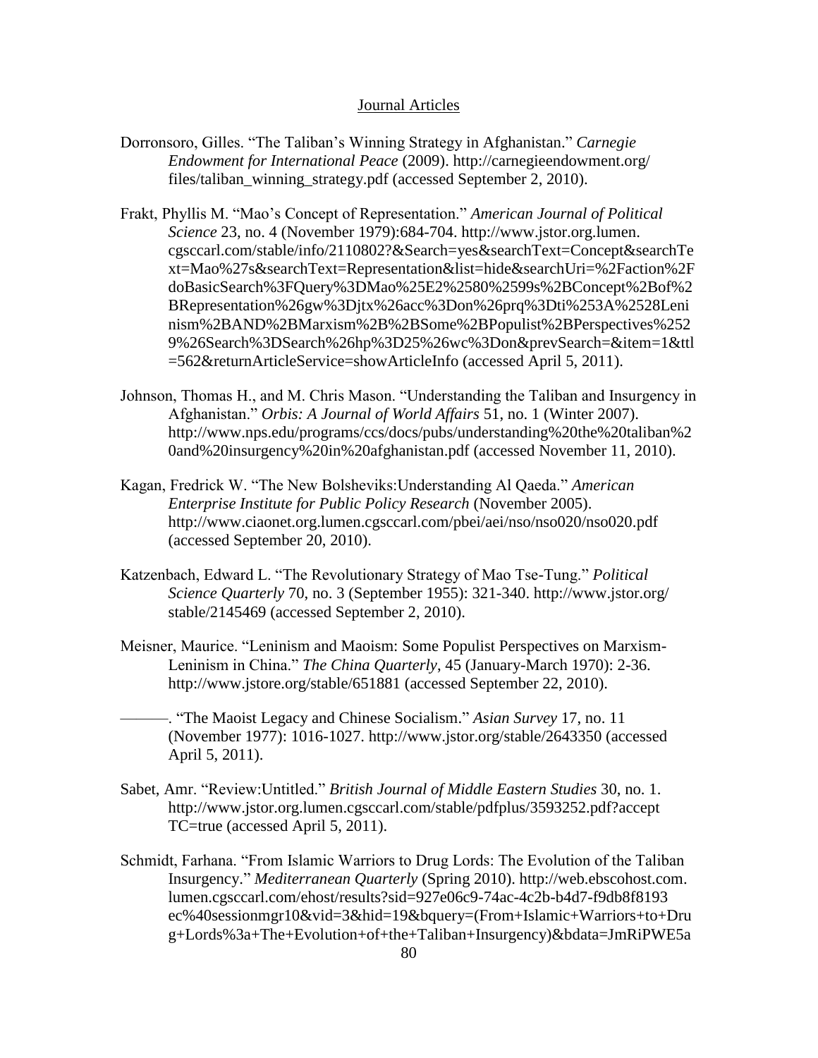## Journal Articles

Dorronsoro, Gilles. “The Taliban’s Winning Strategy in Afghanistan.” *Carnegie Endowment for International Peace* (2009). http://carnegieendowment.org/files/taliban_winning_strategy.pdf (accessed September 2, 2010).

Frakt, Phyllis M. “Mao’s Concept of Representation.” *American Journal of Political Science* 23, no. 4 (November 1979):684-704. http://www.jstor.org.lumen.cgsccarl.com/stable/info/2110802?&Search=yes&searchText=Concept&searchText=Mao%27s&searchText=Representation&list=hide&searchUri=%2Faction%2FdoBasicSearch%3FQuery%3DMao%25E2%2580%2599s%2BConcept%2Bof%2BRepresentation%26gw%3Djtx%26acc%3Don%26prq%3Dti%253A%2528Leninism%2BAND%2BMarxism%2B%2BSome%2BPopulist%2BPerspectives%2529%26Search%3DSearch%26hp%3D25%26wc%3Don&prevSearch=&item=1&ttl=562&returnArticleService=showArticleInfo (accessed April 5, 2011).

Johnson, Thomas H., and M. Chris Mason. “Understanding the Taliban and Insurgency in Afghanistan.” *Orbis: A Journal of World Affairs* 51, no. 1 (Winter 2007). http://www.nps.edu/programs/ccs/docs/pubs/understanding%20the%20taliban%20and%20insurgency%20in%20afghanistan.pdf (accessed November 11, 2010).

Kagan, Fredrick W. “The New Bolsheviks:Understanding Al Qaeda.” *American Enterprise Institute for Public Policy Research* (November 2005). http://www.ciaonet.org.lumen.cgsccarl.com/pbei/aei/nso/nso020/nso020.pdf (accessed September 20, 2010).

Katzenbach, Edward L. “The Revolutionary Strategy of Mao Tse-Tung.” *Political Science Quarterly* 70, no. 3 (September 1955): 321-340. http://www.jstor.org/stable/2145469 (accessed September 2, 2010).

Meisner, Maurice. “Leninism and Maoism: Some Populist Perspectives on Marxism-Leninism in China.” *The China Quarterly*, 45 (January-March 1970): 2-36. http://www.jstore.org/stable/651881 (accessed September 22, 2010).

———. “The Maoist Legacy and Chinese Socialism.” *Asian Survey* 17, no. 11 (November 1977): 1016-1027. http://www.jstor.org/stable/2643350 (accessed April 5, 2011).

Sabet, Amr. “Review:Untitled.” *British Journal of Middle Eastern Studies* 30, no. 1. http://www.jstor.org.lumen.cgsccarl.com/stable/pdfplus/3593252.pdf?acceptTC=true (accessed April 5, 2011).

Schmidt, Farhana. “From Islamic Warriors to Drug Lords: The Evolution of the Taliban Insurgency.” *Mediterranean Quarterly* (Spring 2010). http://web.ebscohost.com.lumen.cgsccarl.com/ehost/results?sid=927e06c9-74ac-4c2b-b4d7-f9db8f8193ec%40sessionmgr10&vid=3&hid=19&bquery=(From+Islamic+Warriors+to+Drug+Lords%3a+The+Evolution+of+the+Taliban+Insurgency)&bdata=JmRiPWE5a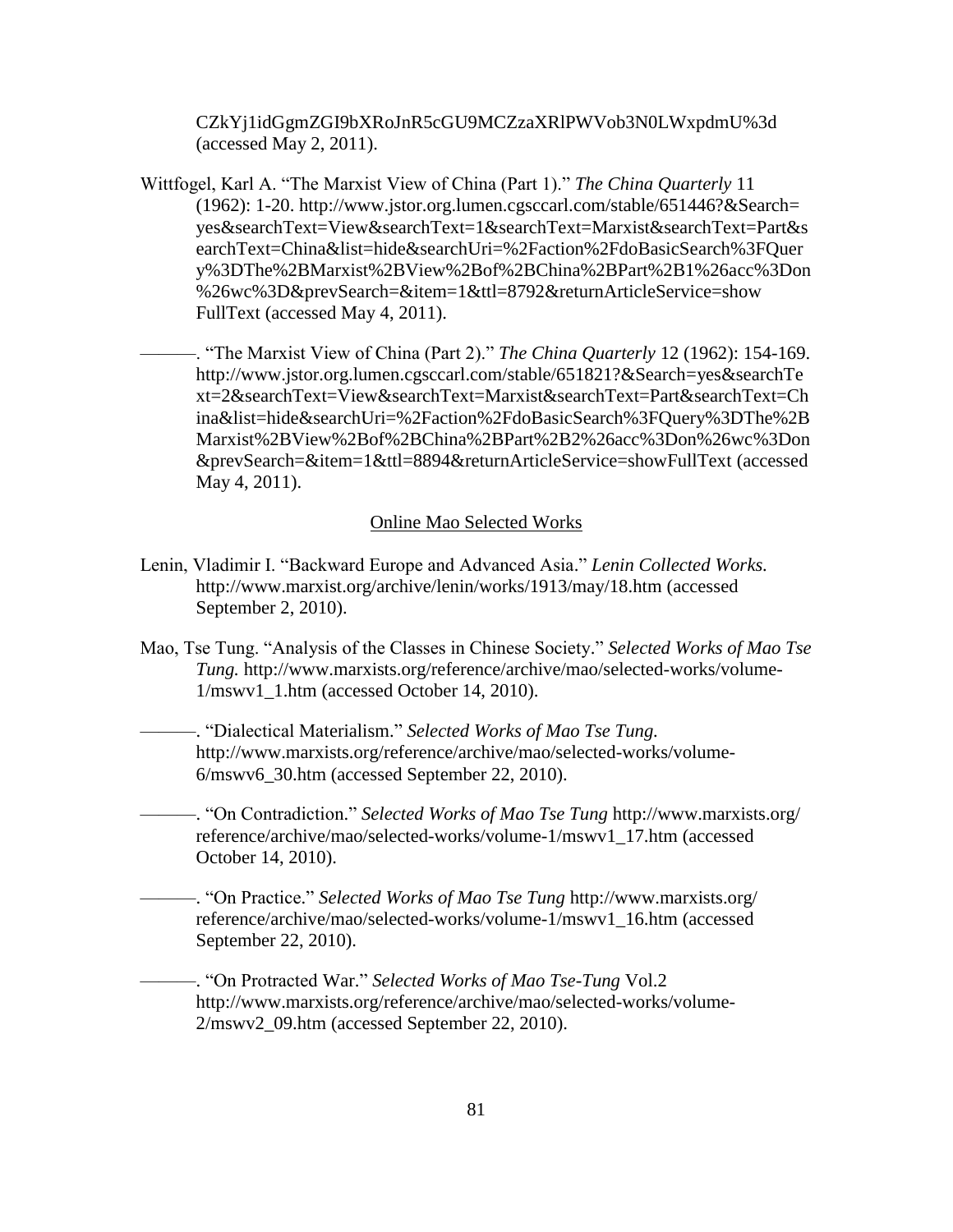CZkYj1idGgmZGI9bXRoJnR5cGU9MCZzaXRlPWVob3N0LWxpdmU%3d (accessed May 2, 2011).

Wittfogel, Karl A. "The Marxist View of China (Part 1)." *The China Quarterly* 11 (1962): 1-20. http://www.jstor.org.lumen.cgsccarl.com/stable/651446?&Search=yes&searchText=View&searchText=1&searchText=Marxist&searchText=Part&searchText=China&list=hide&searchUri=%2Faction%2FdoBasicSearch%3FQuery%3DThe%2BMarxist%2BView%2Bof%2BChina%2BPart%2B1%26acc%3Don%26wc%3D&prevSearch=&item=1&ttl=8792&returnArticleService=showFullText (accessed May 4, 2011).

———. "The Marxist View of China (Part 2)." *The China Quarterly* 12 (1962): 154-169. http://www.jstor.org.lumen.cgsccarl.com/stable/651821?&Search=yes&searchText=2&searchText=View&searchText=Marxist&searchText=Part&searchText=China&list=hide&searchUri=%2Faction%2FdoBasicSearch%3FQuery%3DThe%2BMarxist%2BView%2Bof%2BChina%2BPart%2B2%26acc%3Don%26wc%3Don&prevSearch=&item=1&ttl=8894&returnArticleService=showFullText (accessed May 4, 2011).

<u>Online Mao Selected Works</u>

Lenin, Vladimir I. "Backward Europe and Advanced Asia." *Lenin Collected Works.* http://www.marxist.org/archive/lenin/works/1913/may/18.htm (accessed September 2, 2010).

Mao, Tse Tung. "Analysis of the Classes in Chinese Society." *Selected Works of Mao Tse Tung.* http://www.marxists.org/reference/archive/mao/selected-works/volume-1/mswv1_1.htm (accessed October 14, 2010).

———. "Dialectical Materialism." *Selected Works of Mao Tse Tung.* http://www.marxists.org/reference/archive/mao/selected-works/volume-6/mswv6_30.htm (accessed September 22, 2010).

———. "On Contradiction." *Selected Works of Mao Tse Tung* http://www.marxists.org/reference/archive/mao/selected-works/volume-1/mswv1_17.htm (accessed October 14, 2010).

———. "On Practice." *Selected Works of Mao Tse Tung* http://www.marxists.org/reference/archive/mao/selected-works/volume-1/mswv1_16.htm (accessed September 22, 2010).

———. "On Protracted War." *Selected Works of Mao Tse-Tung* Vol.2 http://www.marxists.org/reference/archive/mao/selected-works/volume-2/mswv2_09.htm (accessed September 22, 2010).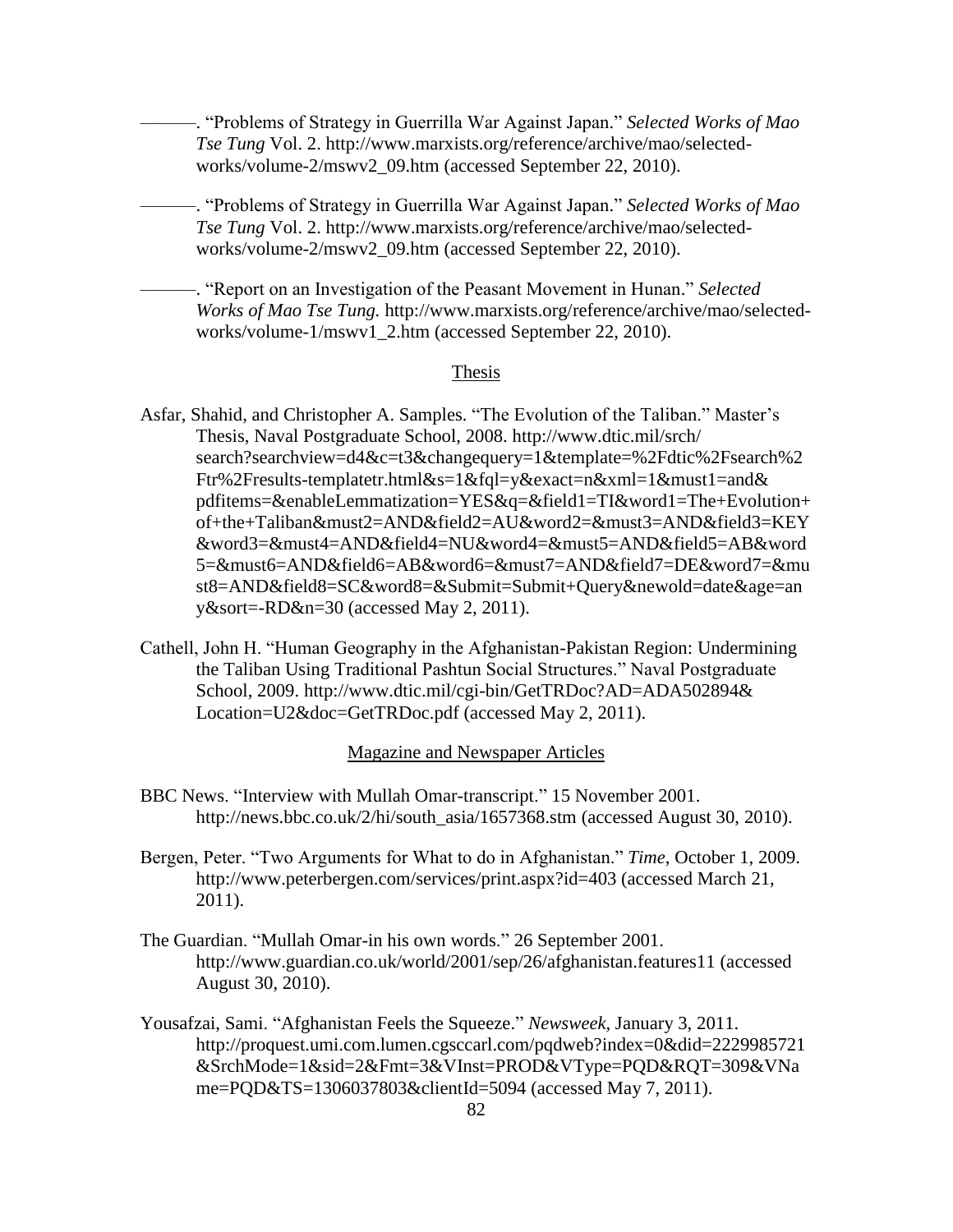———. “Problems of Strategy in Guerrilla War Against Japan.” *Selected Works of Mao Tse Tung* Vol. 2. http://www.marxists.org/reference/archive/mao/selected-works/volume-2/mswv2_09.htm (accessed September 22, 2010).

———. “Problems of Strategy in Guerrilla War Against Japan.” *Selected Works of Mao Tse Tung* Vol. 2. http://www.marxists.org/reference/archive/mao/selected-works/volume-2/mswv2_09.htm (accessed September 22, 2010).

———. “Report on an Investigation of the Peasant Movement in Hunan.” *Selected Works of Mao Tse Tung.* http://www.marxists.org/reference/archive/mao/selected-works/volume-1/mswv1_2.htm (accessed September 22, 2010).

## Thesis

Asfar, Shahid, and Christopher A. Samples. “The Evolution of the Taliban.” Master’s Thesis, Naval Postgraduate School, 2008. http://www.dtic.mil/srch/search?searchview=d4&c=t3&changequery=1&template=%2Fdtic%2Fsearch%2Ftr%2Fresults-templatetr.html&s=1&fql=y&exact=n&xml=1&must1=and&pdfitems=&enableLemmatization=YES&q=&field1=TI&word1=The+Evolution+of+the+Taliban&must2=AND&field2=AU&word2=&must3=AND&field3=KEY&word3=&must4=AND&field4=NU&word4=&must5=AND&field5=AB&word5=&must6=AND&field6=AB&word6=&must7=AND&field7=DE&word7=&must8=AND&field8=SC&word8=&Submit=Submit+Query&newold=date&age=any&sort=-RD&n=30 (accessed May 2, 2011).

Cathell, John H. “Human Geography in the Afghanistan-Pakistan Region: Undermining the Taliban Using Traditional Pashtun Social Structures.” Naval Postgraduate School, 2009. http://www.dtic.mil/cgi-bin/GetTRDoc?AD=ADA502894&Location=U2&doc=GetTRDoc.pdf (accessed May 2, 2011).

## Magazine and Newspaper Articles

BBC News. “Interview with Mullah Omar-transcript.” 15 November 2001. http://news.bbc.co.uk/2/hi/south_asia/1657368.stm (accessed August 30, 2010).

Bergen, Peter. “Two Arguments for What to do in Afghanistan.” *Time*, October 1, 2009. http://www.peterbergen.com/services/print.aspx?id=403 (accessed March 21, 2011).

The Guardian. “Mullah Omar-in his own words.” 26 September 2001. http://www.guardian.co.uk/world/2001/sep/26/afghanistan.features11 (accessed August 30, 2010).

Yousafzai, Sami. “Afghanistan Feels the Squeeze.” *Newsweek*, January 3, 2011. http://proquest.umi.com.lumen.cgsccarl.com/pqdweb?index=0&did=2229985721&SrchMode=1&sid=2&Fmt=3&VInst=PROD&VType=PQD&RQT=309&VName=PQD&TS=1306037803&clientId=5094 (accessed May 7, 2011).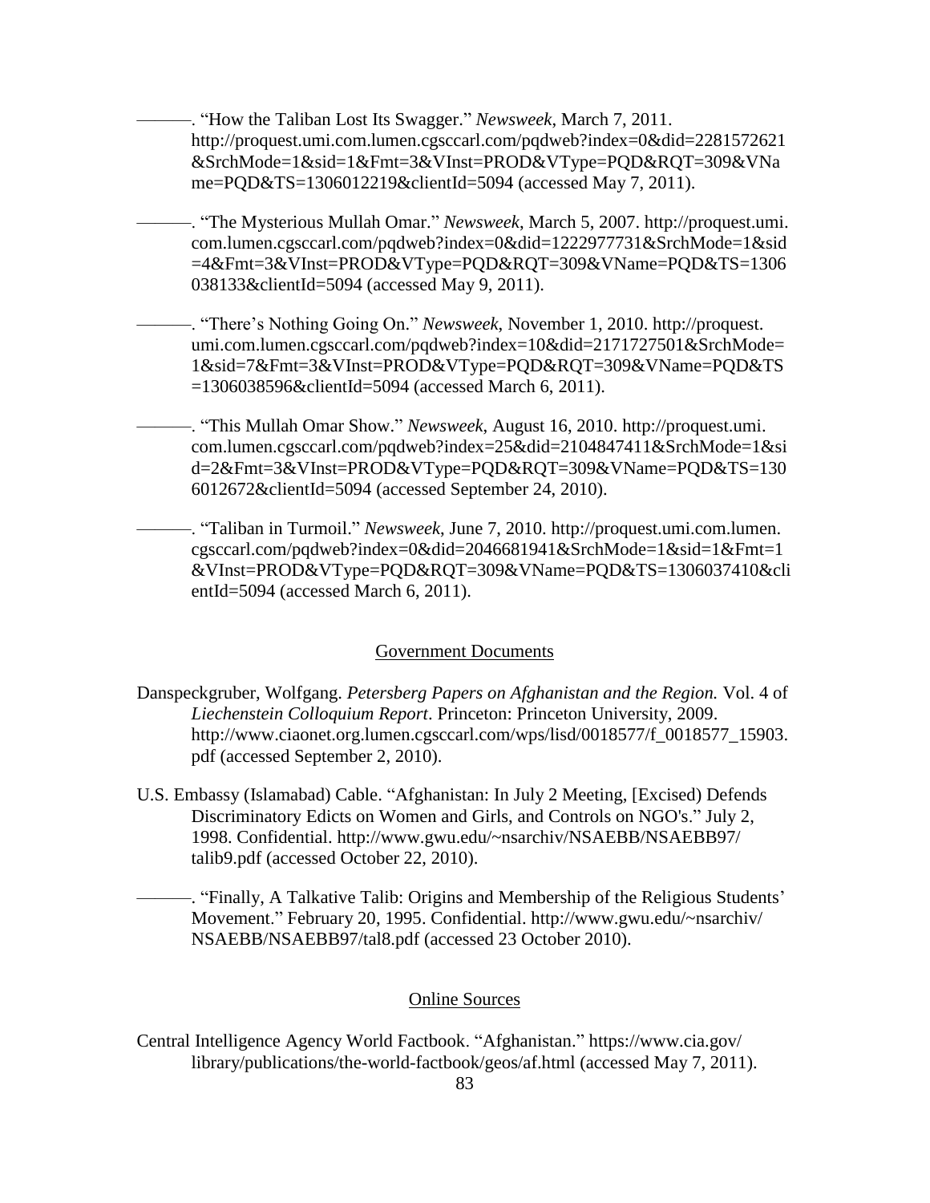———. “How the Taliban Lost Its Swagger.” *Newsweek*, March 7, 2011. http://proquest.umi.com.lumen.cgsccarl.com/pqdweb?index=0&did=2281572621&SrchMode=1&sid=1&Fmt=3&VInst=PROD&VType=PQD&RQT=309&VName=PQD&TS=1306012219&clientId=5094 (accessed May 7, 2011).

———. “The Mysterious Mullah Omar.” *Newsweek*, March 5, 2007. http://proquest.umi.com.lumen.cgsccarl.com/pqdweb?index=0&did=1222977731&SrchMode=1&sid=4&Fmt=3&VInst=PROD&VType=PQD&RQT=309&VName=PQD&TS=1306038133&clientId=5094 (accessed May 9, 2011).

———. “There’s Nothing Going On.” *Newsweek*, November 1, 2010. http://proquest.umi.com.lumen.cgsccarl.com/pqdweb?index=10&did=2171727501&SrchMode=1&sid=7&Fmt=3&VInst=PROD&VType=PQD&RQT=309&VName=PQD&TS=1306038596&clientId=5094 (accessed March 6, 2011).

———. “This Mullah Omar Show.” *Newsweek*, August 16, 2010. http://proquest.umi.com.lumen.cgsccarl.com/pqdweb?index=25&did=2104847411&SrchMode=1&sid=2&Fmt=3&VInst=PROD&VType=PQD&RQT=309&VName=PQD&TS=1306012672&clientId=5094 (accessed September 24, 2010).

———. “Taliban in Turmoil.” *Newsweek*, June 7, 2010. http://proquest.umi.com.lumen.cgsccarl.com/pqdweb?index=0&did=2046681941&SrchMode=1&sid=1&Fmt=1&VInst=PROD&VType=PQD&RQT=309&VName=PQD&TS=1306037410&clientId=5094 (accessed March 6, 2011).

## Government Documents

Danspeckgruber, Wolfgang. *Petersberg Papers on Afghanistan and the Region.* Vol. 4 of *Liechenstein Colloquium Report*. Princeton: Princeton University, 2009. http://www.ciaonet.org.lumen.cgsccarl.com/wps/lisd/0018577/f_0018577_15903.pdf (accessed September 2, 2010).

U.S. Embassy (Islamabad) Cable. “Afghanistan: In July 2 Meeting, [Excised] Defends Discriminatory Edicts on Women and Girls, and Controls on NGO's.” July 2, 1998. Confidential. http://www.gwu.edu/~nsarchiv/NSAEBB/NSAEBB97/talib9.pdf (accessed October 22, 2010).

———. “Finally, A Talkative Talib: Origins and Membership of the Religious Students’ Movement.” February 20, 1995. Confidential. http://www.gwu.edu/~nsarchiv/NSAEBB/NSAEBB97/tal8.pdf (accessed 23 October 2010).

## Online Sources

Central Intelligence Agency World Factbook. “Afghanistan.” https://www.cia.gov/library/publications/the-world-factbook/geos/af.html (accessed May 7, 2011).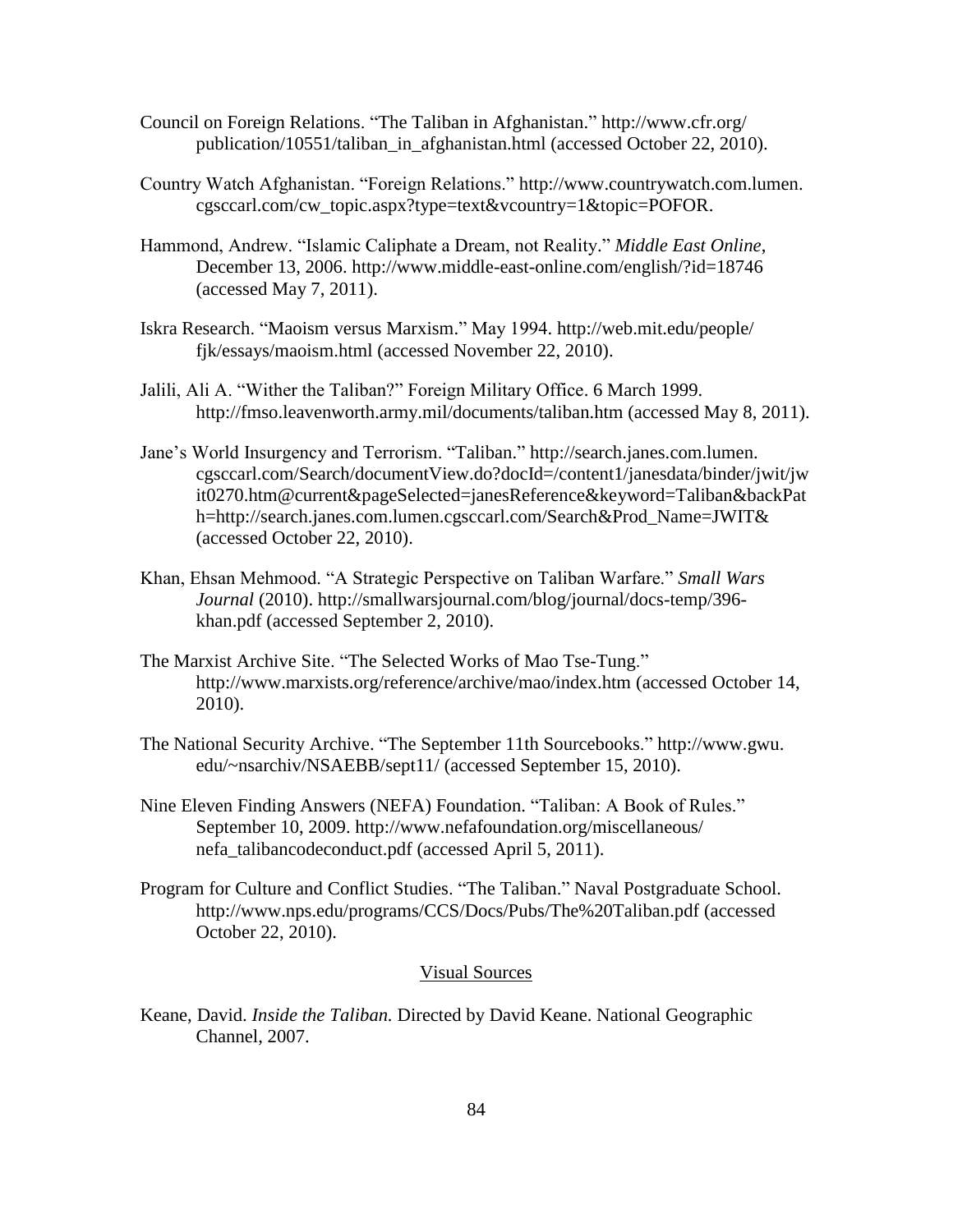Council on Foreign Relations. "The Taliban in Afghanistan." http://www.cfr.org/publication/10551/taliban_in_afghanistan.html (accessed October 22, 2010).

Country Watch Afghanistan. "Foreign Relations." http://www.countrywatch.com.lumen.cgsccarl.com/cw_topic.aspx?type=text&vcountry=1&topic=POFOR.

Hammond, Andrew. "Islamic Caliphate a Dream, not Reality." *Middle East Online*, December 13, 2006. http://www.middle-east-online.com/english/?id=18746 (accessed May 7, 2011).

Iskra Research. "Maoism versus Marxism." May 1994. http://web.mit.edu/people/fjk/essays/maoism.html (accessed November 22, 2010).

Jalili, Ali A. "Wither the Taliban?" Foreign Military Office. 6 March 1999. http://fmso.leavenworth.army.mil/documents/taliban.htm (accessed May 8, 2011).

Jane's World Insurgency and Terrorism. "Taliban." http://search.janes.com.lumen.cgsccarl.com/Search/documentView.do?docId=/content1/janesdata/binder/jwit/jwit0270.htm@current&pageSelected=janesReference&keyword=Taliban&backPath=http://search.janes.com.lumen.cgsccarl.com/Search&Prod_Name=JWIT& (accessed October 22, 2010).

Khan, Ehsan Mehmood. "A Strategic Perspective on Taliban Warfare." *Small Wars Journal* (2010). http://smallwarsjournal.com/blog/journal/docs-temp/396-khan.pdf (accessed September 2, 2010).

The Marxist Archive Site. "The Selected Works of Mao Tse-Tung." http://www.marxists.org/reference/archive/mao/index.htm (accessed October 14, 2010).

The National Security Archive. "The September 11th Sourcebooks." http://www.gwu.edu/~nsarchiv/NSAEBB/sept11/ (accessed September 15, 2010).

Nine Eleven Finding Answers (NEFA) Foundation. "Taliban: A Book of Rules." September 10, 2009. http://www.nefafoundation.org/miscellaneous/nefa_talibancodeconduct.pdf (accessed April 5, 2011).

Program for Culture and Conflict Studies. "The Taliban." Naval Postgraduate School. http://www.nps.edu/programs/CCS/Docs/Pubs/The%20Taliban.pdf (accessed October 22, 2010).

## Visual Sources

Keane, David. *Inside the Taliban.* Directed by David Keane. National Geographic Channel, 2007.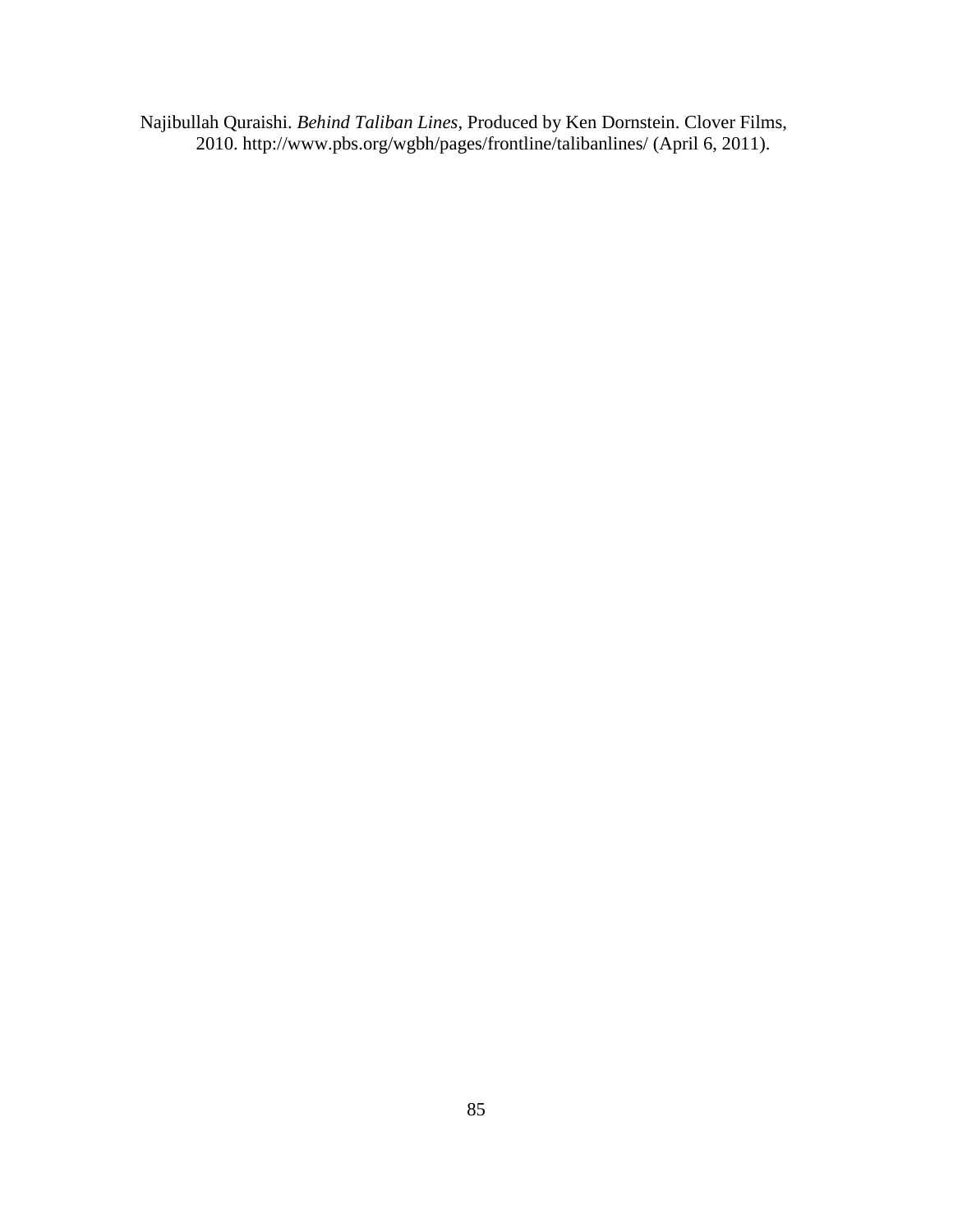Najibullah Quraishi. *Behind Taliban Lines*, Produced by Ken Dornstein. Clover Films, 2010. http://www.pbs.org/wgbh/pages/frontline/talibanlines/ (April 6, 2011).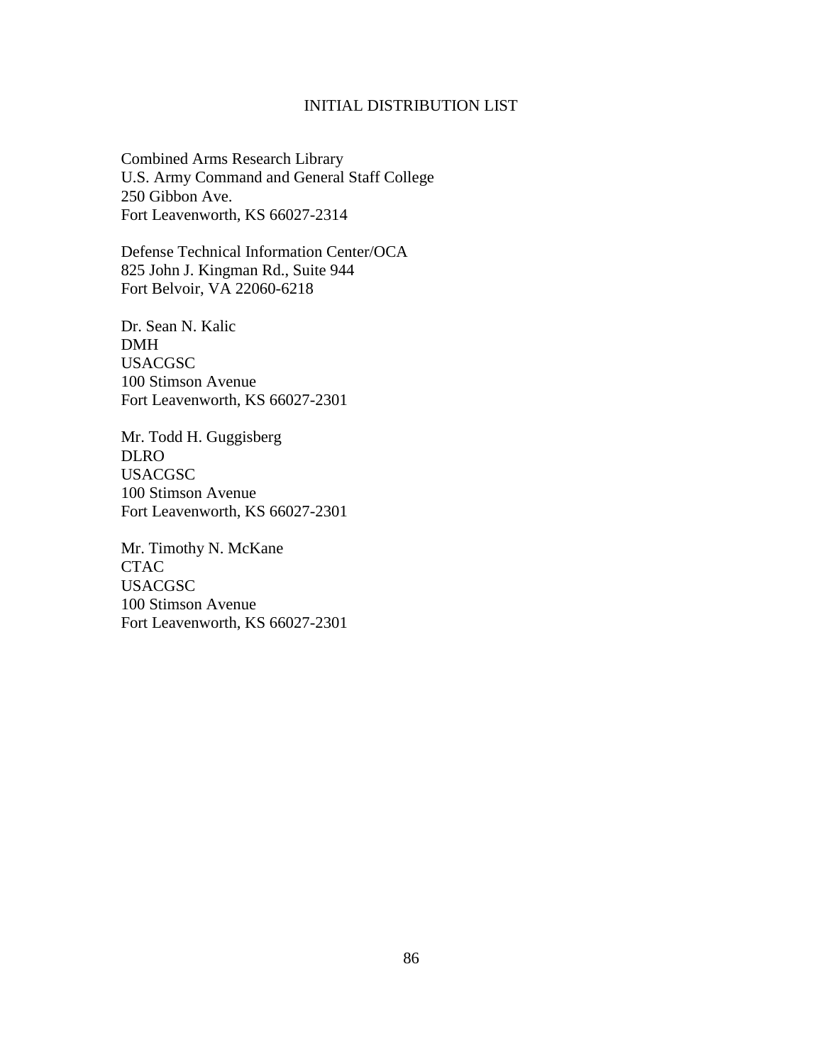# INITIAL DISTRIBUTION LIST

Combined Arms Research Library
U.S. Army Command and General Staff College
250 Gibbon Ave.
Fort Leavenworth, KS 66027-2314

Defense Technical Information Center/OCA
825 John J. Kingman Rd., Suite 944
Fort Belvoir, VA 22060-6218

Dr. Sean N. Kalic
DMH
USACGSC
100 Stimson Avenue
Fort Leavenworth, KS 66027-2301

Mr. Todd H. Guggisberg
DLRO
USACGSC
100 Stimson Avenue
Fort Leavenworth, KS 66027-2301

Mr. Timothy N. McKane
CTAC
USACGSC
100 Stimson Avenue
Fort Leavenworth, KS 66027-2301